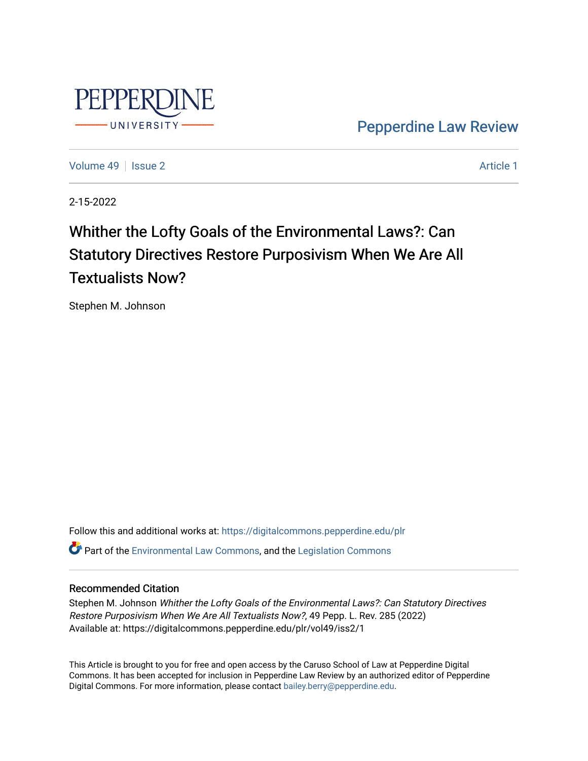PEPPERDINE UNIVERSITY

Pepperdine Law Review

Volume 49 | Issue 2 | Article 1

2-15-2022

# Whither the Lofty Goals of the Environmental Laws?: Can Statutory Directives Restore Purposivism When We Are All Textualists Now?

Stephen M. Johnson

Follow this and additional works at: https://digitalcommons.pepperdine.edu/plr

Part of the Environmental Law Commons, and the Legislation Commons

## Recommended Citation

Stephen M. Johnson *Whither the Lofty Goals of the Environmental Laws?: Can Statutory Directives Restore Purposivism When We Are All Textualists Now?*, 49 Pepp. L. Rev. 285 (2022)
Available at: https://digitalcommons.pepperdine.edu/plr/vol49/iss2/1

This Article is brought to you for free and open access by the Caruso School of Law at Pepperdine Digital Commons. It has been accepted for inclusion in Pepperdine Law Review by an authorized editor of Pepperdine Digital Commons. For more information, please contact bailey.berry@pepperdine.edu.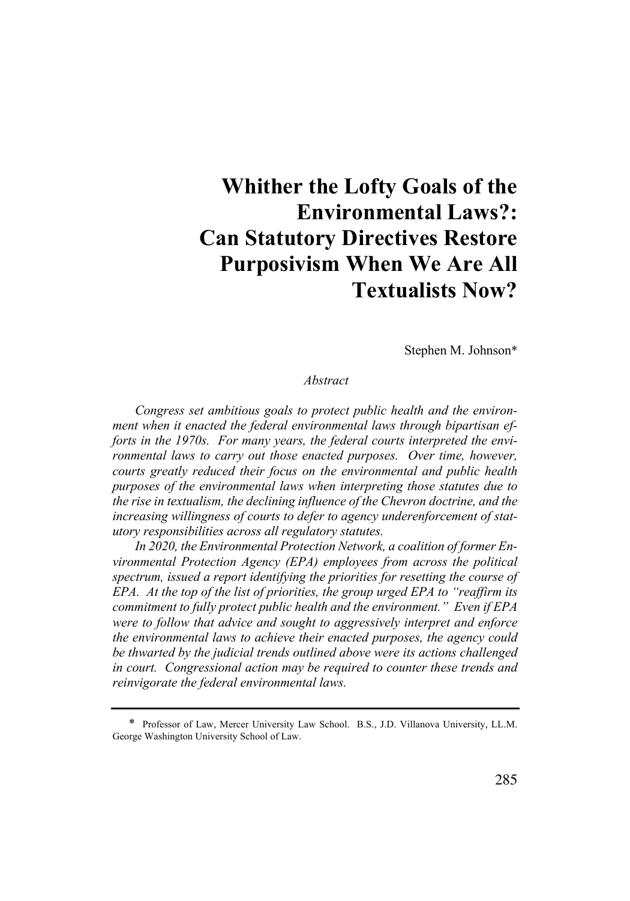# Whither the Lofty Goals of the Environmental Laws?: Can Statutory Directives Restore Purposivism When We Are All Textualists Now?

Stephen M. Johnson*

*Abstract*

*Congress set ambitious goals to protect public health and the environment when it enacted the federal environmental laws through bipartisan efforts in the 1970s. For many years, the federal courts interpreted the environmental laws to carry out those enacted purposes. Over time, however, courts greatly reduced their focus on the environmental and public health purposes of the environmental laws when interpreting those statutes due to the rise in textualism, the declining influence of the Chevron doctrine, and the increasing willingness of courts to defer to agency underenforcement of statutory responsibilities across all regulatory statutes.*

*In 2020, the Environmental Protection Network, a coalition of former Environmental Protection Agency (EPA) employees from across the political spectrum, issued a report identifying the priorities for resetting the course of EPA. At the top of the list of priorities, the group urged EPA to "reaffirm its commitment to fully protect public health and the environment." Even if EPA were to follow that advice and sought to aggressively interpret and enforce the environmental laws to achieve their enacted purposes, the agency could be thwarted by the judicial trends outlined above were its actions challenged in court. Congressional action may be required to counter these trends and reinvigorate the federal environmental laws.*

---

\* Professor of Law, Mercer University Law School. B.S., J.D. Villanova University, LL.M. George Washington University School of Law.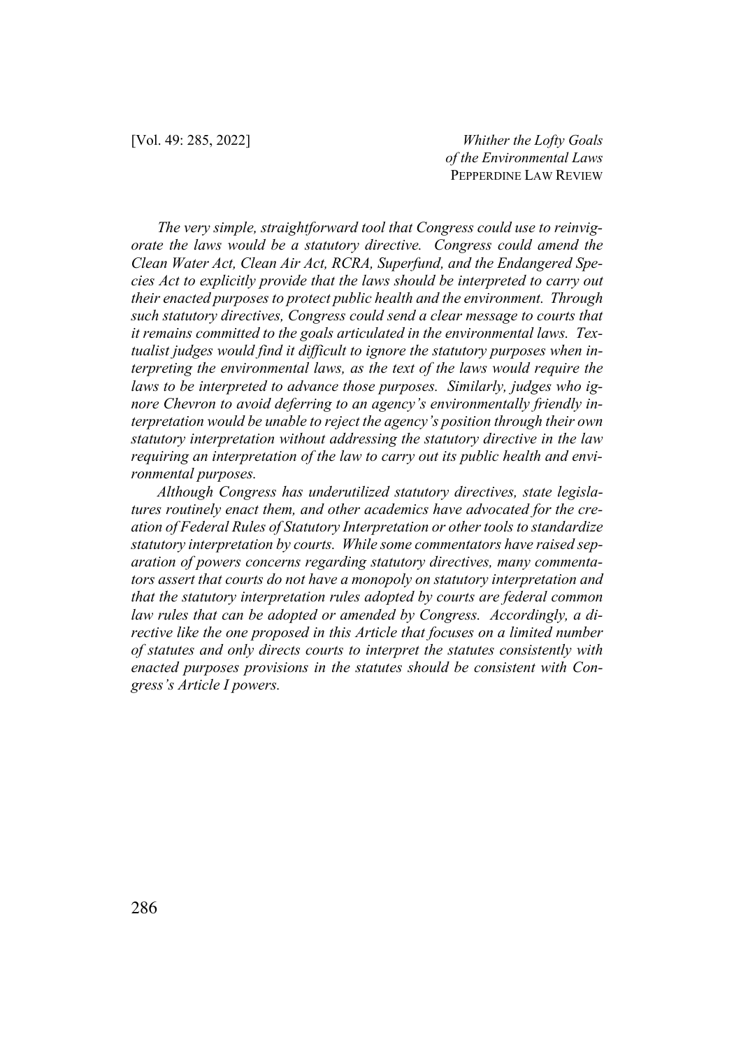*The very simple, straightforward tool that Congress could use to reinvigorate the laws would be a statutory directive. Congress could amend the Clean Water Act, Clean Air Act, RCRA, Superfund, and the Endangered Species Act to explicitly provide that the laws should be interpreted to carry out their enacted purposes to protect public health and the environment. Through such statutory directives, Congress could send a clear message to courts that it remains committed to the goals articulated in the environmental laws. Textualist judges would find it difficult to ignore the statutory purposes when interpreting the environmental laws, as the text of the laws would require the laws to be interpreted to advance those purposes. Similarly, judges who ignore Chevron to avoid deferring to an agency's environmentally friendly interpretation would be unable to reject the agency's position through their own statutory interpretation without addressing the statutory directive in the law requiring an interpretation of the law to carry out its public health and environmental purposes.*

*Although Congress has underutilized statutory directives, state legislatures routinely enact them, and other academics have advocated for the creation of Federal Rules of Statutory Interpretation or other tools to standardize statutory interpretation by courts. While some commentators have raised separation of powers concerns regarding statutory directives, many commentators assert that courts do not have a monopoly on statutory interpretation and that the statutory interpretation rules adopted by courts are federal common law rules that can be adopted or amended by Congress. Accordingly, a directive like the one proposed in this Article that focuses on a limited number of statutes and only directs courts to interpret the statutes consistently with enacted purposes provisions in the statutes should be consistent with Congress's Article I powers.*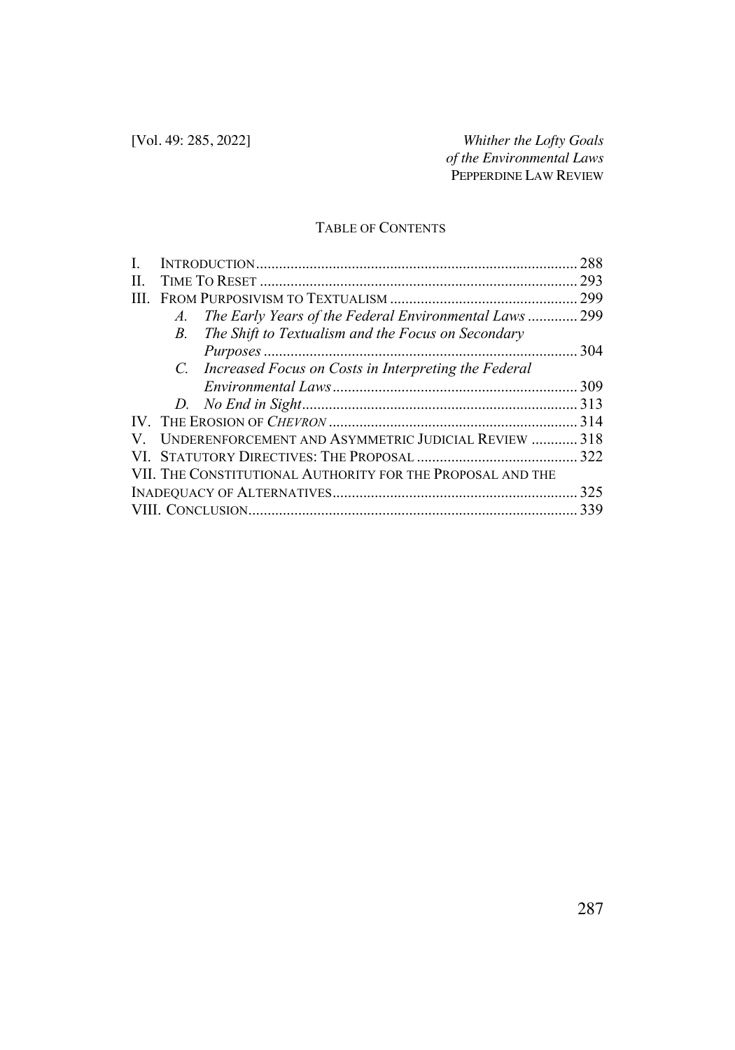## TABLE OF CONTENTS

I. INTRODUCTION .......... 288

II. TIME TO RESET .......... 293

III. FROM PURPOSIVISM TO TEXTUALISM .......... 299

- *A. The Early Years of the Federal Environmental Laws* .......... 299
- *B. The Shift to Textualism and the Focus on Secondary Purposes* .......... 304
- *C. Increased Focus on Costs in Interpreting the Federal Environmental Laws* .......... 309
- *D. No End in Sight* .......... 313

IV. THE EROSION OF *CHEVRON* .......... 314

V. UNDERENFORCEMENT AND ASYMMETRIC JUDICIAL REVIEW .......... 318

VI. STATUTORY DIRECTIVES: THE PROPOSAL .......... 322

VII. THE CONSTITUTIONAL AUTHORITY FOR THE PROPOSAL AND THE INADEQUACY OF ALTERNATIVES .......... 325

VIII. CONCLUSION .......... 339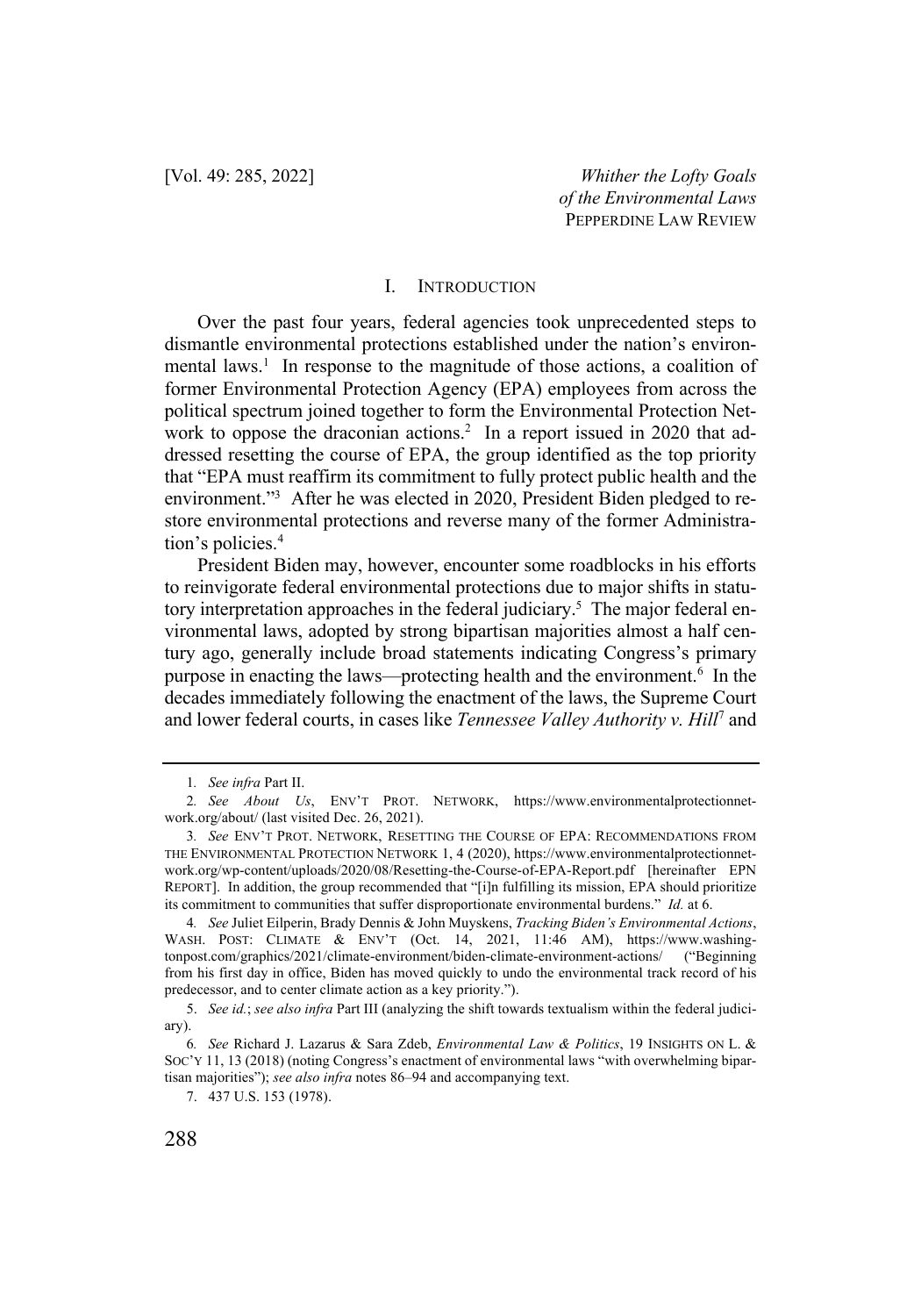## I. INTRODUCTION

Over the past four years, federal agencies took unprecedented steps to dismantle environmental protections established under the nation's environmental laws.[1] In response to the magnitude of those actions, a coalition of former Environmental Protection Agency (EPA) employees from across the political spectrum joined together to form the Environmental Protection Network to oppose the draconian actions.[2] In a report issued in 2020 that addressed resetting the course of EPA, the group identified as the top priority that "EPA must reaffirm its commitment to fully protect public health and the environment."[3] After he was elected in 2020, President Biden pledged to restore environmental protections and reverse many of the former Administration's policies.[4]

President Biden may, however, encounter some roadblocks in his efforts to reinvigorate federal environmental protections due to major shifts in statutory interpretation approaches in the federal judiciary.[5] The major federal environmental laws, adopted by strong bipartisan majorities almost a half century ago, generally include broad statements indicating Congress's primary purpose in enacting the laws—protecting health and the environment.[6] In the decades immediately following the enactment of the laws, the Supreme Court and lower federal courts, in cases like *Tennessee Valley Authority v. Hill*[7] and

---

1. *See infra* Part II.

2. *See About Us*, ENV'T PROT. NETWORK, https://www.environmentalprotectionnetwork.org/about/ (last visited Dec. 26, 2021).

3. *See* ENV'T PROT. NETWORK, RESETTING THE COURSE OF EPA: RECOMMENDATIONS FROM THE ENVIRONMENTAL PROTECTION NETWORK 1, 4 (2020), https://www.environmentalprotectionnetwork.org/wp-content/uploads/2020/08/Resetting-the-Course-of-EPA-Report.pdf [hereinafter EPN REPORT]. In addition, the group recommended that "[i]n fulfilling its mission, EPA should prioritize its commitment to communities that suffer disproportionate environmental burdens." *Id.* at 6.

4. *See* Juliet Eilperin, Brady Dennis & John Muyskens, *Tracking Biden's Environmental Actions*, WASH. POST: CLIMATE & ENV'T (Oct. 14, 2021, 11:46 AM), https://www.washingtonpost.com/graphics/2021/climate-environment/biden-climate-environment-actions/ ("Beginning from his first day in office, Biden has moved quickly to undo the environmental track record of his predecessor, and to center climate action as a key priority.").

5. *See id.*; *see also infra* Part III (analyzing the shift towards textualism within the federal judiciary).

6. *See* Richard J. Lazarus & Sara Zdeb, *Environmental Law & Politics*, 19 INSIGHTS ON L. & SOC'Y 11, 13 (2018) (noting Congress's enactment of environmental laws "with overwhelming bipartisan majorities"); *see also infra* notes 86–94 and accompanying text.

7. 437 U.S. 153 (1978).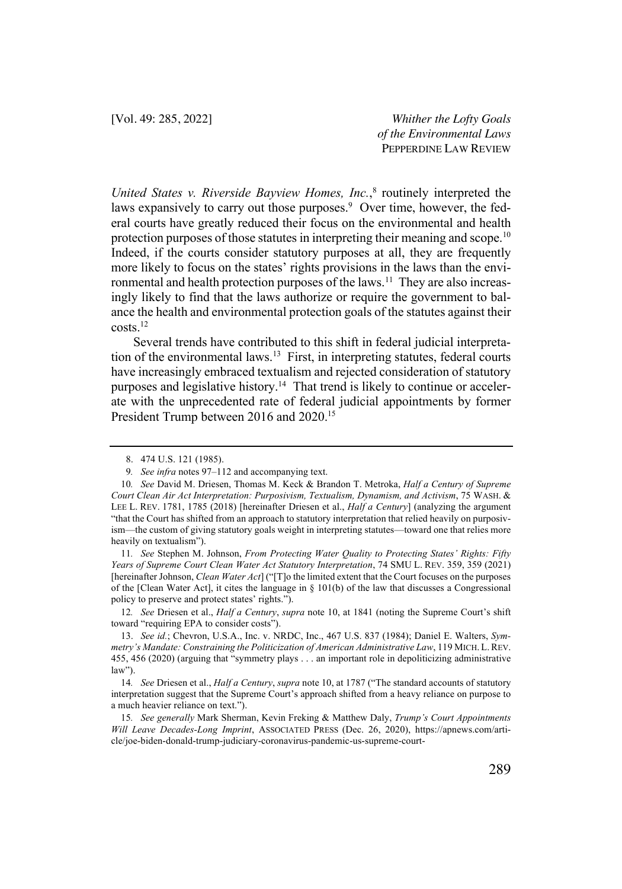*United States v. Riverside Bayview Homes, Inc.*,[8] routinely interpreted the laws expansively to carry out those purposes.[9] Over time, however, the federal courts have greatly reduced their focus on the environmental and health protection purposes of those statutes in interpreting their meaning and scope.[10] Indeed, if the courts consider statutory purposes at all, they are frequently more likely to focus on the states' rights provisions in the laws than the environmental and health protection purposes of the laws.[11] They are also increasingly likely to find that the laws authorize or require the government to balance the health and environmental protection goals of the statutes against their costs.[12]

Several trends have contributed to this shift in federal judicial interpretation of the environmental laws.[13] First, in interpreting statutes, federal courts have increasingly embraced textualism and rejected consideration of statutory purposes and legislative history.[14] That trend is likely to continue or accelerate with the unprecedented rate of federal judicial appointments by former President Trump between 2016 and 2020.[15]

---

8. 474 U.S. 121 (1985).

9. *See infra* notes 97–112 and accompanying text.

10. *See* David M. Driesen, Thomas M. Keck & Brandon T. Metroka, *Half a Century of Supreme Court Clean Air Act Interpretation: Purposivism, Textualism, Dynamism, and Activism*, 75 WASH. & LEE L. REV. 1781, 1785 (2018) [hereinafter Driesen et al., *Half a Century*] (analyzing the argument "that the Court has shifted from an approach to statutory interpretation that relied heavily on purposivism—the custom of giving statutory goals weight in interpreting statutes—toward one that relies more heavily on textualism").

11. *See* Stephen M. Johnson, *From Protecting Water Quality to Protecting States' Rights: Fifty Years of Supreme Court Clean Water Act Statutory Interpretation*, 74 SMU L. REV. 359, 359 (2021) [hereinafter Johnson, *Clean Water Act*] ("[T]o the limited extent that the Court focuses on the purposes of the [Clean Water Act], it cites the language in § 101(b) of the law that discusses a Congressional policy to preserve and protect states' rights.").

12. *See* Driesen et al., *Half a Century*, *supra* note 10, at 1841 (noting the Supreme Court's shift toward "requiring EPA to consider costs").

13. *See id.*; Chevron, U.S.A., Inc. v. NRDC, Inc., 467 U.S. 837 (1984); Daniel E. Walters, *Symmetry's Mandate: Constraining the Politicization of American Administrative Law*, 119 MICH. L. REV. 455, 456 (2020) (arguing that "symmetry plays . . . an important role in depoliticizing administrative law").

14. *See* Driesen et al., *Half a Century*, *supra* note 10, at 1787 ("The standard accounts of statutory interpretation suggest that the Supreme Court's approach shifted from a heavy reliance on purpose to a much heavier reliance on text.").

15. *See generally* Mark Sherman, Kevin Freking & Matthew Daly, *Trump's Court Appointments Will Leave Decades-Long Imprint*, ASSOCIATED PRESS (Dec. 26, 2020), https://apnews.com/article/joe-biden-donald-trump-judiciary-coronavirus-pandemic-us-supreme-court-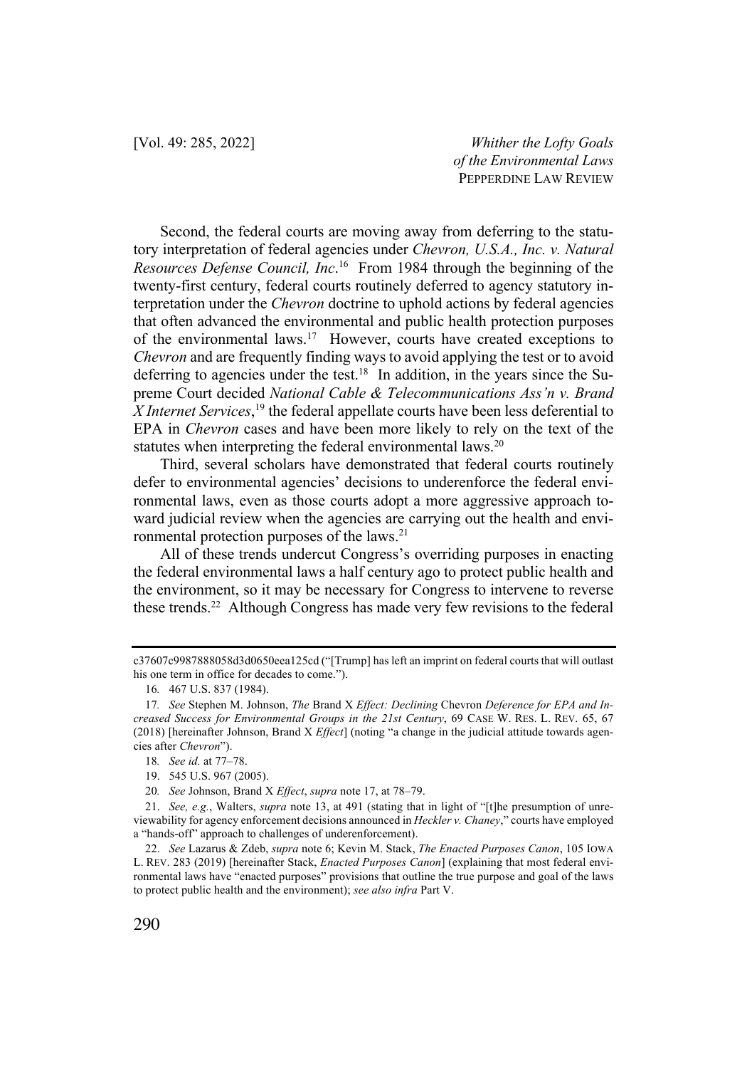Second, the federal courts are moving away from deferring to the statutory interpretation of federal agencies under *Chevron, U.S.A., Inc. v. Natural Resources Defense Council, Inc*.[16] From 1984 through the beginning of the twenty-first century, federal courts routinely deferred to agency statutory interpretation under the *Chevron* doctrine to uphold actions by federal agencies that often advanced the environmental and public health protection purposes of the environmental laws.[17] However, courts have created exceptions to *Chevron* and are frequently finding ways to avoid applying the test or to avoid deferring to agencies under the test.[18] In addition, in the years since the Supreme Court decided *National Cable & Telecommunications Ass'n v. Brand X Internet Services*,[19] the federal appellate courts have been less deferential to EPA in *Chevron* cases and have been more likely to rely on the text of the statutes when interpreting the federal environmental laws.[20]

Third, several scholars have demonstrated that federal courts routinely defer to environmental agencies' decisions to underenforce the federal environmental laws, even as those courts adopt a more aggressive approach toward judicial review when the agencies are carrying out the health and environmental protection purposes of the laws.[21]

All of these trends undercut Congress's overriding purposes in enacting the federal environmental laws a half century ago to protect public health and the environment, so it may be necessary for Congress to intervene to reverse these trends.[22] Although Congress has made very few revisions to the federal

---

c37607c9987888058d3d0650eea125cd ("[Trump] has left an imprint on federal courts that will outlast his one term in office for decades to come.").

16. 467 U.S. 837 (1984).

17. *See* Stephen M. Johnson, *The* Brand X *Effect: Declining* Chevron *Deference for EPA and Increased Success for Environmental Groups in the 21st Century*, 69 CASE W. RES. L. REV. 65, 67 (2018) [hereinafter Johnson, Brand X *Effect*] (noting "a change in the judicial attitude towards agencies after *Chevron*").

18. *See id.* at 77–78.

19. 545 U.S. 967 (2005).

20. *See* Johnson, Brand X *Effect*, *supra* note 17, at 78–79.

21. *See, e.g.*, Walters, *supra* note 13, at 491 (stating that in light of "[t]he presumption of unreviewability for agency enforcement decisions announced in *Heckler v. Chaney*," courts have employed a "hands-off" approach to challenges of underenforcement).

22. *See* Lazarus & Zdeb, *supra* note 6; Kevin M. Stack, *The Enacted Purposes Canon*, 105 IOWA L. REV. 283 (2019) [hereinafter Stack, *Enacted Purposes Canon*] (explaining that most federal environmental laws have "enacted purposes" provisions that outline the true purpose and goal of the laws to protect public health and the environment); *see also infra* Part V.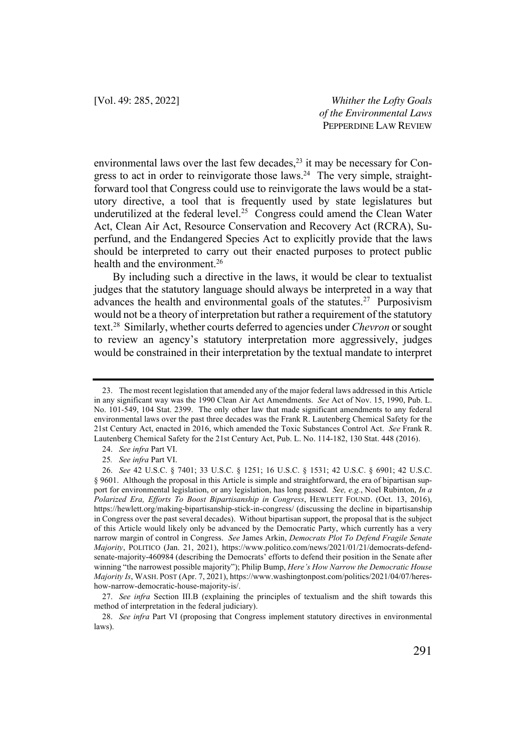environmental laws over the last few decades,[23] it may be necessary for Congress to act in order to reinvigorate those laws.[24] The very simple, straightforward tool that Congress could use to reinvigorate the laws would be a statutory directive, a tool that is frequently used by state legislatures but underutilized at the federal level.[25] Congress could amend the Clean Water Act, Clean Air Act, Resource Conservation and Recovery Act (RCRA), Superfund, and the Endangered Species Act to explicitly provide that the laws should be interpreted to carry out their enacted purposes to protect public health and the environment.[26]

By including such a directive in the laws, it would be clear to textualist judges that the statutory language should always be interpreted in a way that advances the health and environmental goals of the statutes.[27] Purposivism would not be a theory of interpretation but rather a requirement of the statutory text.[28] Similarly, whether courts deferred to agencies under *Chevron* or sought to review an agency's statutory interpretation more aggressively, judges would be constrained in their interpretation by the textual mandate to interpret

---

23. The most recent legislation that amended any of the major federal laws addressed in this Article in any significant way was the 1990 Clean Air Act Amendments. *See* Act of Nov. 15, 1990, Pub. L. No. 101-549, 104 Stat. 2399. The only other law that made significant amendments to any federal environmental laws over the past three decades was the Frank R. Lautenberg Chemical Safety for the 21st Century Act, enacted in 2016, which amended the Toxic Substances Control Act. *See* Frank R. Lautenberg Chemical Safety for the 21st Century Act, Pub. L. No. 114-182, 130 Stat. 448 (2016).

24. *See infra* Part VI.

25. *See infra* Part VI.

26. *See* 42 U.S.C. § 7401; 33 U.S.C. § 1251; 16 U.S.C. § 1531; 42 U.S.C. § 6901; 42 U.S.C. § 9601. Although the proposal in this Article is simple and straightforward, the era of bipartisan support for environmental legislation, or any legislation, has long passed. *See, e.g.*, Noel Rubinton, *In a Polarized Era, Efforts To Boost Bipartisanship in Congress*, HEWLETT FOUND. (Oct. 13, 2016), https://hewlett.org/making-bipartisanship-stick-in-congress/ (discussing the decline in bipartisanship in Congress over the past several decades). Without bipartisan support, the proposal that is the subject of this Article would likely only be advanced by the Democratic Party, which currently has a very narrow margin of control in Congress. *See* James Arkin, *Democrats Plot To Defend Fragile Senate Majority*, POLITICO (Jan. 21, 2021), https://www.politico.com/news/2021/01/21/democrats-defend-senate-majority-460984 (describing the Democrats' efforts to defend their position in the Senate after winning "the narrowest possible majority"); Philip Bump, *Here's How Narrow the Democratic House Majority Is*, WASH. POST (Apr. 7, 2021), https://www.washingtonpost.com/politics/2021/04/07/heres-how-narrow-democratic-house-majority-is/.

27. *See infra* Section III.B (explaining the principles of textualism and the shift towards this method of interpretation in the federal judiciary).

28. *See infra* Part VI (proposing that Congress implement statutory directives in environmental laws).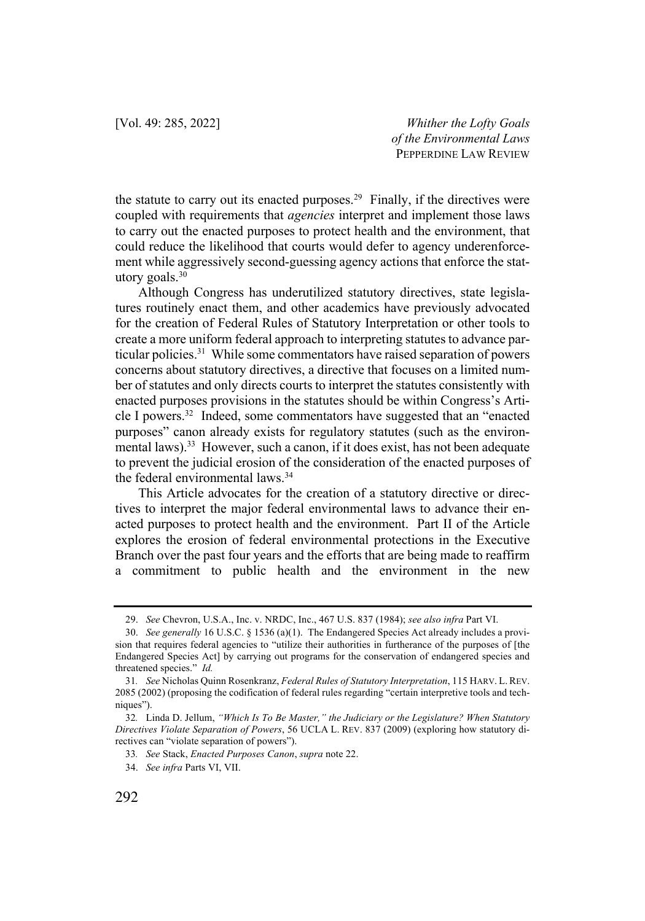the statute to carry out its enacted purposes.[29] Finally, if the directives were coupled with requirements that *agencies* interpret and implement those laws to carry out the enacted purposes to protect health and the environment, that could reduce the likelihood that courts would defer to agency underenforcement while aggressively second-guessing agency actions that enforce the statutory goals.[30]

Although Congress has underutilized statutory directives, state legislatures routinely enact them, and other academics have previously advocated for the creation of Federal Rules of Statutory Interpretation or other tools to create a more uniform federal approach to interpreting statutes to advance particular policies.[31] While some commentators have raised separation of powers concerns about statutory directives, a directive that focuses on a limited number of statutes and only directs courts to interpret the statutes consistently with enacted purposes provisions in the statutes should be within Congress's Article I powers.[32] Indeed, some commentators have suggested that an "enacted purposes" canon already exists for regulatory statutes (such as the environmental laws).[33] However, such a canon, if it does exist, has not been adequate to prevent the judicial erosion of the consideration of the enacted purposes of the federal environmental laws.[34]

This Article advocates for the creation of a statutory directive or directives to interpret the major federal environmental laws to advance their enacted purposes to protect health and the environment. Part II of the Article explores the erosion of federal environmental protections in the Executive Branch over the past four years and the efforts that are being made to reaffirm a commitment to public health and the environment in the new

---

29. *See* Chevron, U.S.A., Inc. v. NRDC, Inc., 467 U.S. 837 (1984); *see also infra* Part VI.

30. *See generally* 16 U.S.C. § 1536 (a)(1). The Endangered Species Act already includes a provision that requires federal agencies to "utilize their authorities in furtherance of the purposes of [the Endangered Species Act] by carrying out programs for the conservation of endangered species and threatened species." *Id.*

31. *See* Nicholas Quinn Rosenkranz, *Federal Rules of Statutory Interpretation*, 115 HARV. L. REV. 2085 (2002) (proposing the codification of federal rules regarding "certain interpretive tools and techniques").

32. Linda D. Jellum, *"Which Is To Be Master," the Judiciary or the Legislature? When Statutory Directives Violate Separation of Powers*, 56 UCLA L. REV. 837 (2009) (exploring how statutory directives can "violate separation of powers").

33. *See* Stack, *Enacted Purposes Canon*, *supra* note 22.

34. *See infra* Parts VI, VII.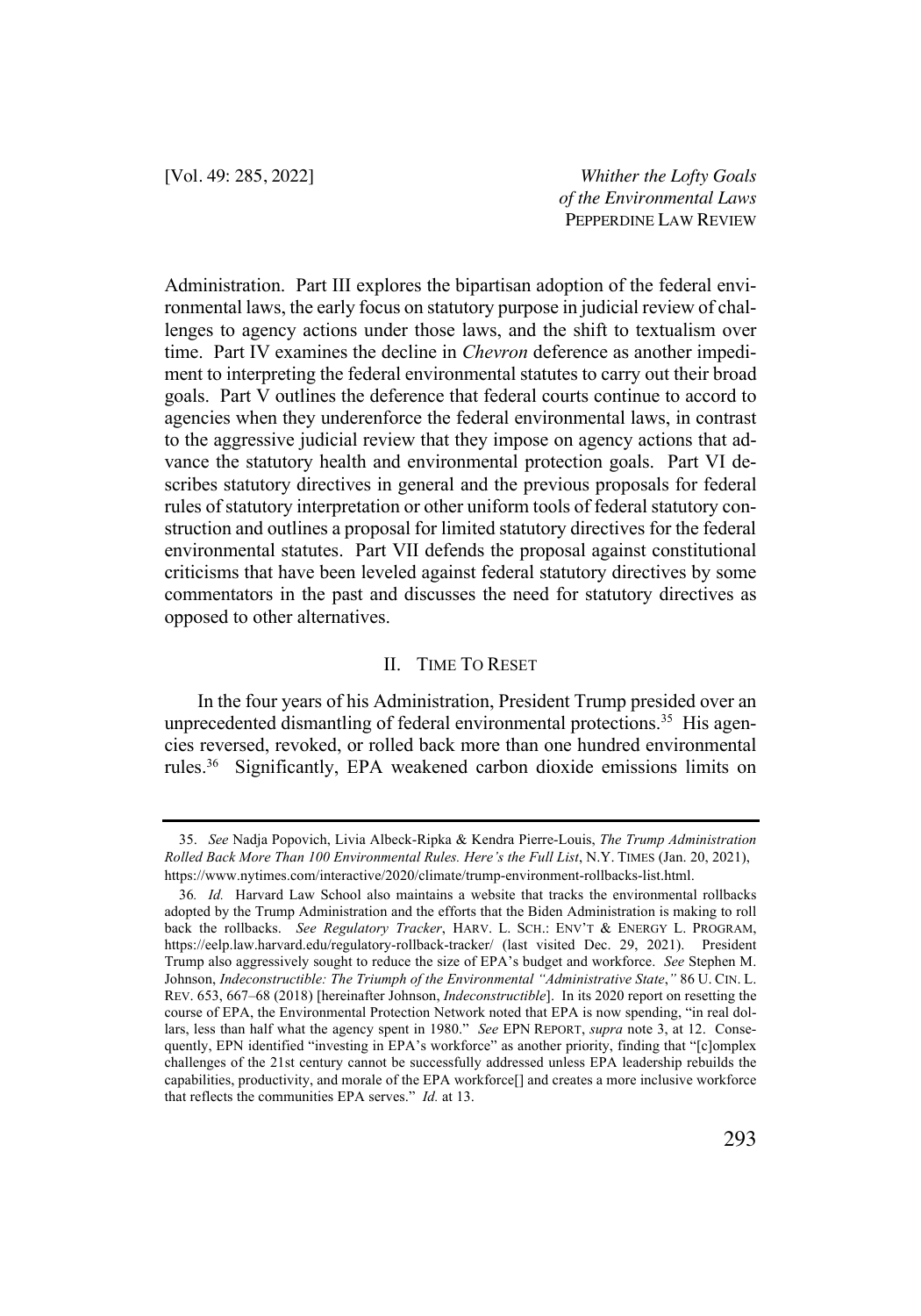Administration. Part III explores the bipartisan adoption of the federal environmental laws, the early focus on statutory purpose in judicial review of challenges to agency actions under those laws, and the shift to textualism over time. Part IV examines the decline in *Chevron* deference as another impediment to interpreting the federal environmental statutes to carry out their broad goals. Part V outlines the deference that federal courts continue to accord to agencies when they underenforce the federal environmental laws, in contrast to the aggressive judicial review that they impose on agency actions that advance the statutory health and environmental protection goals. Part VI describes statutory directives in general and the previous proposals for federal rules of statutory interpretation or other uniform tools of federal statutory construction and outlines a proposal for limited statutory directives for the federal environmental statutes. Part VII defends the proposal against constitutional criticisms that have been leveled against federal statutory directives by some commentators in the past and discusses the need for statutory directives as opposed to other alternatives.

## II. TIME TO RESET

In the four years of his Administration, President Trump presided over an unprecedented dismantling of federal environmental protections.[35] His agencies reversed, revoked, or rolled back more than one hundred environmental rules.[36] Significantly, EPA weakened carbon dioxide emissions limits on

---

35. *See* Nadja Popovich, Livia Albeck-Ripka & Kendra Pierre-Louis, *The Trump Administration Rolled Back More Than 100 Environmental Rules. Here's the Full List*, N.Y. TIMES (Jan. 20, 2021), https://www.nytimes.com/interactive/2020/climate/trump-environment-rollbacks-list.html.

36. *Id.* Harvard Law School also maintains a website that tracks the environmental rollbacks adopted by the Trump Administration and the efforts that the Biden Administration is making to roll back the rollbacks. *See Regulatory Tracker*, HARV. L. SCH.: ENV'T & ENERGY L. PROGRAM, https://eelp.law.harvard.edu/regulatory-rollback-tracker/ (last visited Dec. 29, 2021). President Trump also aggressively sought to reduce the size of EPA's budget and workforce. *See* Stephen M. Johnson, *Indeconstructible: The Triumph of the Environmental "Administrative State*,*"* 86 U. CIN. L. REV. 653, 667–68 (2018) [hereinafter Johnson, *Indeconstructible*]. In its 2020 report on resetting the course of EPA, the Environmental Protection Network noted that EPA is now spending, "in real dollars, less than half what the agency spent in 1980." *See* EPN REPORT, *supra* note 3, at 12. Consequently, EPN identified "investing in EPA's workforce" as another priority, finding that "[c]omplex challenges of the 21st century cannot be successfully addressed unless EPA leadership rebuilds the capabilities, productivity, and morale of the EPA workforce[] and creates a more inclusive workforce that reflects the communities EPA serves." *Id.* at 13.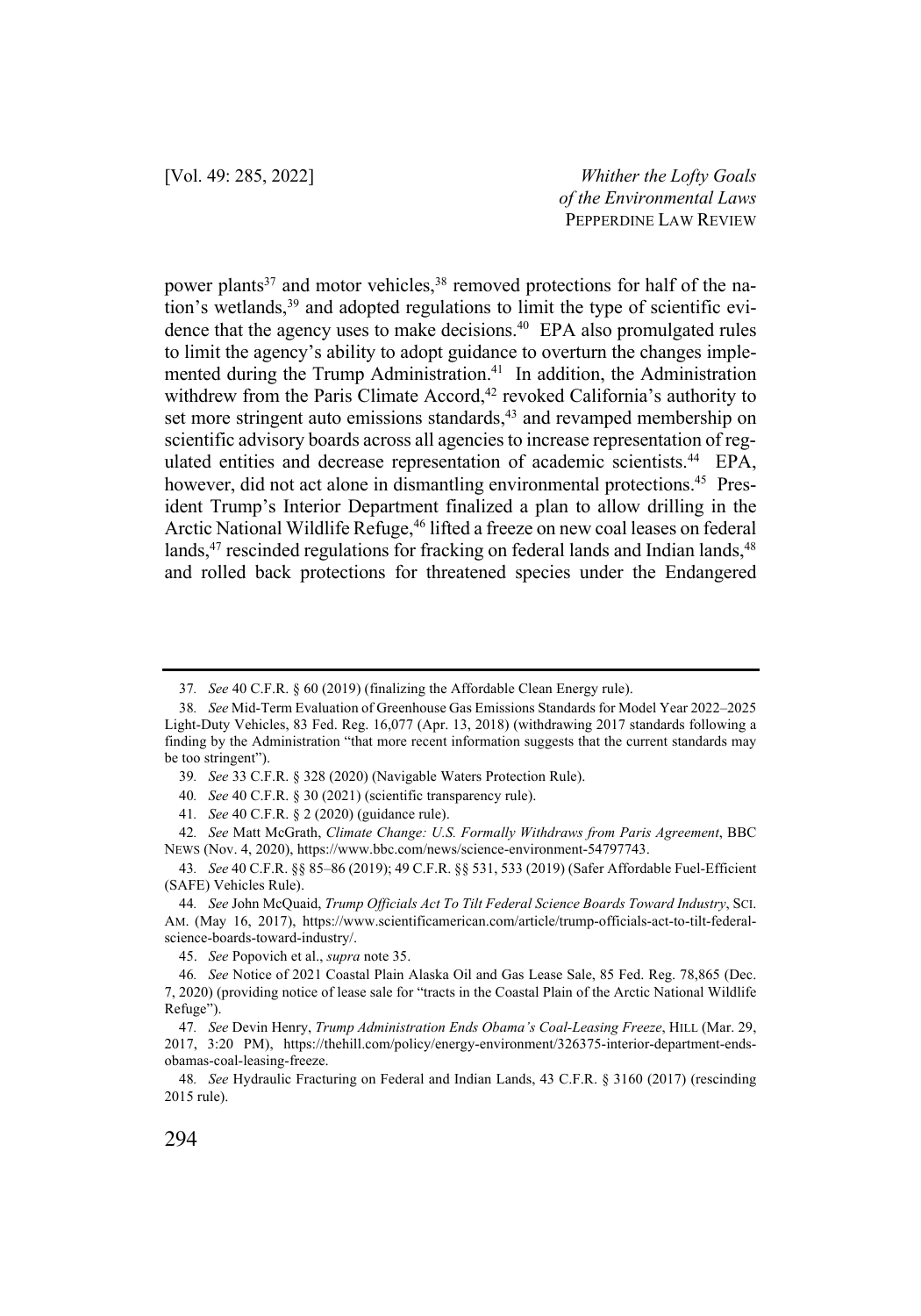power plants[37] and motor vehicles,[38] removed protections for half of the nation's wetlands,[39] and adopted regulations to limit the type of scientific evidence that the agency uses to make decisions.[40] EPA also promulgated rules to limit the agency's ability to adopt guidance to overturn the changes implemented during the Trump Administration.[41] In addition, the Administration withdrew from the Paris Climate Accord,[42] revoked California's authority to set more stringent auto emissions standards,[43] and revamped membership on scientific advisory boards across all agencies to increase representation of regulated entities and decrease representation of academic scientists.[44] EPA, however, did not act alone in dismantling environmental protections.[45] President Trump's Interior Department finalized a plan to allow drilling in the Arctic National Wildlife Refuge,[46] lifted a freeze on new coal leases on federal lands,[47] rescinded regulations for fracking on federal lands and Indian lands,[48] and rolled back protections for threatened species under the Endangered

---

37. *See* 40 C.F.R. § 60 (2019) (finalizing the Affordable Clean Energy rule).

38. *See* Mid-Term Evaluation of Greenhouse Gas Emissions Standards for Model Year 2022–2025 Light-Duty Vehicles, 83 Fed. Reg. 16,077 (Apr. 13, 2018) (withdrawing 2017 standards following a finding by the Administration "that more recent information suggests that the current standards may be too stringent").

39. *See* 33 C.F.R. § 328 (2020) (Navigable Waters Protection Rule).

40. *See* 40 C.F.R. § 30 (2021) (scientific transparency rule).

41. *See* 40 C.F.R. § 2 (2020) (guidance rule).

42. *See* Matt McGrath, *Climate Change: U.S. Formally Withdraws from Paris Agreement*, BBC NEWS (Nov. 4, 2020), https://www.bbc.com/news/science-environment-54797743.

43. *See* 40 C.F.R. §§ 85–86 (2019); 49 C.F.R. §§ 531, 533 (2019) (Safer Affordable Fuel-Efficient (SAFE) Vehicles Rule).

44. *See* John McQuaid, *Trump Officials Act To Tilt Federal Science Boards Toward Industry*, SCI. AM. (May 16, 2017), https://www.scientificamerican.com/article/trump-officials-act-to-tilt-federal-science-boards-toward-industry/.

45. *See* Popovich et al., *supra* note 35.

46. *See* Notice of 2021 Coastal Plain Alaska Oil and Gas Lease Sale, 85 Fed. Reg. 78,865 (Dec. 7, 2020) (providing notice of lease sale for "tracts in the Coastal Plain of the Arctic National Wildlife Refuge").

47. *See* Devin Henry, *Trump Administration Ends Obama's Coal-Leasing Freeze*, HILL (Mar. 29, 2017, 3:20 PM), https://thehill.com/policy/energy-environment/326375-interior-department-ends-obamas-coal-leasing-freeze.

48. *See* Hydraulic Fracturing on Federal and Indian Lands, 43 C.F.R. § 3160 (2017) (rescinding 2015 rule).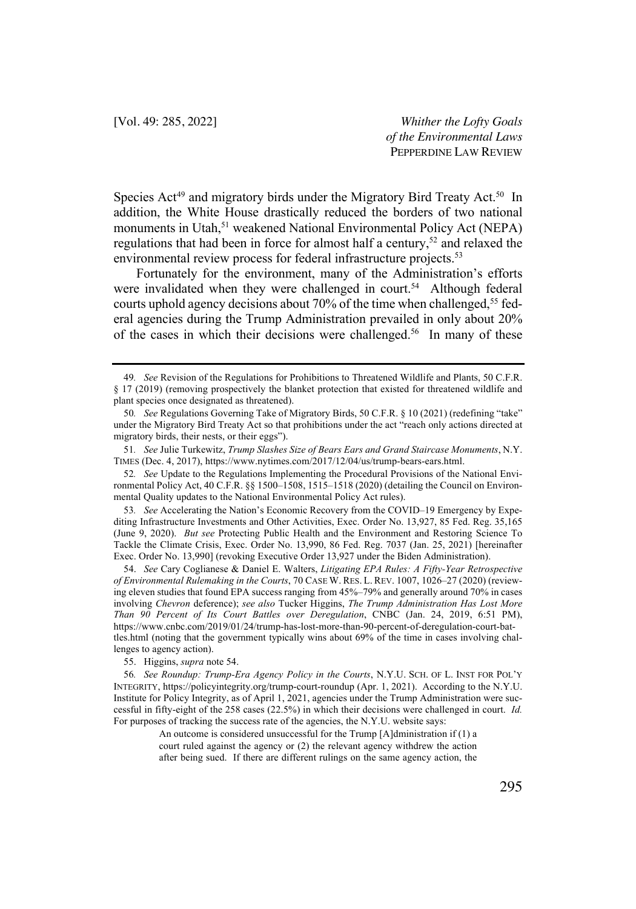Species Act[49] and migratory birds under the Migratory Bird Treaty Act.[50] In addition, the White House drastically reduced the borders of two national monuments in Utah,[51] weakened National Environmental Policy Act (NEPA) regulations that had been in force for almost half a century,[52] and relaxed the environmental review process for federal infrastructure projects.[53]

Fortunately for the environment, many of the Administration's efforts were invalidated when they were challenged in court.[54] Although federal courts uphold agency decisions about 70% of the time when challenged,[55] federal agencies during the Trump Administration prevailed in only about 20% of the cases in which their decisions were challenged.[56] In many of these

---

49. *See* Revision of the Regulations for Prohibitions to Threatened Wildlife and Plants, 50 C.F.R. § 17 (2019) (removing prospectively the blanket protection that existed for threatened wildlife and plant species once designated as threatened).

50. *See* Regulations Governing Take of Migratory Birds, 50 C.F.R. § 10 (2021) (redefining "take" under the Migratory Bird Treaty Act so that prohibitions under the act "reach only actions directed at migratory birds, their nests, or their eggs").

51. *See* Julie Turkewitz, *Trump Slashes Size of Bears Ears and Grand Staircase Monuments*, N.Y. TIMES (Dec. 4, 2017), https://www.nytimes.com/2017/12/04/us/trump-bears-ears.html.

52. *See* Update to the Regulations Implementing the Procedural Provisions of the National Environmental Policy Act, 40 C.F.R. §§ 1500–1508, 1515–1518 (2020) (detailing the Council on Environmental Quality updates to the National Environmental Policy Act rules).

53. *See* Accelerating the Nation's Economic Recovery from the COVID–19 Emergency by Expediting Infrastructure Investments and Other Activities, Exec. Order No. 13,927, 85 Fed. Reg. 35,165 (June 9, 2020). *But see* Protecting Public Health and the Environment and Restoring Science To Tackle the Climate Crisis, Exec. Order No. 13,990, 86 Fed. Reg. 7037 (Jan. 25, 2021) [hereinafter Exec. Order No. 13,990] (revoking Executive Order 13,927 under the Biden Administration).

54. *See* Cary Coglianese & Daniel E. Walters, *Litigating EPA Rules: A Fifty-Year Retrospective of Environmental Rulemaking in the Courts*, 70 CASE W. RES. L. REV. 1007, 1026–27 (2020) (reviewing eleven studies that found EPA success ranging from 45%–79% and generally around 70% in cases involving *Chevron* deference); *see also* Tucker Higgins, *The Trump Administration Has Lost More Than 90 Percent of Its Court Battles over Deregulation*, CNBC (Jan. 24, 2019, 6:51 PM), https://www.cnbc.com/2019/01/24/trump-has-lost-more-than-90-percent-of-deregulation-court-battles.html (noting that the government typically wins about 69% of the time in cases involving challenges to agency action).

55. Higgins, *supra* note 54.

56. *See Roundup: Trump-Era Agency Policy in the Courts*, N.Y.U. SCH. OF L. INST FOR POL'Y INTEGRITY, https://policyintegrity.org/trump-court-roundup (Apr. 1, 2021). According to the N.Y.U. Institute for Policy Integrity, as of April 1, 2021, agencies under the Trump Administration were successful in fifty-eight of the 258 cases (22.5%) in which their decisions were challenged in court. *Id.* For purposes of tracking the success rate of the agencies, the N.Y.U. website says:

> An outcome is considered unsuccessful for the Trump [A]dministration if (1) a court ruled against the agency or (2) the relevant agency withdrew the action after being sued. If there are different rulings on the same agency action, the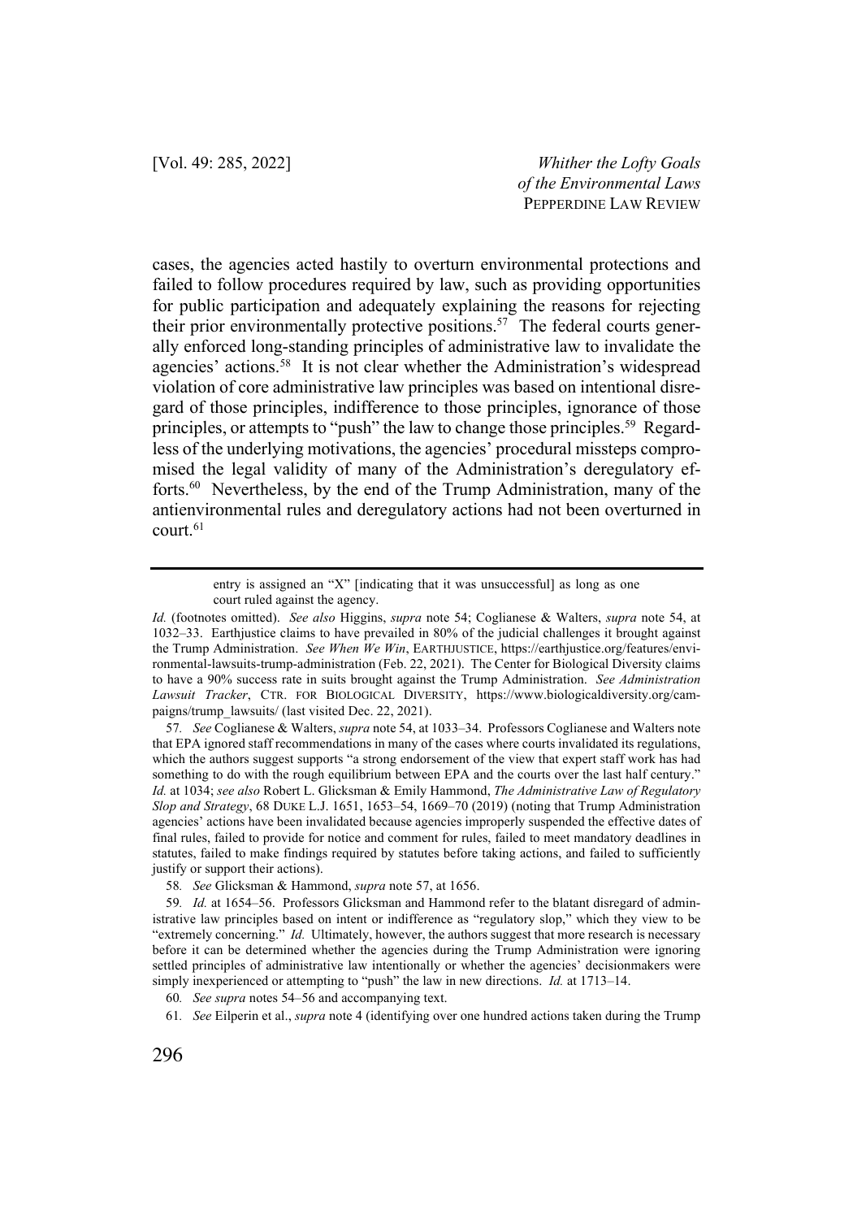cases, the agencies acted hastily to overturn environmental protections and failed to follow procedures required by law, such as providing opportunities for public participation and adequately explaining the reasons for rejecting their prior environmentally protective positions.[57] The federal courts generally enforced long-standing principles of administrative law to invalidate the agencies' actions.[58] It is not clear whether the Administration's widespread violation of core administrative law principles was based on intentional disregard of those principles, indifference to those principles, ignorance of those principles, or attempts to "push" the law to change those principles.[59] Regardless of the underlying motivations, the agencies' procedural missteps compromised the legal validity of many of the Administration's deregulatory efforts.[60] Nevertheless, by the end of the Trump Administration, many of the antienvironmental rules and deregulatory actions had not been overturned in court.[61]

---

> entry is assigned an "X" [indicating that it was unsuccessful] as long as one court ruled against the agency.

*Id.* (footnotes omitted). *See also* Higgins, *supra* note 54; Coglianese & Walters, *supra* note 54, at 1032–33. Earthjustice claims to have prevailed in 80% of the judicial challenges it brought against the Trump Administration. *See When We Win*, EARTHJUSTICE, https://earthjustice.org/features/environmental-lawsuits-trump-administration (Feb. 22, 2021). The Center for Biological Diversity claims to have a 90% success rate in suits brought against the Trump Administration. *See Administration Lawsuit Tracker*, CTR. FOR BIOLOGICAL DIVERSITY, https://www.biologicaldiversity.org/campaigns/trump_lawsuits/ (last visited Dec. 22, 2021).

57. *See* Coglianese & Walters, *supra* note 54, at 1033–34. Professors Coglianese and Walters note that EPA ignored staff recommendations in many of the cases where courts invalidated its regulations, which the authors suggest supports "a strong endorsement of the view that expert staff work has had something to do with the rough equilibrium between EPA and the courts over the last half century." *Id.* at 1034; *see also* Robert L. Glicksman & Emily Hammond, *The Administrative Law of Regulatory Slop and Strategy*, 68 DUKE L.J. 1651, 1653–54, 1669–70 (2019) (noting that Trump Administration agencies' actions have been invalidated because agencies improperly suspended the effective dates of final rules, failed to provide for notice and comment for rules, failed to meet mandatory deadlines in statutes, failed to make findings required by statutes before taking actions, and failed to sufficiently justify or support their actions).

58. *See* Glicksman & Hammond, *supra* note 57, at 1656.

59. *Id.* at 1654–56. Professors Glicksman and Hammond refer to the blatant disregard of administrative law principles based on intent or indifference as "regulatory slop," which they view to be "extremely concerning." *Id.* Ultimately, however, the authors suggest that more research is necessary before it can be determined whether the agencies during the Trump Administration were ignoring settled principles of administrative law intentionally or whether the agencies' decisionmakers were simply inexperienced or attempting to "push" the law in new directions. *Id.* at 1713–14.

60. *See supra* notes 54–56 and accompanying text.

61. *See* Eilperin et al., *supra* note 4 (identifying over one hundred actions taken during the Trump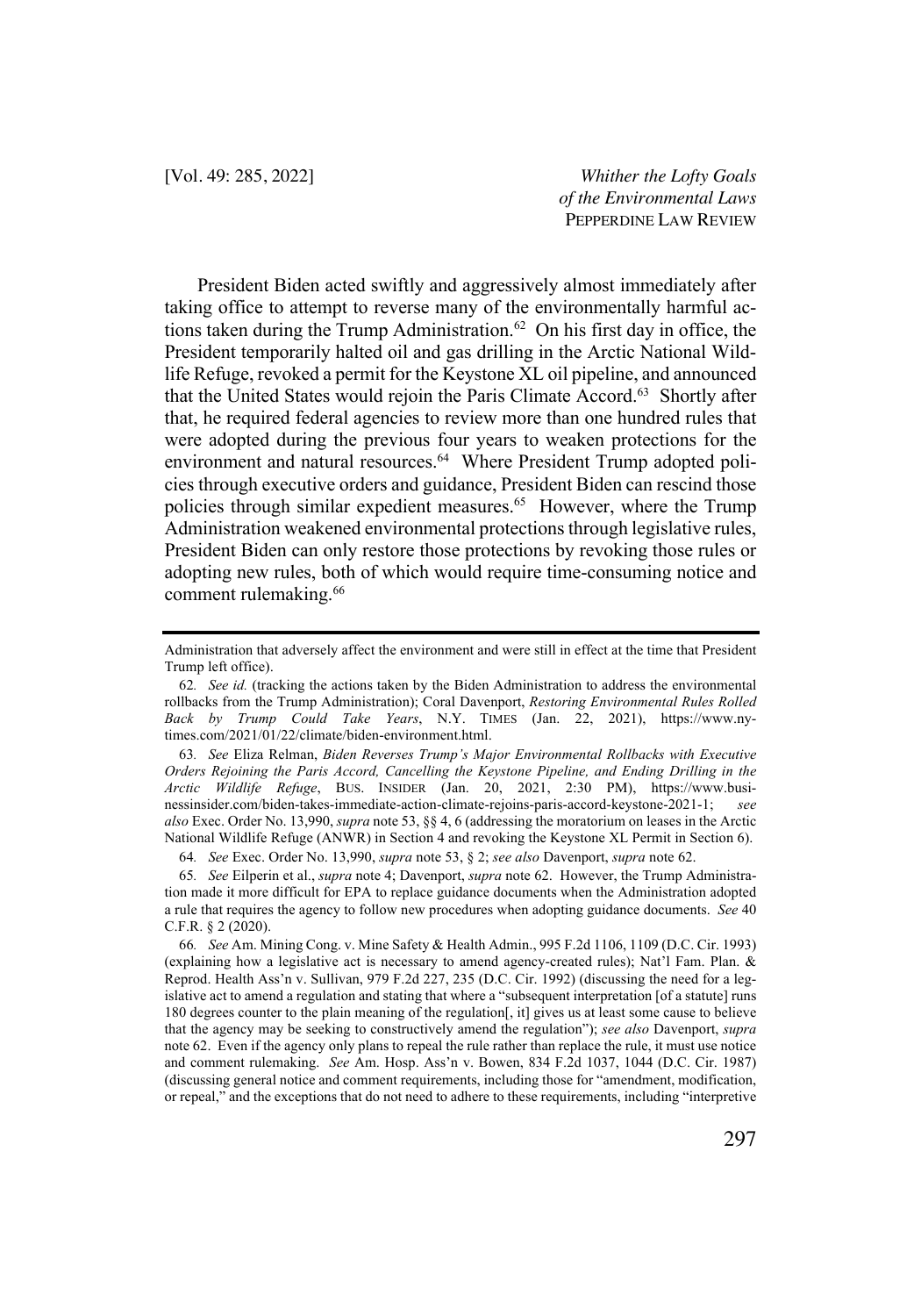President Biden acted swiftly and aggressively almost immediately after taking office to attempt to reverse many of the environmentally harmful actions taken during the Trump Administration.[62] On his first day in office, the President temporarily halted oil and gas drilling in the Arctic National Wildlife Refuge, revoked a permit for the Keystone XL oil pipeline, and announced that the United States would rejoin the Paris Climate Accord.[63] Shortly after that, he required federal agencies to review more than one hundred rules that were adopted during the previous four years to weaken protections for the environment and natural resources.[64] Where President Trump adopted policies through executive orders and guidance, President Biden can rescind those policies through similar expedient measures.[65] However, where the Trump Administration weakened environmental protections through legislative rules, President Biden can only restore those protections by revoking those rules or adopting new rules, both of which would require time-consuming notice and comment rulemaking.[66]

---

Administration that adversely affect the environment and were still in effect at the time that President Trump left office).

62. *See id.* (tracking the actions taken by the Biden Administration to address the environmental rollbacks from the Trump Administration); Coral Davenport, *Restoring Environmental Rules Rolled Back by Trump Could Take Years*, N.Y. TIMES (Jan. 22, 2021), https://www.nytimes.com/2021/01/22/climate/biden-environment.html.

63. *See* Eliza Relman, *Biden Reverses Trump's Major Environmental Rollbacks with Executive Orders Rejoining the Paris Accord, Cancelling the Keystone Pipeline, and Ending Drilling in the Arctic Wildlife Refuge*, BUS. INSIDER (Jan. 20, 2021, 2:30 PM), https://www.businessinsider.com/biden-takes-immediate-action-climate-rejoins-paris-accord-keystone-2021-1; *see also* Exec. Order No. 13,990, *supra* note 53, §§ 4, 6 (addressing the moratorium on leases in the Arctic National Wildlife Refuge (ANWR) in Section 4 and revoking the Keystone XL Permit in Section 6).

64. *See* Exec. Order No. 13,990, *supra* note 53, § 2; *see also* Davenport, *supra* note 62.

65. *See* Eilperin et al., *supra* note 4; Davenport, *supra* note 62. However, the Trump Administration made it more difficult for EPA to replace guidance documents when the Administration adopted a rule that requires the agency to follow new procedures when adopting guidance documents. *See* 40 C.F.R. § 2 (2020).

66. *See* Am. Mining Cong. v. Mine Safety & Health Admin., 995 F.2d 1106, 1109 (D.C. Cir. 1993) (explaining how a legislative act is necessary to amend agency-created rules); Nat'l Fam. Plan. & Reprod. Health Ass'n v. Sullivan, 979 F.2d 227, 235 (D.C. Cir. 1992) (discussing the need for a legislative act to amend a regulation and stating that where a "subsequent interpretation [of a statute] runs 180 degrees counter to the plain meaning of the regulation[, it] gives us at least some cause to believe that the agency may be seeking to constructively amend the regulation"); *see also* Davenport, *supra* note 62. Even if the agency only plans to repeal the rule rather than replace the rule, it must use notice and comment rulemaking. *See* Am. Hosp. Ass'n v. Bowen, 834 F.2d 1037, 1044 (D.C. Cir. 1987) (discussing general notice and comment requirements, including those for "amendment, modification, or repeal," and the exceptions that do not need to adhere to these requirements, including "interpretive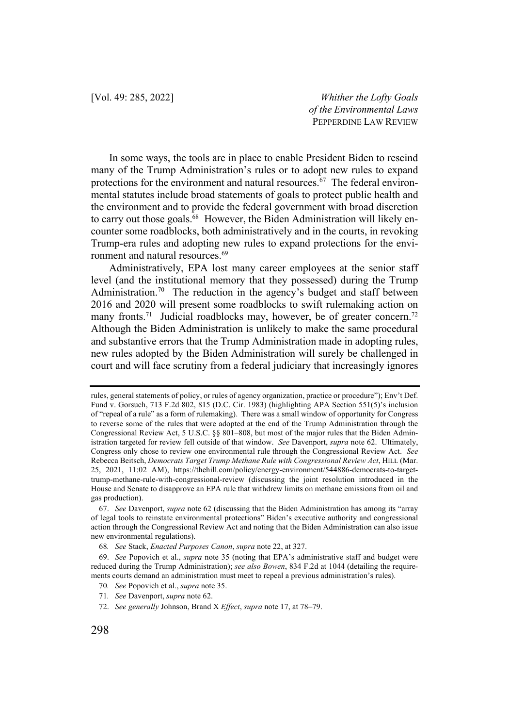In some ways, the tools are in place to enable President Biden to rescind many of the Trump Administration's rules or to adopt new rules to expand protections for the environment and natural resources.[67] The federal environmental statutes include broad statements of goals to protect public health and the environment and to provide the federal government with broad discretion to carry out those goals.[68] However, the Biden Administration will likely encounter some roadblocks, both administratively and in the courts, in revoking Trump-era rules and adopting new rules to expand protections for the environment and natural resources.[69]

Administratively, EPA lost many career employees at the senior staff level (and the institutional memory that they possessed) during the Trump Administration.[70] The reduction in the agency's budget and staff between 2016 and 2020 will present some roadblocks to swift rulemaking action on many fronts.[71] Judicial roadblocks may, however, be of greater concern.[72] Although the Biden Administration is unlikely to make the same procedural and substantive errors that the Trump Administration made in adopting rules, new rules adopted by the Biden Administration will surely be challenged in court and will face scrutiny from a federal judiciary that increasingly ignores

---

rules, general statements of policy, or rules of agency organization, practice or procedure"); Env't Def. Fund v. Gorsuch, 713 F.2d 802, 815 (D.C. Cir. 1983) (highlighting APA Section 551(5)'s inclusion of "repeal of a rule" as a form of rulemaking). There was a small window of opportunity for Congress to reverse some of the rules that were adopted at the end of the Trump Administration through the Congressional Review Act, 5 U.S.C. §§ 801–808, but most of the major rules that the Biden Administration targeted for review fell outside of that window. *See* Davenport, *supra* note 62. Ultimately, Congress only chose to review one environmental rule through the Congressional Review Act. *See* Rebecca Beitsch, *Democrats Target Trump Methane Rule with Congressional Review Act*, HILL (Mar. 25, 2021, 11:02 AM), https://thehill.com/policy/energy-environment/544886-democrats-to-target-trump-methane-rule-with-congressional-review (discussing the joint resolution introduced in the House and Senate to disapprove an EPA rule that withdrew limits on methane emissions from oil and gas production).

67. *See* Davenport, *supra* note 62 (discussing that the Biden Administration has among its "array of legal tools to reinstate environmental protections" Biden's executive authority and congressional action through the Congressional Review Act and noting that the Biden Administration can also issue new environmental regulations).

68. *See* Stack, *Enacted Purposes Canon*, *supra* note 22, at 327.

69. *See* Popovich et al., *supra* note 35 (noting that EPA's administrative staff and budget were reduced during the Trump Administration); *see also Bowen*, 834 F.2d at 1044 (detailing the requirements courts demand an administration must meet to repeal a previous administration's rules).

70. *See* Popovich et al., *supra* note 35.

71. *See* Davenport, *supra* note 62.

72. *See generally* Johnson, Brand X *Effect*, *supra* note 17, at 78–79.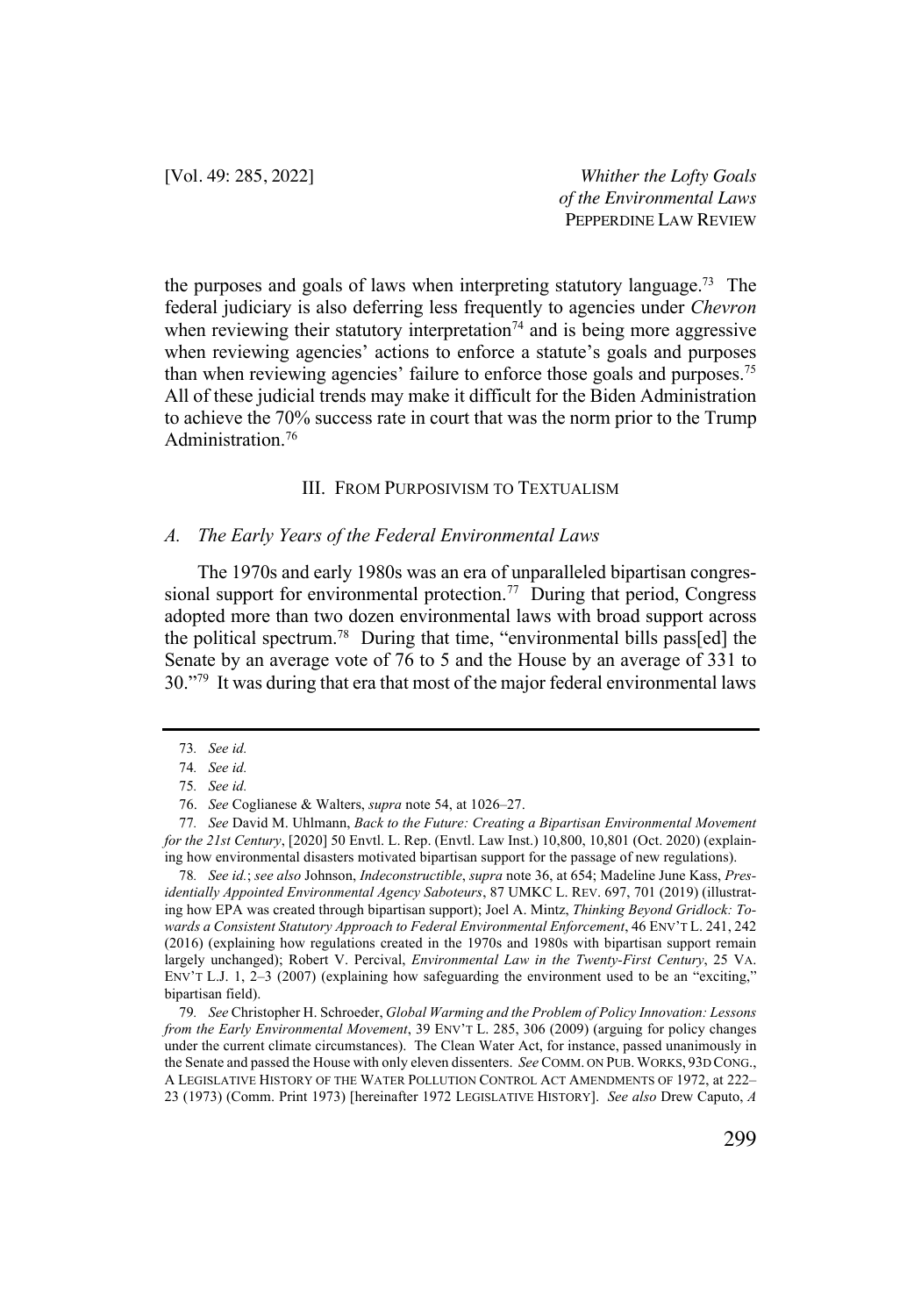the purposes and goals of laws when interpreting statutory language.[73] The federal judiciary is also deferring less frequently to agencies under *Chevron* when reviewing their statutory interpretation[74] and is being more aggressive when reviewing agencies' actions to enforce a statute's goals and purposes than when reviewing agencies' failure to enforce those goals and purposes.[75] All of these judicial trends may make it difficult for the Biden Administration to achieve the 70% success rate in court that was the norm prior to the Trump Administration.[76]

## III. From Purposivism to Textualism

### *A. The Early Years of the Federal Environmental Laws*

The 1970s and early 1980s was an era of unparalleled bipartisan congressional support for environmental protection.[77] During that period, Congress adopted more than two dozen environmental laws with broad support across the political spectrum.[78] During that time, "environmental bills pass[ed] the Senate by an average vote of 76 to 5 and the House by an average of 331 to 30."[79] It was during that era that most of the major federal environmental laws

---

73. *See id.*

74. *See id.*

75. *See id.*

76. *See* Coglianese & Walters, *supra* note 54, at 1026–27.

77. *See* David M. Uhlmann, *Back to the Future: Creating a Bipartisan Environmental Movement for the 21st Century*, [2020] 50 Envtl. L. Rep. (Envtl. Law Inst.) 10,800, 10,801 (Oct. 2020) (explaining how environmental disasters motivated bipartisan support for the passage of new regulations).

78. *See id.*; *see also* Johnson, *Indeconstructible*, *supra* note 36, at 654; Madeline June Kass, *Presidentially Appointed Environmental Agency Saboteurs*, 87 UMKC L. REV. 697, 701 (2019) (illustrating how EPA was created through bipartisan support); Joel A. Mintz, *Thinking Beyond Gridlock: Towards a Consistent Statutory Approach to Federal Environmental Enforcement*, 46 ENV'T L. 241, 242 (2016) (explaining how regulations created in the 1970s and 1980s with bipartisan support remain largely unchanged); Robert V. Percival, *Environmental Law in the Twenty-First Century*, 25 VA. ENV'T L.J. 1, 2–3 (2007) (explaining how safeguarding the environment used to be an "exciting," bipartisan field).

79. *See* Christopher H. Schroeder, *Global Warming and the Problem of Policy Innovation: Lessons from the Early Environmental Movement*, 39 ENV'T L. 285, 306 (2009) (arguing for policy changes under the current climate circumstances). The Clean Water Act, for instance, passed unanimously in the Senate and passed the House with only eleven dissenters. *See* COMM. ON PUB. WORKS, 93D CONG., A LEGISLATIVE HISTORY OF THE WATER POLLUTION CONTROL ACT AMENDMENTS OF 1972, at 222–23 (1973) (Comm. Print 1973) [hereinafter 1972 LEGISLATIVE HISTORY]. *See also* Drew Caputo, *A*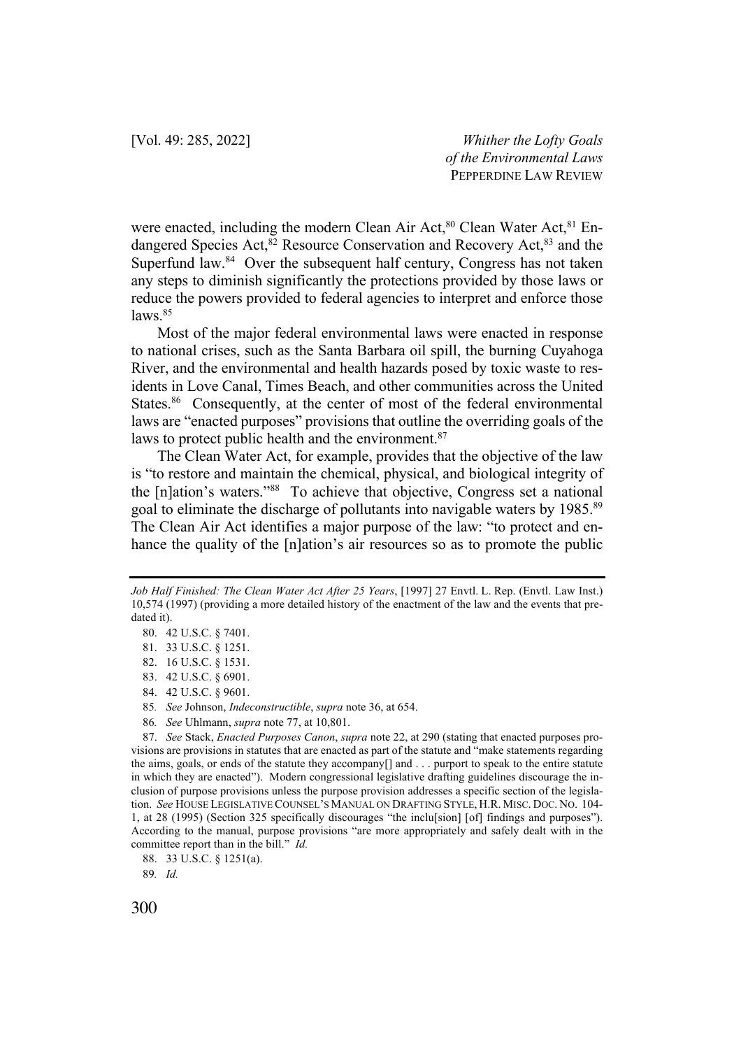were enacted, including the modern Clean Air Act,[80] Clean Water Act,[81] Endangered Species Act,[82] Resource Conservation and Recovery Act,[83] and the Superfund law.[84] Over the subsequent half century, Congress has not taken any steps to diminish significantly the protections provided by those laws or reduce the powers provided to federal agencies to interpret and enforce those laws.[85]

Most of the major federal environmental laws were enacted in response to national crises, such as the Santa Barbara oil spill, the burning Cuyahoga River, and the environmental and health hazards posed by toxic waste to residents in Love Canal, Times Beach, and other communities across the United States.[86] Consequently, at the center of most of the federal environmental laws are "enacted purposes" provisions that outline the overriding goals of the laws to protect public health and the environment.[87]

The Clean Water Act, for example, provides that the objective of the law is "to restore and maintain the chemical, physical, and biological integrity of the [n]ation's waters."[88] To achieve that objective, Congress set a national goal to eliminate the discharge of pollutants into navigable waters by 1985.[89] The Clean Air Act identifies a major purpose of the law: "to protect and enhance the quality of the [n]ation's air resources so as to promote the public

---

*Job Half Finished: The Clean Water Act After 25 Years*, [1997] 27 Envtl. L. Rep. (Envtl. Law Inst.) 10,574 (1997) (providing a more detailed history of the enactment of the law and the events that predated it).

80. 42 U.S.C. § 7401.

81. 33 U.S.C. § 1251.

82. 16 U.S.C. § 1531.

83. 42 U.S.C. § 6901.

84. 42 U.S.C. § 9601.

85. *See* Johnson, *Indeconstructible*, *supra* note 36, at 654.

86. *See* Uhlmann, *supra* note 77, at 10,801.

87. *See* Stack, *Enacted Purposes Canon*, *supra* note 22, at 290 (stating that enacted purposes provisions are provisions in statutes that are enacted as part of the statute and "make statements regarding the aims, goals, or ends of the statute they accompany[] and . . . purport to speak to the entire statute in which they are enacted"). Modern congressional legislative drafting guidelines discourage the inclusion of purpose provisions unless the purpose provision addresses a specific section of the legislation. *See* HOUSE LEGISLATIVE COUNSEL'S MANUAL ON DRAFTING STYLE, H.R. MISC. DOC. NO. 104-1, at 28 (1995) (Section 325 specifically discourages "the inclu[sion] [of] findings and purposes"). According to the manual, purpose provisions "are more appropriately and safely dealt with in the committee report than in the bill." *Id.*

88. 33 U.S.C. § 1251(a).

89. *Id.*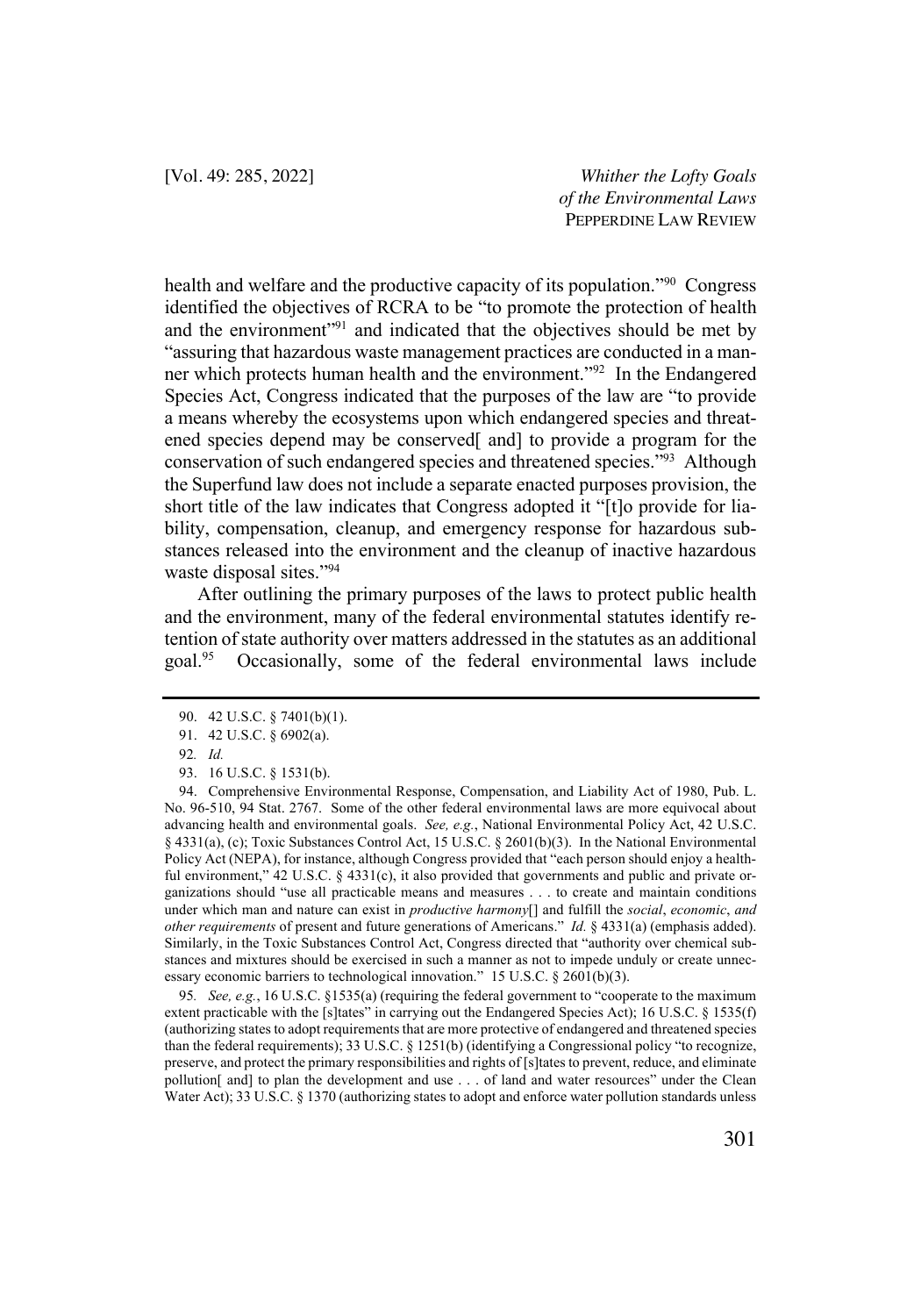health and welfare and the productive capacity of its population."[90] Congress identified the objectives of RCRA to be "to promote the protection of health and the environment"[91] and indicated that the objectives should be met by "assuring that hazardous waste management practices are conducted in a manner which protects human health and the environment."[92] In the Endangered Species Act, Congress indicated that the purposes of the law are "to provide a means whereby the ecosystems upon which endangered species and threatened species depend may be conserved[ and] to provide a program for the conservation of such endangered species and threatened species."[93] Although the Superfund law does not include a separate enacted purposes provision, the short title of the law indicates that Congress adopted it "[t]o provide for liability, compensation, cleanup, and emergency response for hazardous substances released into the environment and the cleanup of inactive hazardous waste disposal sites."[94]

After outlining the primary purposes of the laws to protect public health and the environment, many of the federal environmental statutes identify retention of state authority over matters addressed in the statutes as an additional goal.[95] Occasionally, some of the federal environmental laws include

---

90. 42 U.S.C. § 7401(b)(1).

91. 42 U.S.C. § 6902(a).

92. *Id.*

93. 16 U.S.C. § 1531(b).

94. Comprehensive Environmental Response, Compensation, and Liability Act of 1980, Pub. L. No. 96-510, 94 Stat. 2767. Some of the other federal environmental laws are more equivocal about advancing health and environmental goals. *See, e.g.*, National Environmental Policy Act, 42 U.S.C. § 4331(a), (c); Toxic Substances Control Act, 15 U.S.C. § 2601(b)(3). In the National Environmental Policy Act (NEPA), for instance, although Congress provided that "each person should enjoy a healthful environment," 42 U.S.C. § 4331(c), it also provided that governments and public and private organizations should "use all practicable means and measures . . . to create and maintain conditions under which man and nature can exist in *productive harmony*[] and fulfill the *social*, *economic*, *and other requirements* of present and future generations of Americans." *Id.* § 4331(a) (emphasis added). Similarly, in the Toxic Substances Control Act, Congress directed that "authority over chemical substances and mixtures should be exercised in such a manner as not to impede unduly or create unnecessary economic barriers to technological innovation." 15 U.S.C. § 2601(b)(3).

95. *See, e.g.*, 16 U.S.C. §1535(a) (requiring the federal government to "cooperate to the maximum extent practicable with the [s]tates" in carrying out the Endangered Species Act); 16 U.S.C. § 1535(f) (authorizing states to adopt requirements that are more protective of endangered and threatened species than the federal requirements); 33 U.S.C. § 1251(b) (identifying a Congressional policy "to recognize, preserve, and protect the primary responsibilities and rights of [s]tates to prevent, reduce, and eliminate pollution[ and] to plan the development and use . . . of land and water resources" under the Clean Water Act); 33 U.S.C. § 1370 (authorizing states to adopt and enforce water pollution standards unless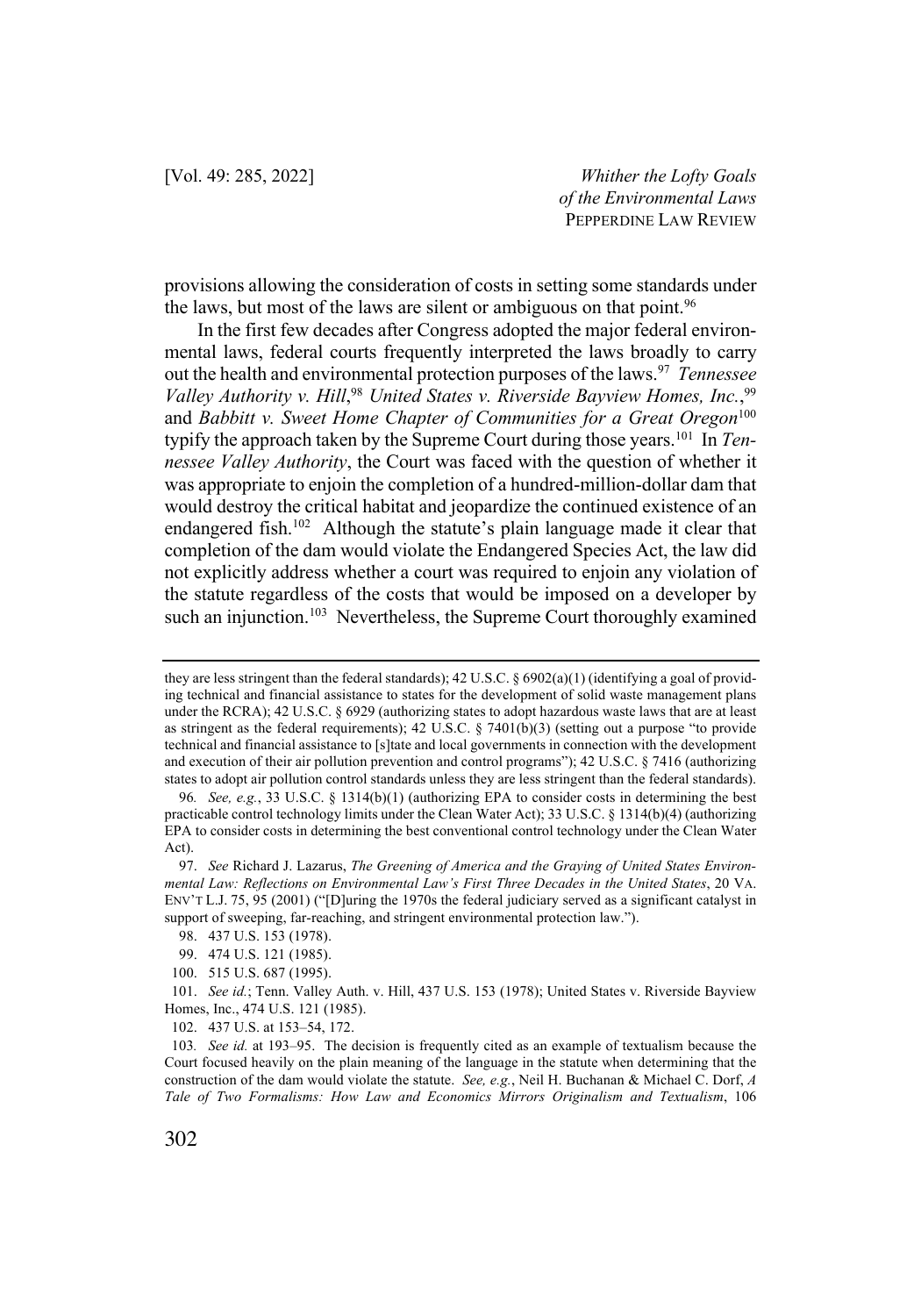provisions allowing the consideration of costs in setting some standards under the laws, but most of the laws are silent or ambiguous on that point.[96]

In the first few decades after Congress adopted the major federal environmental laws, federal courts frequently interpreted the laws broadly to carry out the health and environmental protection purposes of the laws.[97] *Tennessee Valley Authority v. Hill*,[98] *United States v. Riverside Bayview Homes, Inc.*,[99] and *Babbitt v. Sweet Home Chapter of Communities for a Great Oregon*[100] typify the approach taken by the Supreme Court during those years.[101] In *Tennessee Valley Authority*, the Court was faced with the question of whether it was appropriate to enjoin the completion of a hundred-million-dollar dam that would destroy the critical habitat and jeopardize the continued existence of an endangered fish.[102] Although the statute's plain language made it clear that completion of the dam would violate the Endangered Species Act, the law did not explicitly address whether a court was required to enjoin any violation of the statute regardless of the costs that would be imposed on a developer by such an injunction.[103] Nevertheless, the Supreme Court thoroughly examined

---

they are less stringent than the federal standards); 42 U.S.C. § 6902(a)(1) (identifying a goal of providing technical and financial assistance to states for the development of solid waste management plans under the RCRA); 42 U.S.C. § 6929 (authorizing states to adopt hazardous waste laws that are at least as stringent as the federal requirements); 42 U.S.C. § 7401(b)(3) (setting out a purpose "to provide technical and financial assistance to [s]tate and local governments in connection with the development and execution of their air pollution prevention and control programs"); 42 U.S.C. § 7416 (authorizing states to adopt air pollution control standards unless they are less stringent than the federal standards).

96. *See, e.g.*, 33 U.S.C. § 1314(b)(1) (authorizing EPA to consider costs in determining the best practicable control technology limits under the Clean Water Act); 33 U.S.C. § 1314(b)(4) (authorizing EPA to consider costs in determining the best conventional control technology under the Clean Water Act).

97. *See* Richard J. Lazarus, *The Greening of America and the Graying of United States Environmental Law: Reflections on Environmental Law's First Three Decades in the United States*, 20 VA. ENV'T L.J. 75, 95 (2001) ("[D]uring the 1970s the federal judiciary served as a significant catalyst in support of sweeping, far-reaching, and stringent environmental protection law.").

98. 437 U.S. 153 (1978).

99. 474 U.S. 121 (1985).

100. 515 U.S. 687 (1995).

101. *See id.*; Tenn. Valley Auth. v. Hill, 437 U.S. 153 (1978); United States v. Riverside Bayview Homes, Inc., 474 U.S. 121 (1985).

102. 437 U.S. at 153–54, 172.

103. *See id.* at 193–95. The decision is frequently cited as an example of textualism because the Court focused heavily on the plain meaning of the language in the statute when determining that the construction of the dam would violate the statute. *See, e.g.*, Neil H. Buchanan & Michael C. Dorf, *A Tale of Two Formalisms: How Law and Economics Mirrors Originalism and Textualism*, 106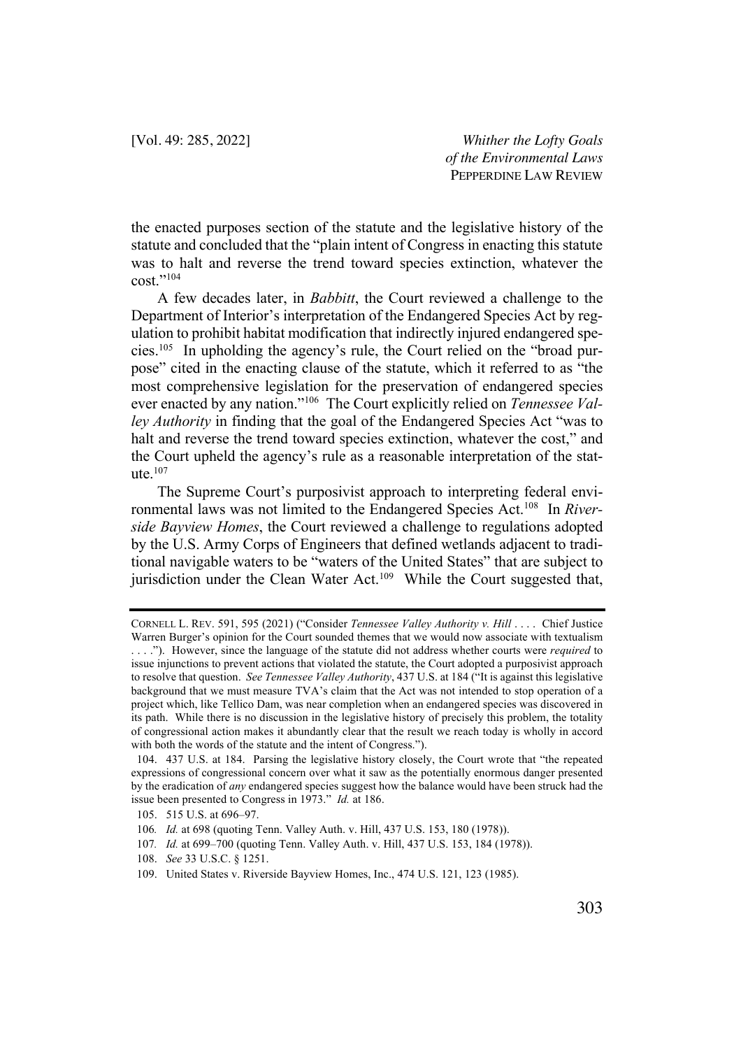the enacted purposes section of the statute and the legislative history of the statute and concluded that the "plain intent of Congress in enacting this statute was to halt and reverse the trend toward species extinction, whatever the cost."[104]

A few decades later, in *Babbitt*, the Court reviewed a challenge to the Department of Interior's interpretation of the Endangered Species Act by regulation to prohibit habitat modification that indirectly injured endangered species.[105] In upholding the agency's rule, the Court relied on the "broad purpose" cited in the enacting clause of the statute, which it referred to as "the most comprehensive legislation for the preservation of endangered species ever enacted by any nation."[106] The Court explicitly relied on *Tennessee Valley Authority* in finding that the goal of the Endangered Species Act "was to halt and reverse the trend toward species extinction, whatever the cost," and the Court upheld the agency's rule as a reasonable interpretation of the statute.[107]

The Supreme Court's purposivist approach to interpreting federal environmental laws was not limited to the Endangered Species Act.[108] In *Riverside Bayview Homes*, the Court reviewed a challenge to regulations adopted by the U.S. Army Corps of Engineers that defined wetlands adjacent to traditional navigable waters to be "waters of the United States" that are subject to jurisdiction under the Clean Water Act.[109] While the Court suggested that,

---

CORNELL L. REV. 591, 595 (2021) ("Consider *Tennessee Valley Authority v. Hill* . . . . Chief Justice Warren Burger's opinion for the Court sounded themes that we would now associate with textualism . . . ."). However, since the language of the statute did not address whether courts were *required* to issue injunctions to prevent actions that violated the statute, the Court adopted a purposivist approach to resolve that question. *See Tennessee Valley Authority*, 437 U.S. at 184 ("It is against this legislative background that we must measure TVA's claim that the Act was not intended to stop operation of a project which, like Tellico Dam, was near completion when an endangered species was discovered in its path. While there is no discussion in the legislative history of precisely this problem, the totality of congressional action makes it abundantly clear that the result we reach today is wholly in accord with both the words of the statute and the intent of Congress.").

104. 437 U.S. at 184. Parsing the legislative history closely, the Court wrote that "the repeated expressions of congressional concern over what it saw as the potentially enormous danger presented by the eradication of *any* endangered species suggest how the balance would have been struck had the issue been presented to Congress in 1973." *Id.* at 186.

105. 515 U.S. at 696–97.

106. *Id.* at 698 (quoting Tenn. Valley Auth. v. Hill, 437 U.S. 153, 180 (1978)).

107. *Id.* at 699–700 (quoting Tenn. Valley Auth. v. Hill, 437 U.S. 153, 184 (1978)).

108. *See* 33 U.S.C. § 1251.

109. United States v. Riverside Bayview Homes, Inc., 474 U.S. 121, 123 (1985).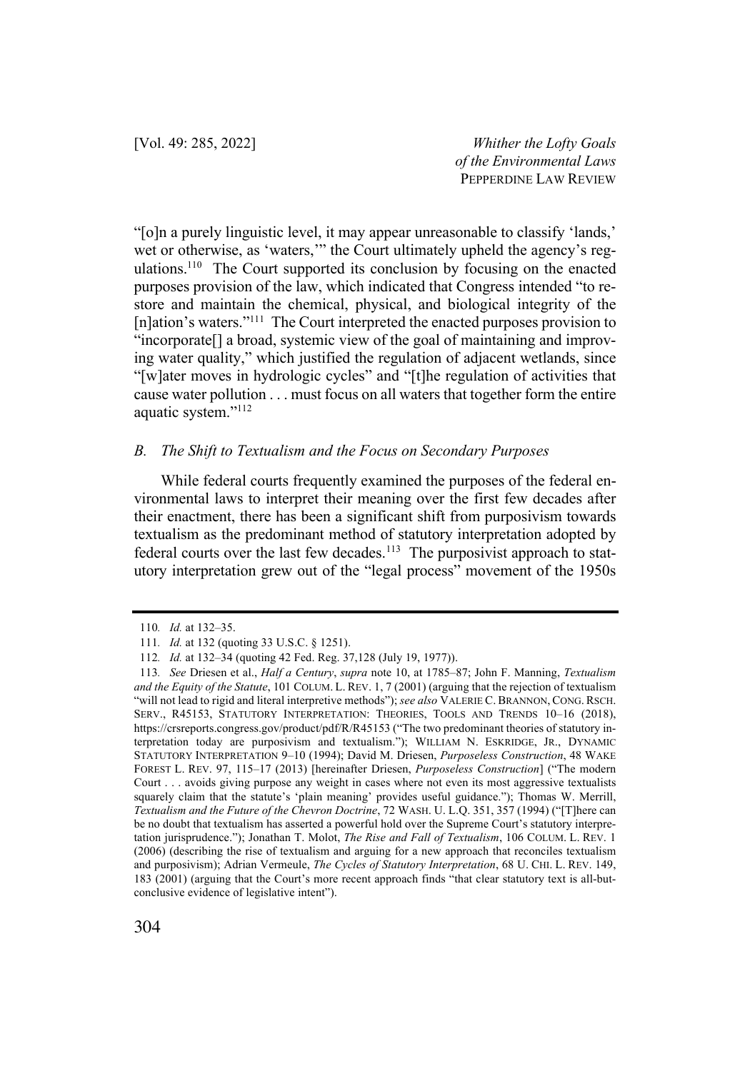"[o]n a purely linguistic level, it may appear unreasonable to classify 'lands,' wet or otherwise, as 'waters,'" the Court ultimately upheld the agency's regulations.[110] The Court supported its conclusion by focusing on the enacted purposes provision of the law, which indicated that Congress intended "to restore and maintain the chemical, physical, and biological integrity of the [n]ation's waters."[111] The Court interpreted the enacted purposes provision to "incorporate[] a broad, systemic view of the goal of maintaining and improving water quality," which justified the regulation of adjacent wetlands, since "[w]ater moves in hydrologic cycles" and "[t]he regulation of activities that cause water pollution . . . must focus on all waters that together form the entire aquatic system."[112]

### *B. The Shift to Textualism and the Focus on Secondary Purposes*

While federal courts frequently examined the purposes of the federal environmental laws to interpret their meaning over the first few decades after their enactment, there has been a significant shift from purposivism towards textualism as the predominant method of statutory interpretation adopted by federal courts over the last few decades.[113] The purposivist approach to statutory interpretation grew out of the "legal process" movement of the 1950s

---

110. *Id.* at 132–35.

111. *Id.* at 132 (quoting 33 U.S.C. § 1251).

112. *Id.* at 132–34 (quoting 42 Fed. Reg. 37,128 (July 19, 1977)).

113. *See* Driesen et al., *Half a Century*, *supra* note 10, at 1785–87; John F. Manning, *Textualism and the Equity of the Statute*, 101 COLUM. L. REV. 1, 7 (2001) (arguing that the rejection of textualism "will not lead to rigid and literal interpretive methods"); *see also* VALERIE C. BRANNON, CONG. RSCH. SERV., R45153, STATUTORY INTERPRETATION: THEORIES, TOOLS AND TRENDS 10–16 (2018), https://crsreports.congress.gov/product/pdf/R/R45153 ("The two predominant theories of statutory interpretation today are purposivism and textualism."); WILLIAM N. ESKRIDGE, JR., DYNAMIC STATUTORY INTERPRETATION 9–10 (1994); David M. Driesen, *Purposeless Construction*, 48 WAKE FOREST L. REV. 97, 115–17 (2013) [hereinafter Driesen, *Purposeless Construction*] ("The modern Court . . . avoids giving purpose any weight in cases where not even its most aggressive textualists squarely claim that the statute's 'plain meaning' provides useful guidance."); Thomas W. Merrill, *Textualism and the Future of the Chevron Doctrine*, 72 WASH. U. L.Q. 351, 357 (1994) ("[T]here can be no doubt that textualism has asserted a powerful hold over the Supreme Court's statutory interpretation jurisprudence."); Jonathan T. Molot, *The Rise and Fall of Textualism*, 106 COLUM. L. REV. 1 (2006) (describing the rise of textualism and arguing for a new approach that reconciles textualism and purposivism); Adrian Vermeule, *The Cycles of Statutory Interpretation*, 68 U. CHI. L. REV. 149, 183 (2001) (arguing that the Court's more recent approach finds "that clear statutory text is all-but-conclusive evidence of legislative intent").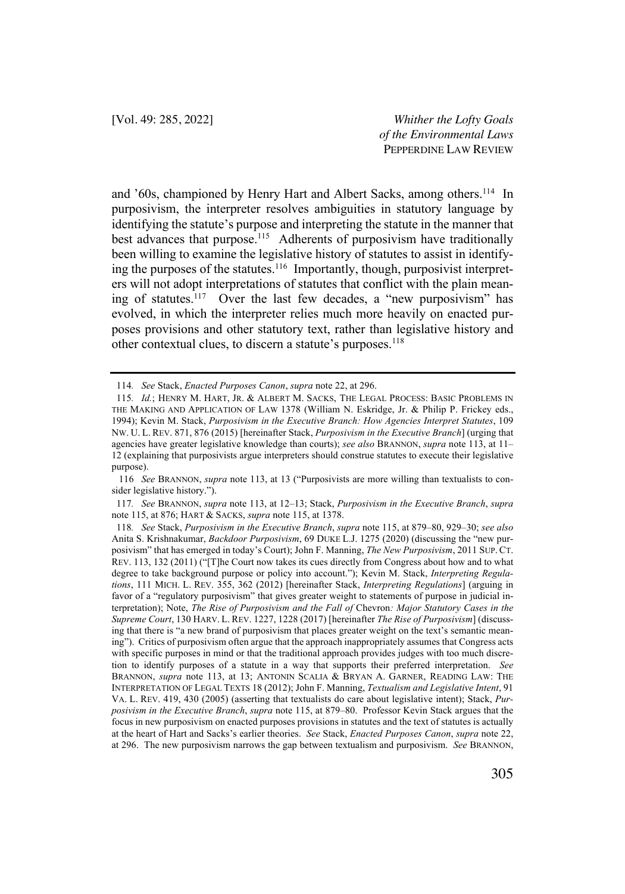and '60s, championed by Henry Hart and Albert Sacks, among others.[114] In purposivism, the interpreter resolves ambiguities in statutory language by identifying the statute's purpose and interpreting the statute in the manner that best advances that purpose.[115] Adherents of purposivism have traditionally been willing to examine the legislative history of statutes to assist in identifying the purposes of the statutes.[116] Importantly, though, purposivist interpreters will not adopt interpretations of statutes that conflict with the plain meaning of statutes.[117] Over the last few decades, a "new purposivism" has evolved, in which the interpreter relies much more heavily on enacted purposes provisions and other statutory text, rather than legislative history and other contextual clues, to discern a statute's purposes.[118]

---

114. *See* Stack, *Enacted Purposes Canon*, *supra* note 22, at 296.

115. *Id.*; HENRY M. HART, JR. & ALBERT M. SACKS, THE LEGAL PROCESS: BASIC PROBLEMS IN THE MAKING AND APPLICATION OF LAW 1378 (William N. Eskridge, Jr. & Philip P. Frickey eds., 1994); Kevin M. Stack, *Purposivism in the Executive Branch: How Agencies Interpret Statutes*, 109 NW. U. L. REV. 871, 876 (2015) [hereinafter Stack, *Purposivism in the Executive Branch*] (urging that agencies have greater legislative knowledge than courts); *see also* BRANNON, *supra* note 113, at 11–12 (explaining that purposivists argue interpreters should construe statutes to execute their legislative purpose).

116 *See* BRANNON, *supra* note 113, at 13 ("Purposivists are more willing than textualists to consider legislative history.").

117. *See* BRANNON, *supra* note 113, at 12–13; Stack, *Purposivism in the Executive Branch*, *supra* note 115, at 876; HART & SACKS, *supra* note 115, at 1378.

118. *See* Stack, *Purposivism in the Executive Branch*, *supra* note 115, at 879–80, 929–30; *see also* Anita S. Krishnakumar, *Backdoor Purposivism*, 69 DUKE L.J. 1275 (2020) (discussing the "new purposivism" that has emerged in today's Court); John F. Manning, *The New Purposivism*, 2011 SUP. CT. REV. 113, 132 (2011) ("[T]he Court now takes its cues directly from Congress about how and to what degree to take background purpose or policy into account."); Kevin M. Stack, *Interpreting Regulations*, 111 MICH. L. REV. 355, 362 (2012) [hereinafter Stack, *Interpreting Regulations*] (arguing in favor of a "regulatory purposivism" that gives greater weight to statements of purpose in judicial interpretation); Note, *The Rise of Purposivism and the Fall of* Chevron*: Major Statutory Cases in the Supreme Court*, 130 HARV. L. REV. 1227, 1228 (2017) [hereinafter *The Rise of Purposivism*] (discussing that there is "a new brand of purposivism that places greater weight on the text's semantic meaning"). Critics of purposivism often argue that the approach inappropriately assumes that Congress acts with specific purposes in mind or that the traditional approach provides judges with too much discretion to identify purposes of a statute in a way that supports their preferred interpretation. *See* BRANNON, *supra* note 113, at 13; ANTONIN SCALIA & BRYAN A. GARNER, READING LAW: THE INTERPRETATION OF LEGAL TEXTS 18 (2012); John F. Manning, *Textualism and Legislative Intent*, 91 VA. L. REV. 419, 430 (2005) (asserting that textualists do care about legislative intent); Stack, *Purposivism in the Executive Branch*, *supra* note 115, at 879–80. Professor Kevin Stack argues that the focus in new purposivism on enacted purposes provisions in statutes and the text of statutes is actually at the heart of Hart and Sacks's earlier theories. *See* Stack, *Enacted Purposes Canon*, *supra* note 22, at 296. The new purposivism narrows the gap between textualism and purposivism. *See* BRANNON,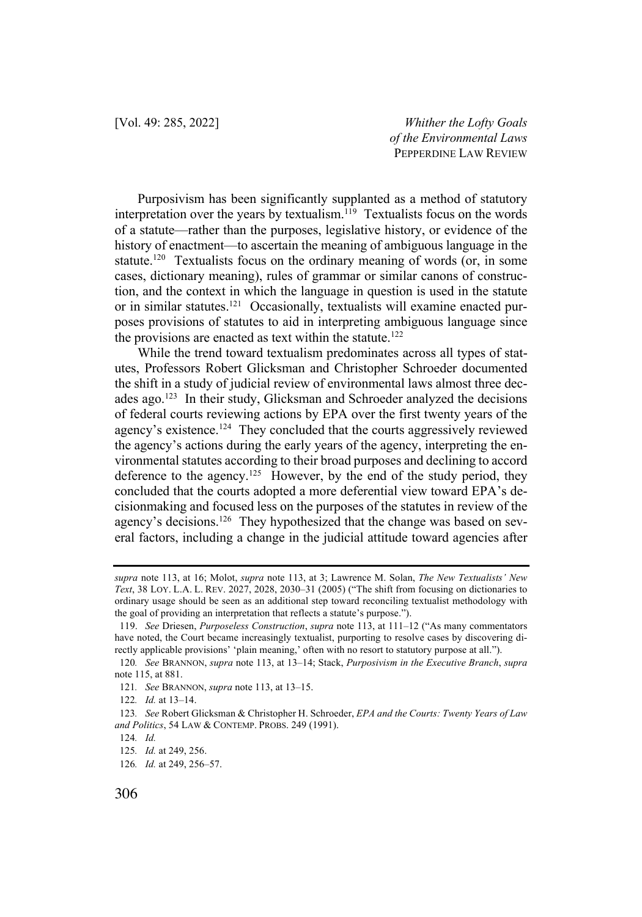Purposivism has been significantly supplanted as a method of statutory interpretation over the years by textualism.[119] Textualists focus on the words of a statute—rather than the purposes, legislative history, or evidence of the history of enactment—to ascertain the meaning of ambiguous language in the statute.[120] Textualists focus on the ordinary meaning of words (or, in some cases, dictionary meaning), rules of grammar or similar canons of construction, and the context in which the language in question is used in the statute or in similar statutes.[121] Occasionally, textualists will examine enacted purposes provisions of statutes to aid in interpreting ambiguous language since the provisions are enacted as text within the statute.[122]

While the trend toward textualism predominates across all types of statutes, Professors Robert Glicksman and Christopher Schroeder documented the shift in a study of judicial review of environmental laws almost three decades ago.[123] In their study, Glicksman and Schroeder analyzed the decisions of federal courts reviewing actions by EPA over the first twenty years of the agency's existence.[124] They concluded that the courts aggressively reviewed the agency's actions during the early years of the agency, interpreting the environmental statutes according to their broad purposes and declining to accord deference to the agency.[125] However, by the end of the study period, they concluded that the courts adopted a more deferential view toward EPA's decisionmaking and focused less on the purposes of the statutes in review of the agency's decisions.[126] They hypothesized that the change was based on several factors, including a change in the judicial attitude toward agencies after

---

*supra* note 113, at 16; Molot, *supra* note 113, at 3; Lawrence M. Solan, *The New Textualists' New Text*, 38 LOY. L.A. L. REV. 2027, 2028, 2030–31 (2005) ("The shift from focusing on dictionaries to ordinary usage should be seen as an additional step toward reconciling textualist methodology with the goal of providing an interpretation that reflects a statute's purpose.").

119. *See* Driesen, *Purposeless Construction*, *supra* note 113, at 111–12 ("As many commentators have noted, the Court became increasingly textualist, purporting to resolve cases by discovering directly applicable provisions' 'plain meaning,' often with no resort to statutory purpose at all.").

120. *See* BRANNON, *supra* note 113, at 13–14; Stack, *Purposivism in the Executive Branch*, *supra* note 115, at 881.

121. *See* BRANNON, *supra* note 113, at 13–15.

122. *Id.* at 13–14.

123. *See* Robert Glicksman & Christopher H. Schroeder, *EPA and the Courts: Twenty Years of Law and Politics*, 54 LAW & CONTEMP. PROBS. 249 (1991).

124. *Id.*

125. *Id.* at 249, 256.

126. *Id.* at 249, 256–57.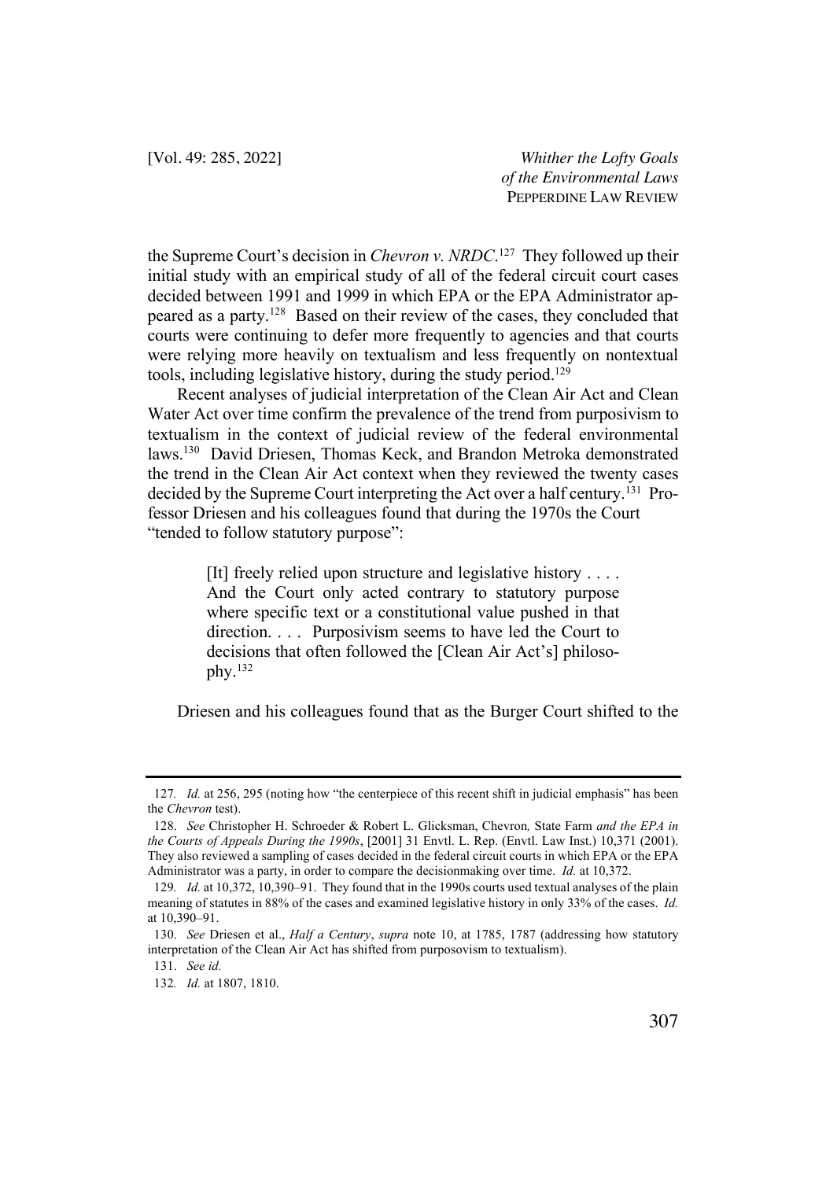the Supreme Court's decision in *Chevron v. NRDC*.[127] They followed up their initial study with an empirical study of all of the federal circuit court cases decided between 1991 and 1999 in which EPA or the EPA Administrator appeared as a party.[128] Based on their review of the cases, they concluded that courts were continuing to defer more frequently to agencies and that courts were relying more heavily on textualism and less frequently on nontextual tools, including legislative history, during the study period.[129]

Recent analyses of judicial interpretation of the Clean Air Act and Clean Water Act over time confirm the prevalence of the trend from purposivism to textualism in the context of judicial review of the federal environmental laws.[130] David Driesen, Thomas Keck, and Brandon Metroka demonstrated the trend in the Clean Air Act context when they reviewed the twenty cases decided by the Supreme Court interpreting the Act over a half century.[131] Professor Driesen and his colleagues found that during the 1970s the Court "tended to follow statutory purpose":

> [It] freely relied upon structure and legislative history . . . . And the Court only acted contrary to statutory purpose where specific text or a constitutional value pushed in that direction. . . . Purposivism seems to have led the Court to decisions that often followed the [Clean Air Act's] philosophy.[132]

Driesen and his colleagues found that as the Burger Court shifted to the

---

127. *Id.* at 256, 295 (noting how "the centerpiece of this recent shift in judicial emphasis" has been the *Chevron* test).

128. *See* Christopher H. Schroeder & Robert L. Glicksman, Chevron*,* State Farm *and the EPA in the Courts of Appeals During the 1990s*, [2001] 31 Envtl. L. Rep. (Envtl. Law Inst.) 10,371 (2001). They also reviewed a sampling of cases decided in the federal circuit courts in which EPA or the EPA Administrator was a party, in order to compare the decisionmaking over time. *Id.* at 10,372.

129. *Id.* at 10,372, 10,390–91. They found that in the 1990s courts used textual analyses of the plain meaning of statutes in 88% of the cases and examined legislative history in only 33% of the cases. *Id.* at 10,390–91.

130. *See* Driesen et al., *Half a Century*, *supra* note 10, at 1785, 1787 (addressing how statutory interpretation of the Clean Air Act has shifted from purposovism to textualism).

131. *See id.*

132. *Id.* at 1807, 1810.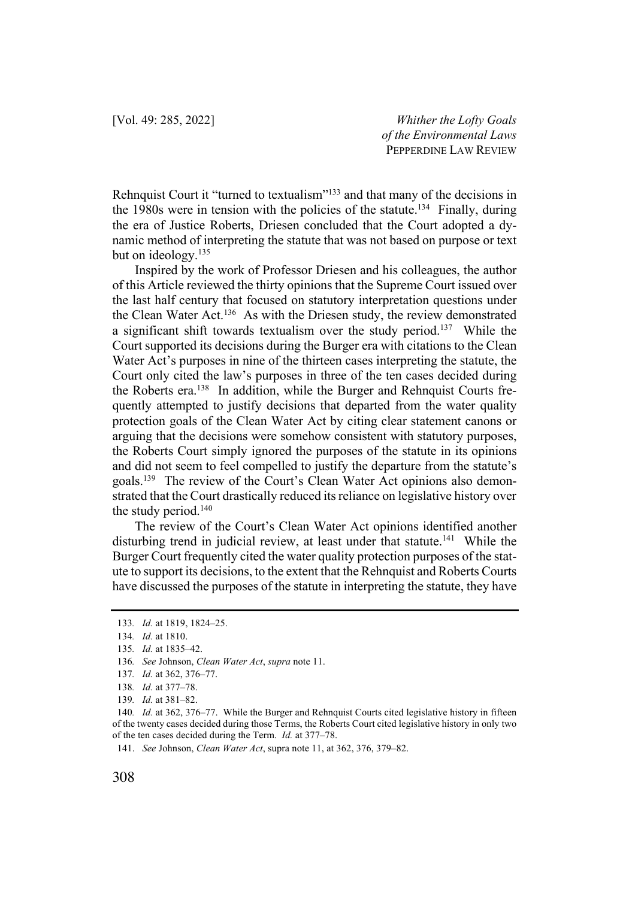Rehnquist Court it "turned to textualism"[133] and that many of the decisions in the 1980s were in tension with the policies of the statute.[134] Finally, during the era of Justice Roberts, Driesen concluded that the Court adopted a dynamic method of interpreting the statute that was not based on purpose or text but on ideology.[135]

Inspired by the work of Professor Driesen and his colleagues, the author of this Article reviewed the thirty opinions that the Supreme Court issued over the last half century that focused on statutory interpretation questions under the Clean Water Act.[136] As with the Driesen study, the review demonstrated a significant shift towards textualism over the study period.[137] While the Court supported its decisions during the Burger era with citations to the Clean Water Act's purposes in nine of the thirteen cases interpreting the statute, the Court only cited the law's purposes in three of the ten cases decided during the Roberts era.[138] In addition, while the Burger and Rehnquist Courts frequently attempted to justify decisions that departed from the water quality protection goals of the Clean Water Act by citing clear statement canons or arguing that the decisions were somehow consistent with statutory purposes, the Roberts Court simply ignored the purposes of the statute in its opinions and did not seem to feel compelled to justify the departure from the statute's goals.[139] The review of the Court's Clean Water Act opinions also demonstrated that the Court drastically reduced its reliance on legislative history over the study period.[140]

The review of the Court's Clean Water Act opinions identified another disturbing trend in judicial review, at least under that statute.[141] While the Burger Court frequently cited the water quality protection purposes of the statute to support its decisions, to the extent that the Rehnquist and Roberts Courts have discussed the purposes of the statute in interpreting the statute, they have

---

133. *Id.* at 1819, 1824–25.

134. *Id.* at 1810.

135. *Id.* at 1835–42.

136. *See* Johnson, *Clean Water Act*, *supra* note 11.

137. *Id.* at 362, 376–77.

138. *Id.* at 377–78.

139. *Id.* at 381–82.

140. *Id.* at 362, 376–77. While the Burger and Rehnquist Courts cited legislative history in fifteen of the twenty cases decided during those Terms, the Roberts Court cited legislative history in only two of the ten cases decided during the Term. *Id.* at 377–78.

141. *See* Johnson, *Clean Water Act*, supra note 11, at 362, 376, 379–82.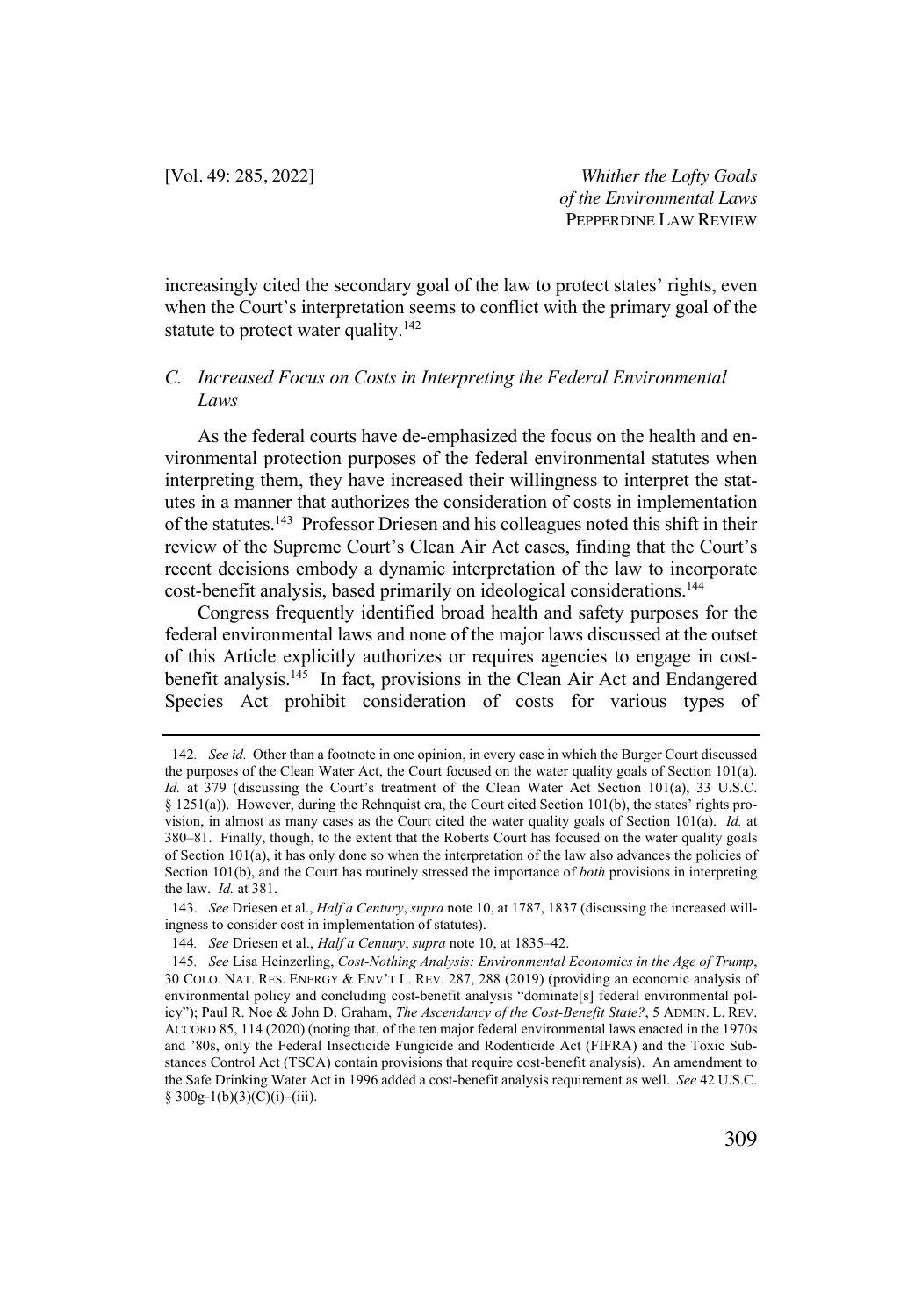increasingly cited the secondary goal of the law to protect states' rights, even when the Court's interpretation seems to conflict with the primary goal of the statute to protect water quality.[142]

### *C. Increased Focus on Costs in Interpreting the Federal Environmental Laws*

As the federal courts have de-emphasized the focus on the health and environmental protection purposes of the federal environmental statutes when interpreting them, they have increased their willingness to interpret the statutes in a manner that authorizes the consideration of costs in implementation of the statutes.[143] Professor Driesen and his colleagues noted this shift in their review of the Supreme Court's Clean Air Act cases, finding that the Court's recent decisions embody a dynamic interpretation of the law to incorporate cost-benefit analysis, based primarily on ideological considerations.[144]

Congress frequently identified broad health and safety purposes for the federal environmental laws and none of the major laws discussed at the outset of this Article explicitly authorizes or requires agencies to engage in cost-benefit analysis.[145] In fact, provisions in the Clean Air Act and Endangered Species Act prohibit consideration of costs for various types of

---

142. *See id.* Other than a footnote in one opinion, in every case in which the Burger Court discussed the purposes of the Clean Water Act, the Court focused on the water quality goals of Section 101(a). *Id.* at 379 (discussing the Court's treatment of the Clean Water Act Section 101(a), 33 U.S.C. § 1251(a)). However, during the Rehnquist era, the Court cited Section 101(b), the states' rights provision, in almost as many cases as the Court cited the water quality goals of Section 101(a). *Id.* at 380–81. Finally, though, to the extent that the Roberts Court has focused on the water quality goals of Section 101(a), it has only done so when the interpretation of the law also advances the policies of Section 101(b), and the Court has routinely stressed the importance of *both* provisions in interpreting the law. *Id.* at 381.

143. *See* Driesen et al., *Half a Century*, *supra* note 10, at 1787, 1837 (discussing the increased willingness to consider cost in implementation of statutes).

144. *See* Driesen et al., *Half a Century*, *supra* note 10, at 1835–42.

145. *See* Lisa Heinzerling, *Cost-Nothing Analysis: Environmental Economics in the Age of Trump*, 30 COLO. NAT. RES. ENERGY & ENV'T L. REV. 287, 288 (2019) (providing an economic analysis of environmental policy and concluding cost-benefit analysis "dominate[s] federal environmental policy"); Paul R. Noe & John D. Graham, *The Ascendancy of the Cost-Benefit State?*, 5 ADMIN. L. REV. ACCORD 85, 114 (2020) (noting that, of the ten major federal environmental laws enacted in the 1970s and '80s, only the Federal Insecticide Fungicide and Rodenticide Act (FIFRA) and the Toxic Substances Control Act (TSCA) contain provisions that require cost-benefit analysis). An amendment to the Safe Drinking Water Act in 1996 added a cost-benefit analysis requirement as well. *See* 42 U.S.C. § 300g-1(b)(3)(C)(i)–(iii).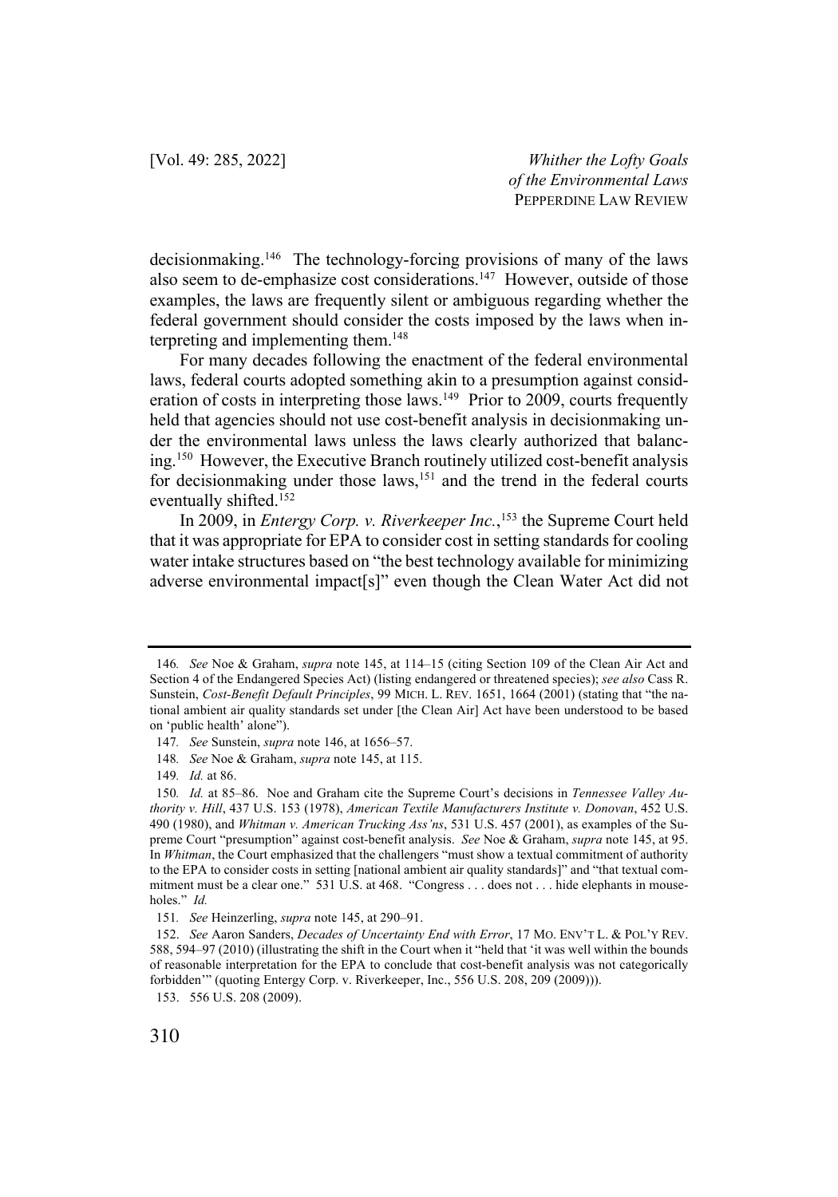decisionmaking.[146] The technology-forcing provisions of many of the laws also seem to de-emphasize cost considerations.[147] However, outside of those examples, the laws are frequently silent or ambiguous regarding whether the federal government should consider the costs imposed by the laws when interpreting and implementing them.[148]

For many decades following the enactment of the federal environmental laws, federal courts adopted something akin to a presumption against consideration of costs in interpreting those laws.[149] Prior to 2009, courts frequently held that agencies should not use cost-benefit analysis in decisionmaking under the environmental laws unless the laws clearly authorized that balancing.[150] However, the Executive Branch routinely utilized cost-benefit analysis for decisionmaking under those laws,[151] and the trend in the federal courts eventually shifted.[152]

In 2009, in *Entergy Corp. v. Riverkeeper Inc.*,[153] the Supreme Court held that it was appropriate for EPA to consider cost in setting standards for cooling water intake structures based on "the best technology available for minimizing adverse environmental impact[s]" even though the Clean Water Act did not

---

146. *See* Noe & Graham, *supra* note 145, at 114–15 (citing Section 109 of the Clean Air Act and Section 4 of the Endangered Species Act) (listing endangered or threatened species); *see also* Cass R. Sunstein, *Cost-Benefit Default Principles*, 99 MICH. L. REV. 1651, 1664 (2001) (stating that "the national ambient air quality standards set under [the Clean Air] Act have been understood to be based on 'public health' alone").

147. *See* Sunstein, *supra* note 146, at 1656–57.

148. *See* Noe & Graham, *supra* note 145, at 115.

149. *Id.* at 86.

150. *Id.* at 85–86. Noe and Graham cite the Supreme Court's decisions in *Tennessee Valley Authority v. Hill*, 437 U.S. 153 (1978), *American Textile Manufacturers Institute v. Donovan*, 452 U.S. 490 (1980), and *Whitman v. American Trucking Ass'ns*, 531 U.S. 457 (2001), as examples of the Supreme Court "presumption" against cost-benefit analysis. *See* Noe & Graham, *supra* note 145, at 95. In *Whitman*, the Court emphasized that the challengers "must show a textual commitment of authority to the EPA to consider costs in setting [national ambient air quality standards]" and "that textual commitment must be a clear one." 531 U.S. at 468. "Congress . . . does not . . . hide elephants in mouseholes." *Id.*

151. *See* Heinzerling, *supra* note 145, at 290–91.

152. *See* Aaron Sanders, *Decades of Uncertainty End with Error*, 17 MO. ENV'T L. & POL'Y REV. 588, 594–97 (2010) (illustrating the shift in the Court when it "held that 'it was well within the bounds of reasonable interpretation for the EPA to conclude that cost-benefit analysis was not categorically forbidden'" (quoting Entergy Corp. v. Riverkeeper, Inc., 556 U.S. 208, 209 (2009))).

153. 556 U.S. 208 (2009).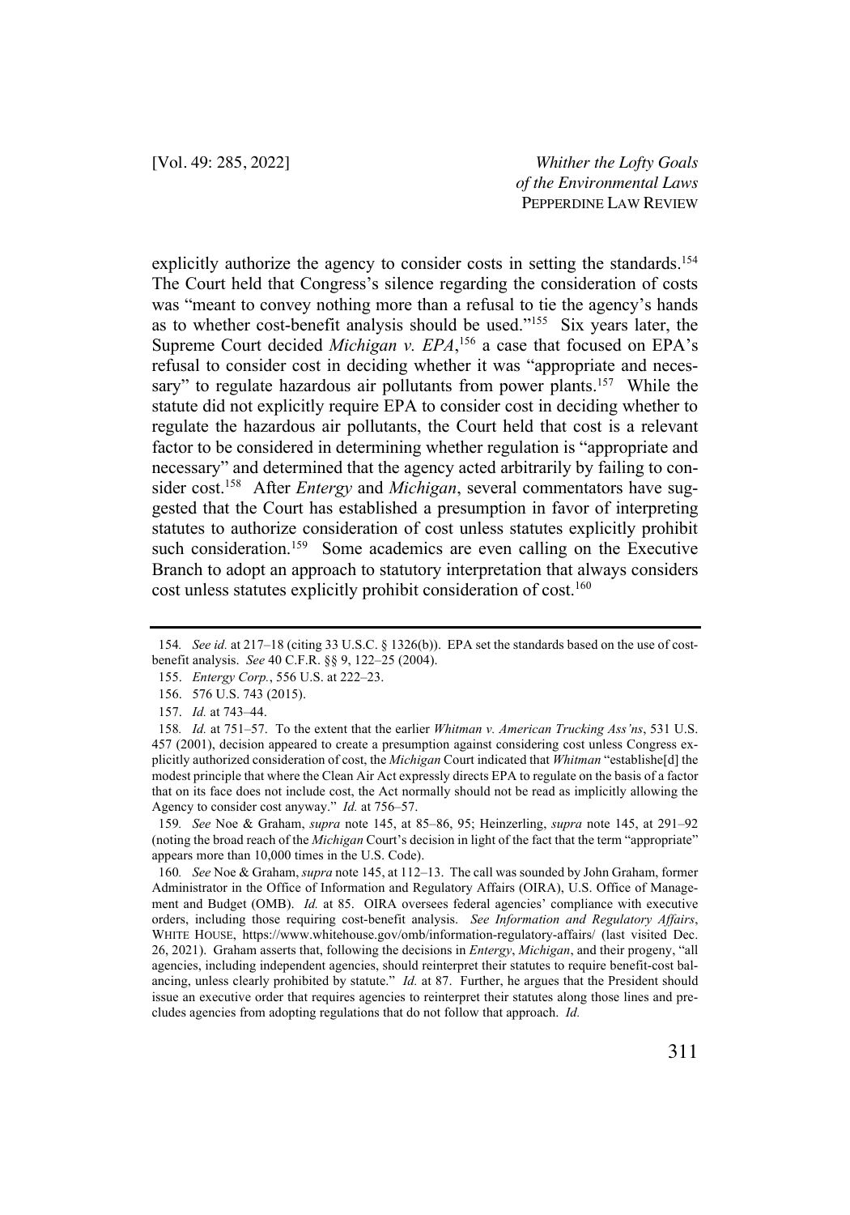explicitly authorize the agency to consider costs in setting the standards.[154] The Court held that Congress's silence regarding the consideration of costs was "meant to convey nothing more than a refusal to tie the agency's hands as to whether cost-benefit analysis should be used."[155] Six years later, the Supreme Court decided *Michigan v. EPA*,[156] a case that focused on EPA's refusal to consider cost in deciding whether it was "appropriate and necessary" to regulate hazardous air pollutants from power plants.[157] While the statute did not explicitly require EPA to consider cost in deciding whether to regulate the hazardous air pollutants, the Court held that cost is a relevant factor to be considered in determining whether regulation is "appropriate and necessary" and determined that the agency acted arbitrarily by failing to consider cost.[158] After *Entergy* and *Michigan*, several commentators have suggested that the Court has established a presumption in favor of interpreting statutes to authorize consideration of cost unless statutes explicitly prohibit such consideration.[159] Some academics are even calling on the Executive Branch to adopt an approach to statutory interpretation that always considers cost unless statutes explicitly prohibit consideration of cost.[160]

---

154. *See id.* at 217–18 (citing 33 U.S.C. § 1326(b)). EPA set the standards based on the use of cost-benefit analysis. *See* 40 C.F.R. §§ 9, 122–25 (2004).

155. *Entergy Corp.*, 556 U.S. at 222–23.

156. 576 U.S. 743 (2015).

157. *Id.* at 743–44.

158. *Id.* at 751–57. To the extent that the earlier *Whitman v. American Trucking Ass'ns*, 531 U.S. 457 (2001), decision appeared to create a presumption against considering cost unless Congress explicitly authorized consideration of cost, the *Michigan* Court indicated that *Whitman* "establishe[d] the modest principle that where the Clean Air Act expressly directs EPA to regulate on the basis of a factor that on its face does not include cost, the Act normally should not be read as implicitly allowing the Agency to consider cost anyway." *Id.* at 756–57.

159. *See* Noe & Graham, *supra* note 145, at 85–86, 95; Heinzerling, *supra* note 145, at 291–92 (noting the broad reach of the *Michigan* Court's decision in light of the fact that the term "appropriate" appears more than 10,000 times in the U.S. Code).

160. *See* Noe & Graham, *supra* note 145, at 112–13. The call was sounded by John Graham, former Administrator in the Office of Information and Regulatory Affairs (OIRA), U.S. Office of Management and Budget (OMB). *Id.* at 85. OIRA oversees federal agencies' compliance with executive orders, including those requiring cost-benefit analysis. *See Information and Regulatory Affairs*, WHITE HOUSE, https://www.whitehouse.gov/omb/information-regulatory-affairs/ (last visited Dec. 26, 2021). Graham asserts that, following the decisions in *Entergy*, *Michigan*, and their progeny, "all agencies, including independent agencies, should reinterpret their statutes to require benefit-cost balancing, unless clearly prohibited by statute." *Id.* at 87. Further, he argues that the President should issue an executive order that requires agencies to reinterpret their statutes along those lines and precludes agencies from adopting regulations that do not follow that approach. *Id.*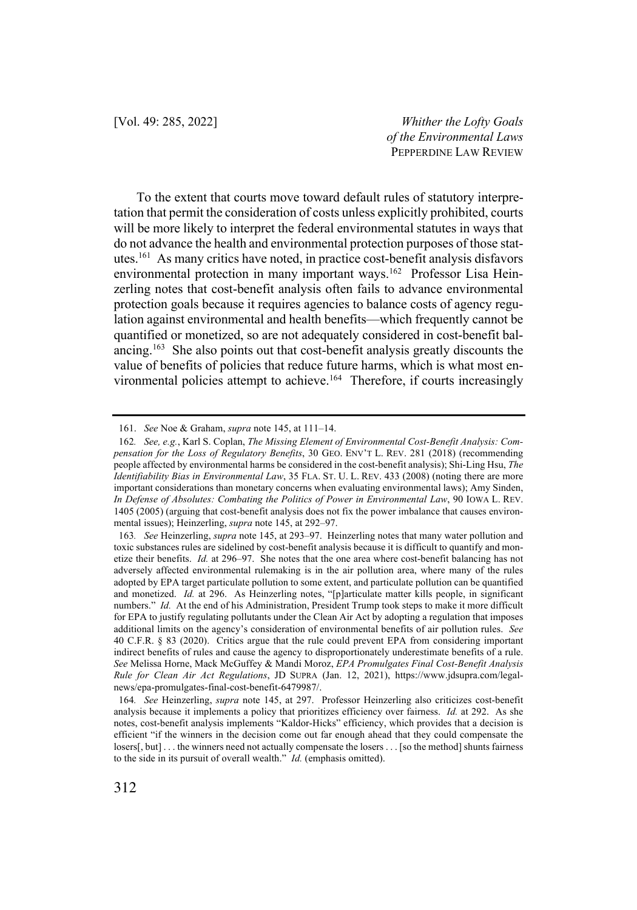To the extent that courts move toward default rules of statutory interpretation that permit the consideration of costs unless explicitly prohibited, courts will be more likely to interpret the federal environmental statutes in ways that do not advance the health and environmental protection purposes of those statutes.[161] As many critics have noted, in practice cost-benefit analysis disfavors environmental protection in many important ways.[162] Professor Lisa Heinzerling notes that cost-benefit analysis often fails to advance environmental protection goals because it requires agencies to balance costs of agency regulation against environmental and health benefits—which frequently cannot be quantified or monetized, so are not adequately considered in cost-benefit balancing.[163] She also points out that cost-benefit analysis greatly discounts the value of benefits of policies that reduce future harms, which is what most environmental policies attempt to achieve.[164] Therefore, if courts increasingly

---

161. *See* Noe & Graham, *supra* note 145, at 111–14.

162. *See, e.g.*, Karl S. Coplan, *The Missing Element of Environmental Cost-Benefit Analysis: Compensation for the Loss of Regulatory Benefits*, 30 GEO. ENV'T L. REV. 281 (2018) (recommending people affected by environmental harms be considered in the cost-benefit analysis); Shi-Ling Hsu, *The Identifiability Bias in Environmental Law*, 35 FLA. ST. U. L. REV. 433 (2008) (noting there are more important considerations than monetary concerns when evaluating environmental laws); Amy Sinden, *In Defense of Absolutes: Combating the Politics of Power in Environmental Law*, 90 IOWA L. REV. 1405 (2005) (arguing that cost-benefit analysis does not fix the power imbalance that causes environmental issues); Heinzerling, *supra* note 145, at 292–97.

163. *See* Heinzerling, *supra* note 145, at 293–97. Heinzerling notes that many water pollution and toxic substances rules are sidelined by cost-benefit analysis because it is difficult to quantify and monetize their benefits. *Id.* at 296–97. She notes that the one area where cost-benefit balancing has not adversely affected environmental rulemaking is in the air pollution area, where many of the rules adopted by EPA target particulate pollution to some extent, and particulate pollution can be quantified and monetized. *Id.* at 296. As Heinzerling notes, "[p]articulate matter kills people, in significant numbers." *Id.* At the end of his Administration, President Trump took steps to make it more difficult for EPA to justify regulating pollutants under the Clean Air Act by adopting a regulation that imposes additional limits on the agency's consideration of environmental benefits of air pollution rules. *See* 40 C.F.R. § 83 (2020). Critics argue that the rule could prevent EPA from considering important indirect benefits of rules and cause the agency to disproportionately underestimate benefits of a rule. *See* Melissa Horne, Mack McGuffey & Mandi Moroz, *EPA Promulgates Final Cost-Benefit Analysis Rule for Clean Air Act Regulations*, JD SUPRA (Jan. 12, 2021), https://www.jdsupra.com/legalnews/epa-promulgates-final-cost-benefit-6479987/.

164. *See* Heinzerling, *supra* note 145, at 297. Professor Heinzerling also criticizes cost-benefit analysis because it implements a policy that prioritizes efficiency over fairness. *Id.* at 292. As she notes, cost-benefit analysis implements "Kaldor-Hicks" efficiency, which provides that a decision is efficient "if the winners in the decision come out far enough ahead that they could compensate the losers[, but] . . . the winners need not actually compensate the losers . . . [so the method] shunts fairness to the side in its pursuit of overall wealth." *Id.* (emphasis omitted).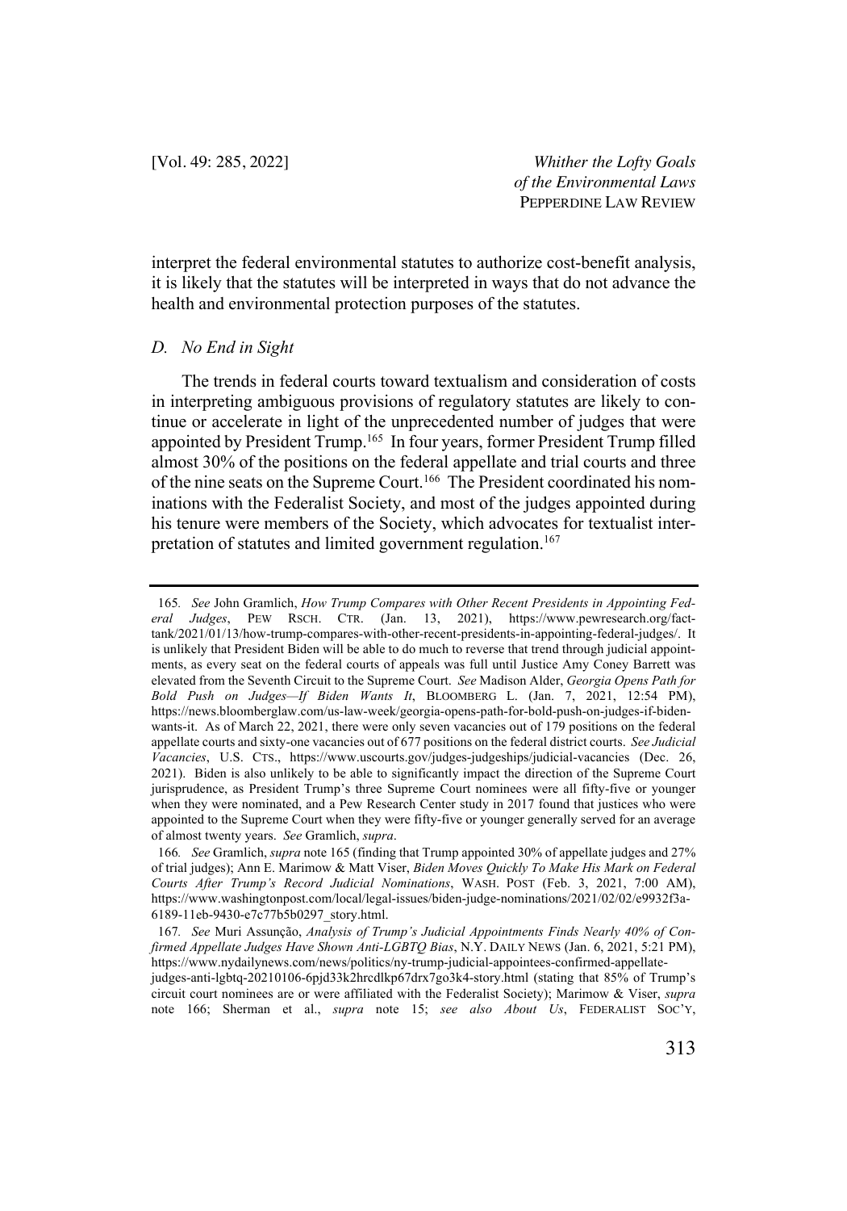interpret the federal environmental statutes to authorize cost-benefit analysis, it is likely that the statutes will be interpreted in ways that do not advance the health and environmental protection purposes of the statutes.

### *D. No End in Sight*

The trends in federal courts toward textualism and consideration of costs in interpreting ambiguous provisions of regulatory statutes are likely to continue or accelerate in light of the unprecedented number of judges that were appointed by President Trump.[165] In four years, former President Trump filled almost 30% of the positions on the federal appellate and trial courts and three of the nine seats on the Supreme Court.[166] The President coordinated his nominations with the Federalist Society, and most of the judges appointed during his tenure were members of the Society, which advocates for textualist interpretation of statutes and limited government regulation.[167]

---

165. *See* John Gramlich, *How Trump Compares with Other Recent Presidents in Appointing Federal Judges*, PEW RSCH. CTR. (Jan. 13, 2021), https://www.pewresearch.org/fact-tank/2021/01/13/how-trump-compares-with-other-recent-presidents-in-appointing-federal-judges/. It is unlikely that President Biden will be able to do much to reverse that trend through judicial appointments, as every seat on the federal courts of appeals was full until Justice Amy Coney Barrett was elevated from the Seventh Circuit to the Supreme Court. *See* Madison Alder, *Georgia Opens Path for Bold Push on Judges—If Biden Wants It*, BLOOMBERG L. (Jan. 7, 2021, 12:54 PM), https://news.bloomberglaw.com/us-law-week/georgia-opens-path-for-bold-push-on-judges-if-biden-wants-it. As of March 22, 2021, there were only seven vacancies out of 179 positions on the federal appellate courts and sixty-one vacancies out of 677 positions on the federal district courts. *See Judicial Vacancies*, U.S. CTS., https://www.uscourts.gov/judges-judgeships/judicial-vacancies (Dec. 26, 2021). Biden is also unlikely to be able to significantly impact the direction of the Supreme Court jurisprudence, as President Trump's three Supreme Court nominees were all fifty-five or younger when they were nominated, and a Pew Research Center study in 2017 found that justices who were appointed to the Supreme Court when they were fifty-five or younger generally served for an average of almost twenty years. *See* Gramlich, *supra*.

166. *See* Gramlich, *supra* note 165 (finding that Trump appointed 30% of appellate judges and 27% of trial judges); Ann E. Marimow & Matt Viser, *Biden Moves Quickly To Make His Mark on Federal Courts After Trump's Record Judicial Nominations*, WASH. POST (Feb. 3, 2021, 7:00 AM), https://www.washingtonpost.com/local/legal-issues/biden-judge-nominations/2021/02/02/e9932f3a-6189-11eb-9430-e7c77b5b0297_story.html.

167. *See* Muri Assunção, *Analysis of Trump's Judicial Appointments Finds Nearly 40% of Confirmed Appellate Judges Have Shown Anti-LGBTQ Bias*, N.Y. DAILY NEWS (Jan. 6, 2021, 5:21 PM), https://www.nydailynews.com/news/politics/ny-trump-judicial-appointees-confirmed-appellate-judges-anti-lgbtq-20210106-6pjd33k2hrcdlkp67drx7go3k4-story.html (stating that 85% of Trump's circuit court nominees are or were affiliated with the Federalist Society); Marimow & Viser, *supra* note 166; Sherman et al., *supra* note 15; *see also About Us*, FEDERALIST SOC'Y,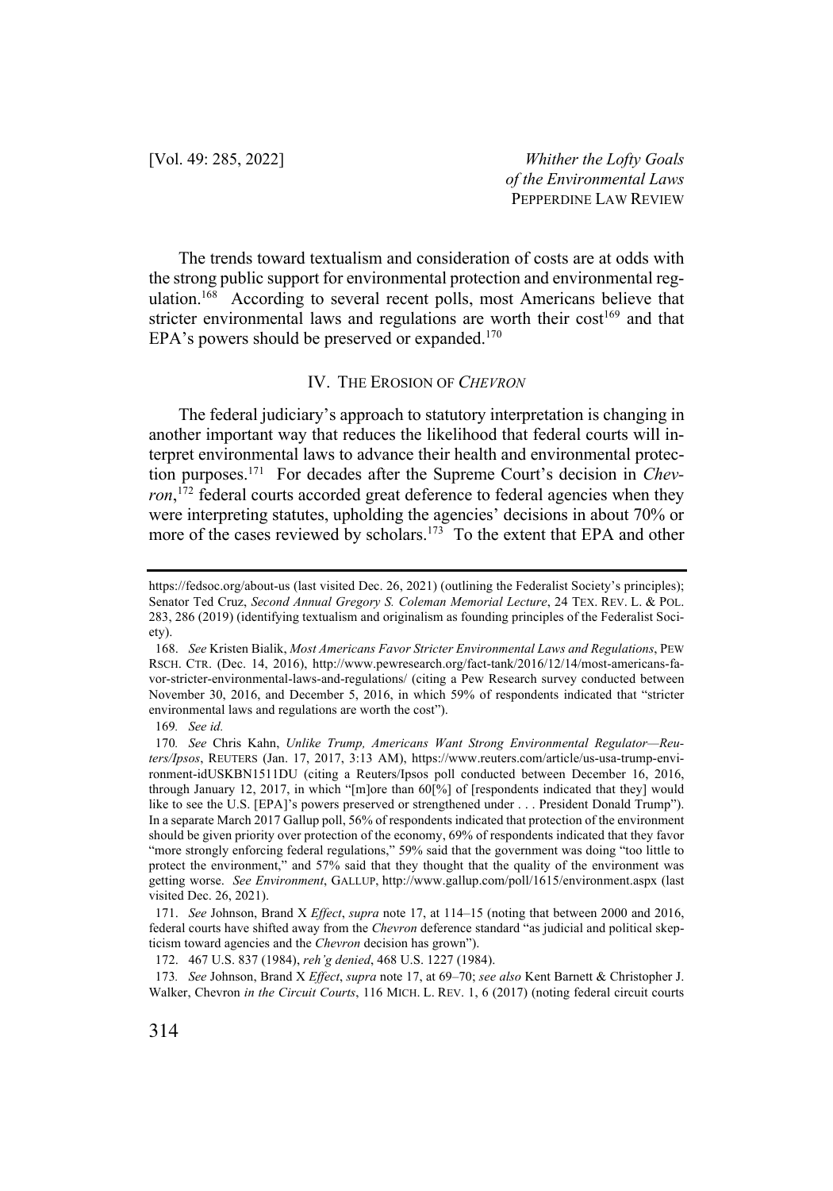The trends toward textualism and consideration of costs are at odds with the strong public support for environmental protection and environmental regulation.[168] According to several recent polls, most Americans believe that stricter environmental laws and regulations are worth their cost[169] and that EPA's powers should be preserved or expanded.[170]

## IV. THE EROSION OF *CHEVRON*

The federal judiciary's approach to statutory interpretation is changing in another important way that reduces the likelihood that federal courts will interpret environmental laws to advance their health and environmental protection purposes.[171] For decades after the Supreme Court's decision in *Chevron*,[172] federal courts accorded great deference to federal agencies when they were interpreting statutes, upholding the agencies' decisions in about 70% or more of the cases reviewed by scholars.[173] To the extent that EPA and other

---

https://fedsoc.org/about-us (last visited Dec. 26, 2021) (outlining the Federalist Society's principles); Senator Ted Cruz, *Second Annual Gregory S. Coleman Memorial Lecture*, 24 TEX. REV. L. & POL. 283, 286 (2019) (identifying textualism and originalism as founding principles of the Federalist Society).

168. *See* Kristen Bialik, *Most Americans Favor Stricter Environmental Laws and Regulations*, PEW RSCH. CTR. (Dec. 14, 2016), http://www.pewresearch.org/fact-tank/2016/12/14/most-americans-favor-stricter-environmental-laws-and-regulations/ (citing a Pew Research survey conducted between November 30, 2016, and December 5, 2016, in which 59% of respondents indicated that "stricter environmental laws and regulations are worth the cost").

169. *See id.*

170. *See* Chris Kahn, *Unlike Trump, Americans Want Strong Environmental Regulator—Reuters/Ipsos*, REUTERS (Jan. 17, 2017, 3:13 AM), https://www.reuters.com/article/us-usa-trump-environment-idUSKBN1511DU (citing a Reuters/Ipsos poll conducted between December 16, 2016, through January 12, 2017, in which "[m]ore than 60[%] of [respondents indicated that they] would like to see the U.S. [EPA]'s powers preserved or strengthened under . . . President Donald Trump"). In a separate March 2017 Gallup poll, 56% of respondents indicated that protection of the environment should be given priority over protection of the economy, 69% of respondents indicated that they favor "more strongly enforcing federal regulations," 59% said that the government was doing "too little to protect the environment," and 57% said that they thought that the quality of the environment was getting worse. *See Environment*, GALLUP, http://www.gallup.com/poll/1615/environment.aspx (last visited Dec. 26, 2021).

171. *See* Johnson, Brand X *Effect*, *supra* note 17, at 114–15 (noting that between 2000 and 2016, federal courts have shifted away from the *Chevron* deference standard "as judicial and political skepticism toward agencies and the *Chevron* decision has grown").

172. 467 U.S. 837 (1984), *reh'g denied*, 468 U.S. 1227 (1984).

173. *See* Johnson, Brand X *Effect*, *supra* note 17, at 69–70; *see also* Kent Barnett & Christopher J. Walker, Chevron *in the Circuit Courts*, 116 MICH. L. REV. 1, 6 (2017) (noting federal circuit courts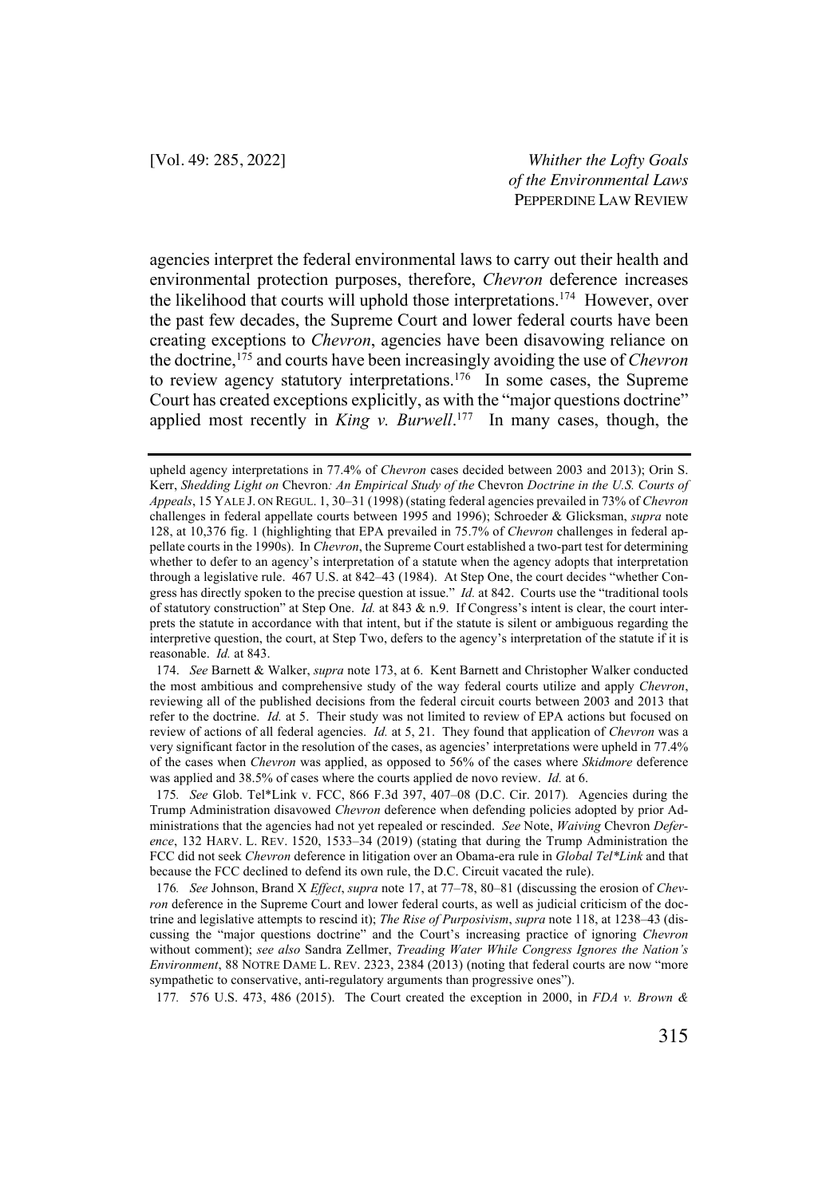agencies interpret the federal environmental laws to carry out their health and environmental protection purposes, therefore, *Chevron* deference increases the likelihood that courts will uphold those interpretations.[174] However, over the past few decades, the Supreme Court and lower federal courts have been creating exceptions to *Chevron*, agencies have been disavowing reliance on the doctrine,[175] and courts have been increasingly avoiding the use of *Chevron* to review agency statutory interpretations.[176] In some cases, the Supreme Court has created exceptions explicitly, as with the "major questions doctrine" applied most recently in *King v. Burwell*.[177] In many cases, though, the

---

upheld agency interpretations in 77.4% of *Chevron* cases decided between 2003 and 2013); Orin S. Kerr, *Shedding Light on* Chevron*: An Empirical Study of the* Chevron *Doctrine in the U.S. Courts of Appeals*, 15 YALE J. ON REGUL. 1, 30–31 (1998) (stating federal agencies prevailed in 73% of *Chevron* challenges in federal appellate courts between 1995 and 1996); Schroeder & Glicksman, *supra* note 128, at 10,376 fig. 1 (highlighting that EPA prevailed in 75.7% of *Chevron* challenges in federal appellate courts in the 1990s). In *Chevron*, the Supreme Court established a two-part test for determining whether to defer to an agency's interpretation of a statute when the agency adopts that interpretation through a legislative rule. 467 U.S. at 842–43 (1984). At Step One, the court decides "whether Congress has directly spoken to the precise question at issue." *Id.* at 842. Courts use the "traditional tools of statutory construction" at Step One. *Id.* at 843 & n.9. If Congress's intent is clear, the court interprets the statute in accordance with that intent, but if the statute is silent or ambiguous regarding the interpretive question, the court, at Step Two, defers to the agency's interpretation of the statute if it is reasonable. *Id.* at 843.

174. *See* Barnett & Walker, *supra* note 173, at 6. Kent Barnett and Christopher Walker conducted the most ambitious and comprehensive study of the way federal courts utilize and apply *Chevron*, reviewing all of the published decisions from the federal circuit courts between 2003 and 2013 that refer to the doctrine. *Id.* at 5. Their study was not limited to review of EPA actions but focused on review of actions of all federal agencies. *Id.* at 5, 21. They found that application of *Chevron* was a very significant factor in the resolution of the cases, as agencies' interpretations were upheld in 77.4% of the cases when *Chevron* was applied, as opposed to 56% of the cases where *Skidmore* deference was applied and 38.5% of cases where the courts applied de novo review. *Id.* at 6.

175. *See* Glob. Tel*Link v. FCC, 866 F.3d 397, 407–08 (D.C. Cir. 2017). Agencies during the Trump Administration disavowed *Chevron* deference when defending policies adopted by prior Administrations that the agencies had not yet repealed or rescinded. *See* Note, *Waiving* Chevron *Deference*, 132 HARV. L. REV. 1520, 1533–34 (2019) (stating that during the Trump Administration the FCC did not seek *Chevron* deference in litigation over an Obama-era rule in *Global Tel*Link* and that because the FCC declined to defend its own rule, the D.C. Circuit vacated the rule).

176. *See* Johnson, Brand X *Effect*, *supra* note 17, at 77–78, 80–81 (discussing the erosion of *Chevron* deference in the Supreme Court and lower federal courts, as well as judicial criticism of the doctrine and legislative attempts to rescind it); *The Rise of Purposivism*, *supra* note 118, at 1238–43 (discussing the "major questions doctrine" and the Court's increasing practice of ignoring *Chevron* without comment); *see also* Sandra Zellmer, *Treading Water While Congress Ignores the Nation's Environment*, 88 NOTRE DAME L. REV. 2323, 2384 (2013) (noting that federal courts are now "more sympathetic to conservative, anti-regulatory arguments than progressive ones").

177. 576 U.S. 473, 486 (2015). The Court created the exception in 2000, in *FDA v. Brown &*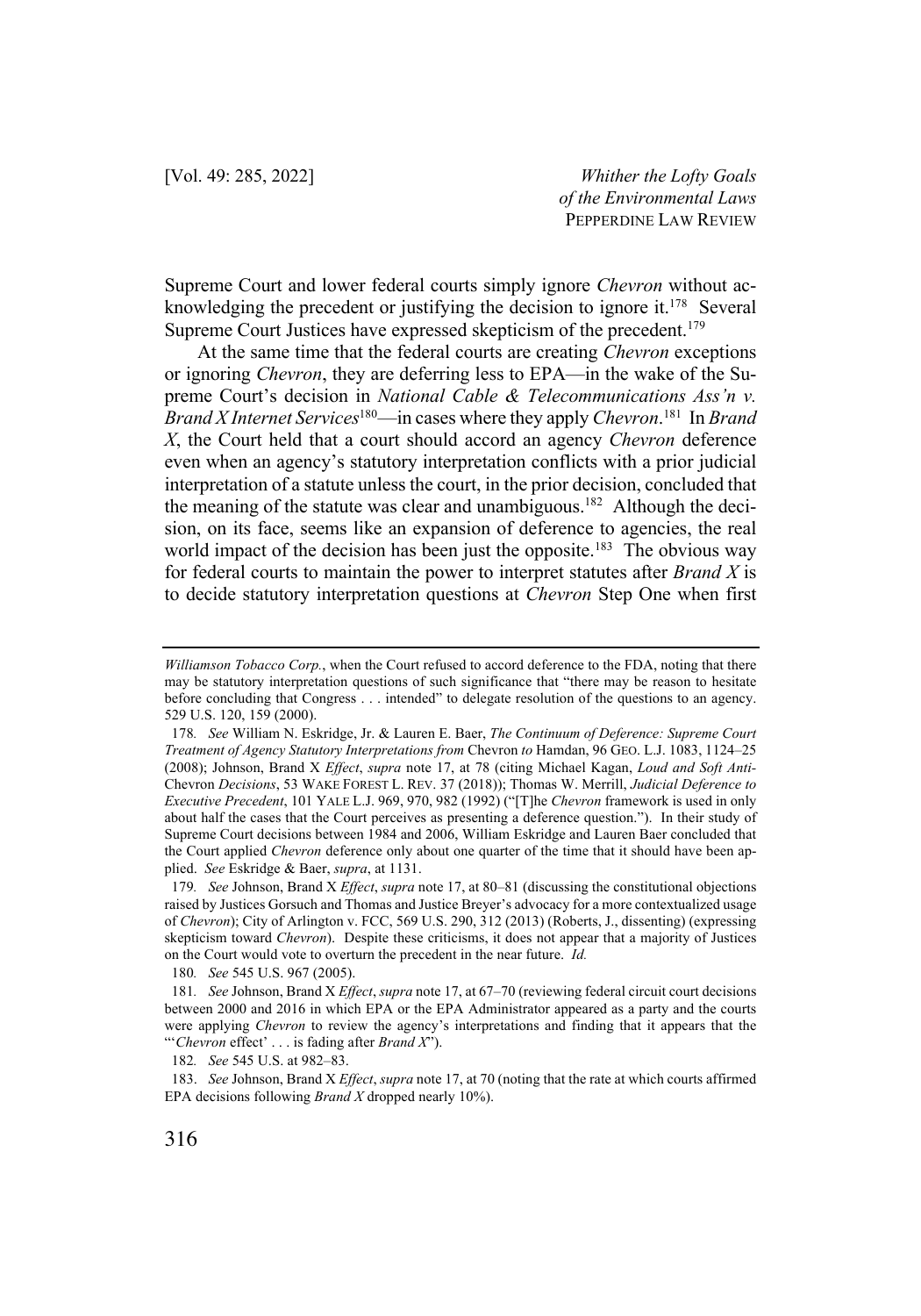Supreme Court and lower federal courts simply ignore *Chevron* without acknowledging the precedent or justifying the decision to ignore it.[178] Several Supreme Court Justices have expressed skepticism of the precedent.[179]

At the same time that the federal courts are creating *Chevron* exceptions or ignoring *Chevron*, they are deferring less to EPA—in the wake of the Supreme Court's decision in *National Cable & Telecommunications Ass'n v. Brand X Internet Services*[180]—in cases where they apply *Chevron*.[181] In *Brand X*, the Court held that a court should accord an agency *Chevron* deference even when an agency's statutory interpretation conflicts with a prior judicial interpretation of a statute unless the court, in the prior decision, concluded that the meaning of the statute was clear and unambiguous.[182] Although the decision, on its face, seems like an expansion of deference to agencies, the real world impact of the decision has been just the opposite.[183] The obvious way for federal courts to maintain the power to interpret statutes after *Brand X* is to decide statutory interpretation questions at *Chevron* Step One when first

---

*Williamson Tobacco Corp.*, when the Court refused to accord deference to the FDA, noting that there may be statutory interpretation questions of such significance that "there may be reason to hesitate before concluding that Congress . . . intended" to delegate resolution of the questions to an agency. 529 U.S. 120, 159 (2000).

178. *See* William N. Eskridge, Jr. & Lauren E. Baer, *The Continuum of Deference: Supreme Court Treatment of Agency Statutory Interpretations from* Chevron *to* Hamdan, 96 GEO. L.J. 1083, 1124–25 (2008); Johnson, Brand X *Effect*, *supra* note 17, at 78 (citing Michael Kagan, *Loud and Soft Anti-*Chevron *Decisions*, 53 WAKE FOREST L. REV. 37 (2018)); Thomas W. Merrill, *Judicial Deference to Executive Precedent*, 101 YALE L.J. 969, 970, 982 (1992) ("[T]he *Chevron* framework is used in only about half the cases that the Court perceives as presenting a deference question."). In their study of Supreme Court decisions between 1984 and 2006, William Eskridge and Lauren Baer concluded that the Court applied *Chevron* deference only about one quarter of the time that it should have been applied. *See* Eskridge & Baer, *supra*, at 1131.

179. *See* Johnson, Brand X *Effect*, *supra* note 17, at 80–81 (discussing the constitutional objections raised by Justices Gorsuch and Thomas and Justice Breyer's advocacy for a more contextualized usage of *Chevron*); City of Arlington v. FCC, 569 U.S. 290, 312 (2013) (Roberts, J., dissenting) (expressing skepticism toward *Chevron*). Despite these criticisms, it does not appear that a majority of Justices on the Court would vote to overturn the precedent in the near future. *Id.*

180. *See* 545 U.S. 967 (2005).

181. *See* Johnson, Brand X *Effect*, *supra* note 17, at 67–70 (reviewing federal circuit court decisions between 2000 and 2016 in which EPA or the EPA Administrator appeared as a party and the courts were applying *Chevron* to review the agency's interpretations and finding that it appears that the "'*Chevron* effect' . . . is fading after *Brand X*").

182. *See* 545 U.S. at 982–83.

183. *See* Johnson, Brand X *Effect*, *supra* note 17, at 70 (noting that the rate at which courts affirmed EPA decisions following *Brand X* dropped nearly 10%).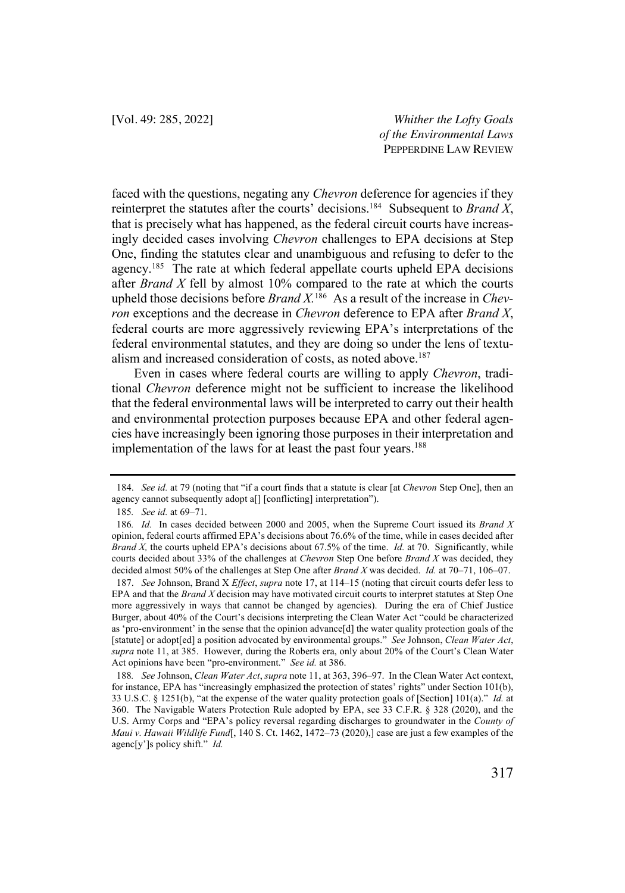faced with the questions, negating any *Chevron* deference for agencies if they reinterpret the statutes after the courts' decisions.[184] Subsequent to *Brand X*, that is precisely what has happened, as the federal circuit courts have increasingly decided cases involving *Chevron* challenges to EPA decisions at Step One, finding the statutes clear and unambiguous and refusing to defer to the agency.[185] The rate at which federal appellate courts upheld EPA decisions after *Brand X* fell by almost 10% compared to the rate at which the courts upheld those decisions before *Brand X*.[186] As a result of the increase in *Chevron* exceptions and the decrease in *Chevron* deference to EPA after *Brand X*, federal courts are more aggressively reviewing EPA's interpretations of the federal environmental statutes, and they are doing so under the lens of textualism and increased consideration of costs, as noted above.[187]

Even in cases where federal courts are willing to apply *Chevron*, traditional *Chevron* deference might not be sufficient to increase the likelihood that the federal environmental laws will be interpreted to carry out their health and environmental protection purposes because EPA and other federal agencies have increasingly been ignoring those purposes in their interpretation and implementation of the laws for at least the past four years.[188]

---

184. *See id.* at 79 (noting that "if a court finds that a statute is clear [at *Chevron* Step One], then an agency cannot subsequently adopt a[] [conflicting] interpretation").

185. *See id.* at 69–71.

186. *Id.* In cases decided between 2000 and 2005, when the Supreme Court issued its *Brand X* opinion, federal courts affirmed EPA's decisions about 76.6% of the time, while in cases decided after *Brand X,* the courts upheld EPA's decisions about 67.5% of the time. *Id.* at 70. Significantly, while courts decided about 33% of the challenges at *Chevron* Step One before *Brand X* was decided, they decided almost 50% of the challenges at Step One after *Brand X* was decided. *Id.* at 70–71, 106–07.

187. *See* Johnson, Brand X *Effect*, *supra* note 17, at 114–15 (noting that circuit courts defer less to EPA and that the *Brand X* decision may have motivated circuit courts to interpret statutes at Step One more aggressively in ways that cannot be changed by agencies). During the era of Chief Justice Burger, about 40% of the Court's decisions interpreting the Clean Water Act "could be characterized as 'pro-environment' in the sense that the opinion advance[d] the water quality protection goals of the [statute] or adopt[ed] a position advocated by environmental groups." *See* Johnson, *Clean Water Act*, *supra* note 11, at 385. However, during the Roberts era, only about 20% of the Court's Clean Water Act opinions have been "pro-environment." *See id.* at 386.

188. *See* Johnson, *Clean Water Act*, *supra* note 11, at 363, 396–97. In the Clean Water Act context, for instance, EPA has "increasingly emphasized the protection of states' rights" under Section 101(b), 33 U.S.C. § 1251(b), "at the expense of the water quality protection goals of [Section] 101(a)." *Id.* at 360. The Navigable Waters Protection Rule adopted by EPA, see 33 C.F.R. § 328 (2020), and the U.S. Army Corps and "EPA's policy reversal regarding discharges to groundwater in the *County of Maui v. Hawaii Wildlife Fund*[, 140 S. Ct. 1462, 1472–73 (2020),] case are just a few examples of the agenc[y']s policy shift." *Id.*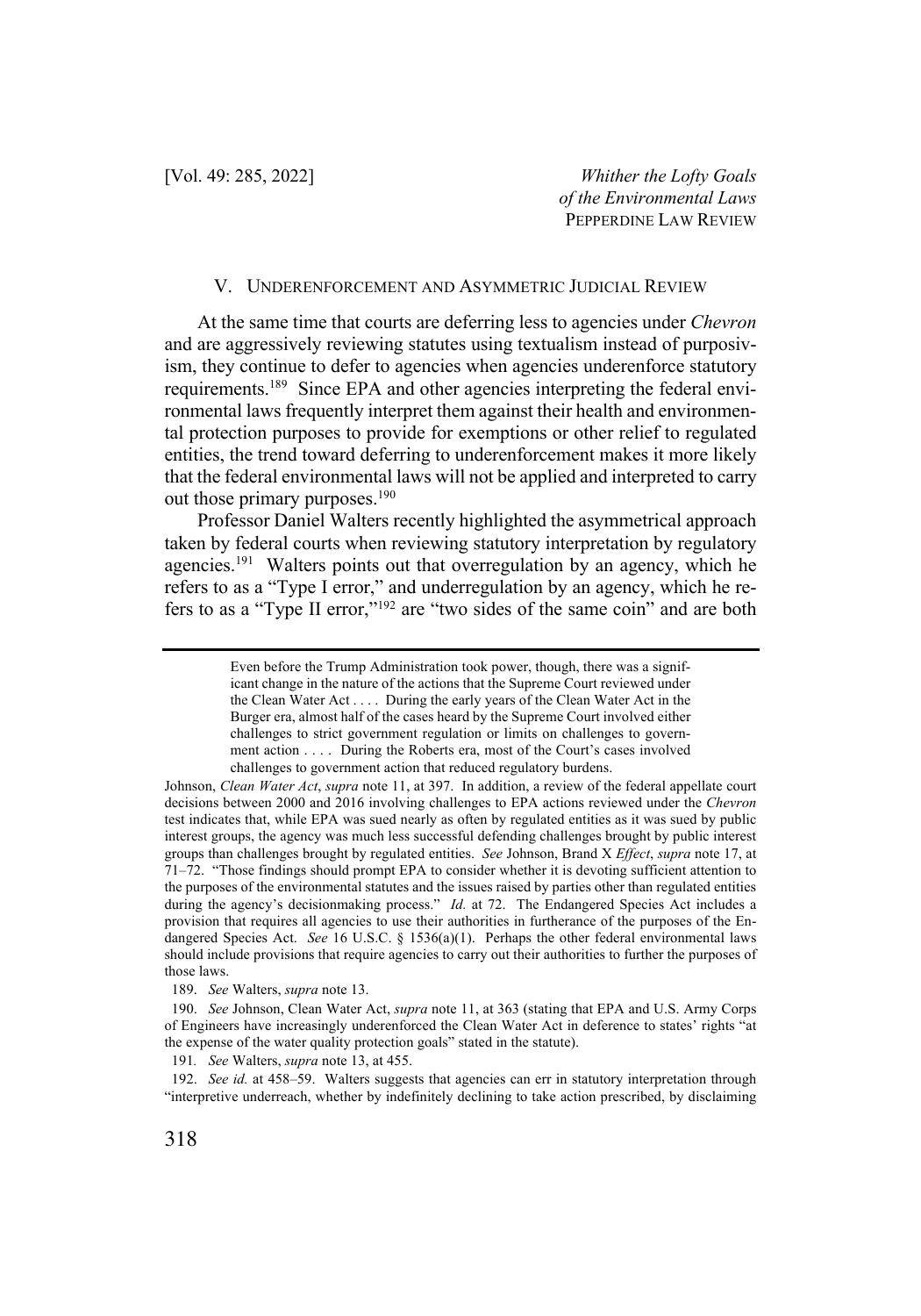## V. UNDERENFORCEMENT AND ASYMMETRIC JUDICIAL REVIEW

At the same time that courts are deferring less to agencies under *Chevron* and are aggressively reviewing statutes using textualism instead of purposivism, they continue to defer to agencies when agencies underenforce statutory requirements.[189] Since EPA and other agencies interpreting the federal environmental laws frequently interpret them against their health and environmental protection purposes to provide for exemptions or other relief to regulated entities, the trend toward deferring to underenforcement makes it more likely that the federal environmental laws will not be applied and interpreted to carry out those primary purposes.[190]

Professor Daniel Walters recently highlighted the asymmetrical approach taken by federal courts when reviewing statutory interpretation by regulatory agencies.[191] Walters points out that overregulation by an agency, which he refers to as a "Type I error," and underregulation by an agency, which he refers to as a "Type II error,"[192] are "two sides of the same coin" and are both

> Even before the Trump Administration took power, though, there was a significant change in the nature of the actions that the Supreme Court reviewed under the Clean Water Act . . . . During the early years of the Clean Water Act in the Burger era, almost half of the cases heard by the Supreme Court involved either challenges to strict government regulation or limits on challenges to government action . . . . During the Roberts era, most of the Court's cases involved challenges to government action that reduced regulatory burdens.

Johnson, *Clean Water Act*, *supra* note 11, at 397. In addition, a review of the federal appellate court decisions between 2000 and 2016 involving challenges to EPA actions reviewed under the *Chevron* test indicates that, while EPA was sued nearly as often by regulated entities as it was sued by public interest groups, the agency was much less successful defending challenges brought by public interest groups than challenges brought by regulated entities. *See* Johnson, Brand X *Effect*, *supra* note 17, at 71–72. "Those findings should prompt EPA to consider whether it is devoting sufficient attention to the purposes of the environmental statutes and the issues raised by parties other than regulated entities during the agency's decisionmaking process." *Id.* at 72. The Endangered Species Act includes a provision that requires all agencies to use their authorities in furtherance of the purposes of the Endangered Species Act. *See* 16 U.S.C. § 1536(a)(1). Perhaps the other federal environmental laws should include provisions that require agencies to carry out their authorities to further the purposes of those laws.

189. *See* Walters, *supra* note 13.

190. *See* Johnson, Clean Water Act, *supra* note 11, at 363 (stating that EPA and U.S. Army Corps of Engineers have increasingly underenforced the Clean Water Act in deference to states' rights "at the expense of the water quality protection goals" stated in the statute).

191. *See* Walters, *supra* note 13, at 455.

192. *See id.* at 458–59. Walters suggests that agencies can err in statutory interpretation through "interpretive underreach, whether by indefinitely declining to take action prescribed, by disclaiming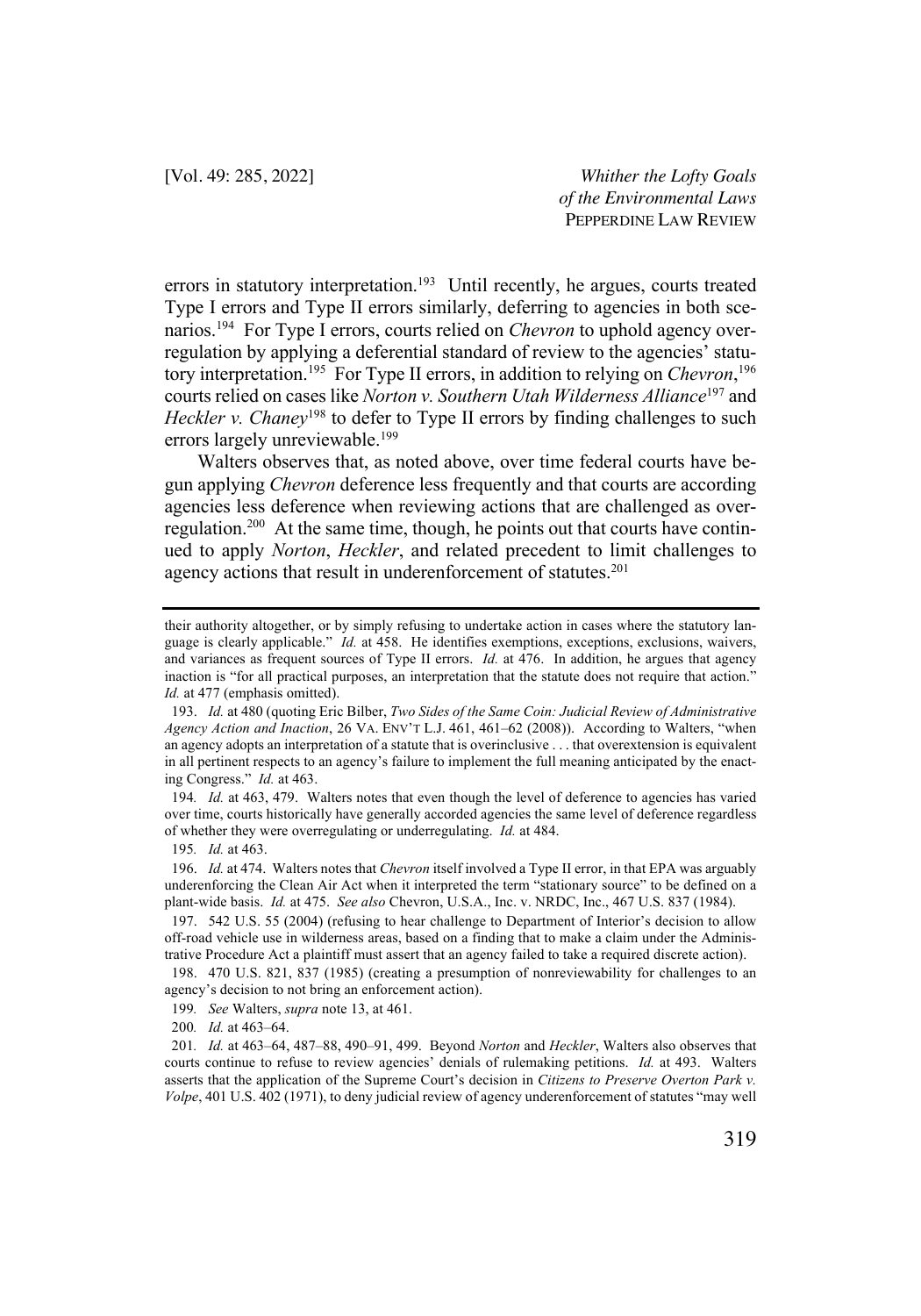errors in statutory interpretation.[193] Until recently, he argues, courts treated Type I errors and Type II errors similarly, deferring to agencies in both scenarios.[194] For Type I errors, courts relied on *Chevron* to uphold agency overregulation by applying a deferential standard of review to the agencies' statutory interpretation.[195] For Type II errors, in addition to relying on *Chevron*,[196] courts relied on cases like *Norton v. Southern Utah Wilderness Alliance*[197] and *Heckler v. Chaney*[198] to defer to Type II errors by finding challenges to such errors largely unreviewable.[199]

Walters observes that, as noted above, over time federal courts have begun applying *Chevron* deference less frequently and that courts are according agencies less deference when reviewing actions that are challenged as overregulation.[200] At the same time, though, he points out that courts have continued to apply *Norton*, *Heckler*, and related precedent to limit challenges to agency actions that result in underenforcement of statutes.[201]

---

their authority altogether, or by simply refusing to undertake action in cases where the statutory language is clearly applicable." *Id.* at 458. He identifies exemptions, exceptions, exclusions, waivers, and variances as frequent sources of Type II errors. *Id.* at 476. In addition, he argues that agency inaction is "for all practical purposes, an interpretation that the statute does not require that action." *Id.* at 477 (emphasis omitted).

193. *Id.* at 480 (quoting Eric Bilber, *Two Sides of the Same Coin: Judicial Review of Administrative Agency Action and Inaction*, 26 VA. ENV'T L.J. 461, 461–62 (2008)). According to Walters, "when an agency adopts an interpretation of a statute that is overinclusive . . . that overextension is equivalent in all pertinent respects to an agency's failure to implement the full meaning anticipated by the enacting Congress." *Id.* at 463.

194. *Id.* at 463, 479. Walters notes that even though the level of deference to agencies has varied over time, courts historically have generally accorded agencies the same level of deference regardless of whether they were overregulating or underregulating. *Id.* at 484.

195. *Id.* at 463.

196. *Id.* at 474. Walters notes that *Chevron* itself involved a Type II error, in that EPA was arguably underenforcing the Clean Air Act when it interpreted the term "stationary source" to be defined on a plant-wide basis. *Id.* at 475. *See also* Chevron, U.S.A., Inc. v. NRDC, Inc., 467 U.S. 837 (1984).

197. 542 U.S. 55 (2004) (refusing to hear challenge to Department of Interior's decision to allow off-road vehicle use in wilderness areas, based on a finding that to make a claim under the Administrative Procedure Act a plaintiff must assert that an agency failed to take a required discrete action).

198. 470 U.S. 821, 837 (1985) (creating a presumption of nonreviewability for challenges to an agency's decision to not bring an enforcement action).

199. *See* Walters, *supra* note 13, at 461.

200. *Id.* at 463–64.

201. *Id.* at 463–64, 487–88, 490–91, 499. Beyond *Norton* and *Heckler*, Walters also observes that courts continue to refuse to review agencies' denials of rulemaking petitions. *Id.* at 493. Walters asserts that the application of the Supreme Court's decision in *Citizens to Preserve Overton Park v. Volpe*, 401 U.S. 402 (1971), to deny judicial review of agency underenforcement of statutes "may well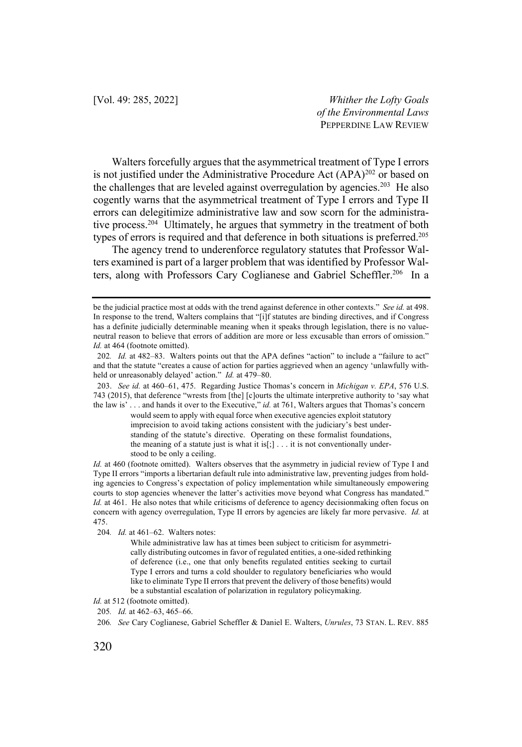Walters forcefully argues that the asymmetrical treatment of Type I errors is not justified under the Administrative Procedure Act (APA)[202] or based on the challenges that are leveled against overregulation by agencies.[203] He also cogently warns that the asymmetrical treatment of Type I errors and Type II errors can delegitimize administrative law and sow scorn for the administrative process.[204] Ultimately, he argues that symmetry in the treatment of both types of errors is required and that deference in both situations is preferred.[205]

The agency trend to underenforce regulatory statutes that Professor Walters examined is part of a larger problem that was identified by Professor Walters, along with Professors Cary Coglianese and Gabriel Scheffler.[206] In a

---

be the judicial practice most at odds with the trend against deference in other contexts." *See id.* at 498. In response to the trend, Walters complains that "[i]f statutes are binding directives, and if Congress has a definite judicially determinable meaning when it speaks through legislation, there is no value-neutral reason to believe that errors of addition are more or less excusable than errors of omission." *Id.* at 464 (footnote omitted).

202. *Id.* at 482–83. Walters points out that the APA defines "action" to include a "failure to act" and that the statute "creates a cause of action for parties aggrieved when an agency 'unlawfully withheld or unreasonably delayed' action." *Id.* at 479–80.

203. *See id.* at 460–61, 475. Regarding Justice Thomas's concern in *Michigan v. EPA*, 576 U.S. 743 (2015), that deference "wrests from [the] [c]ourts the ultimate interpretive authority to 'say what the law is' . . . and hands it over to the Executive," *id.* at 761, Walters argues that Thomas's concern

> would seem to apply with equal force when executive agencies exploit statutory imprecision to avoid taking actions consistent with the judiciary's best understanding of the statute's directive. Operating on these formalist foundations, the meaning of a statute just is what it is[;] . . . it is not conventionally understood to be only a ceiling.

*Id.* at 460 (footnote omitted). Walters observes that the asymmetry in judicial review of Type I and Type II errors "imports a libertarian default rule into administrative law, preventing judges from holding agencies to Congress's expectation of policy implementation while simultaneously empowering courts to stop agencies whenever the latter's activities move beyond what Congress has mandated." *Id.* at 461. He also notes that while criticisms of deference to agency decisionmaking often focus on concern with agency overregulation, Type II errors by agencies are likely far more pervasive. *Id.* at 475.

204. *Id.* at 461–62. Walters notes:

> While administrative law has at times been subject to criticism for asymmetrically distributing outcomes in favor of regulated entities, a one-sided rethinking of deference (i.e., one that only benefits regulated entities seeking to curtail Type I errors and turns a cold shoulder to regulatory beneficiaries who would like to eliminate Type II errors that prevent the delivery of those benefits) would be a substantial escalation of polarization in regulatory policymaking.

*Id.* at 512 (footnote omitted).

205. *Id.* at 462–63, 465–66.

206. *See* Cary Coglianese, Gabriel Scheffler & Daniel E. Walters, *Unrules*, 73 STAN. L. REV. 885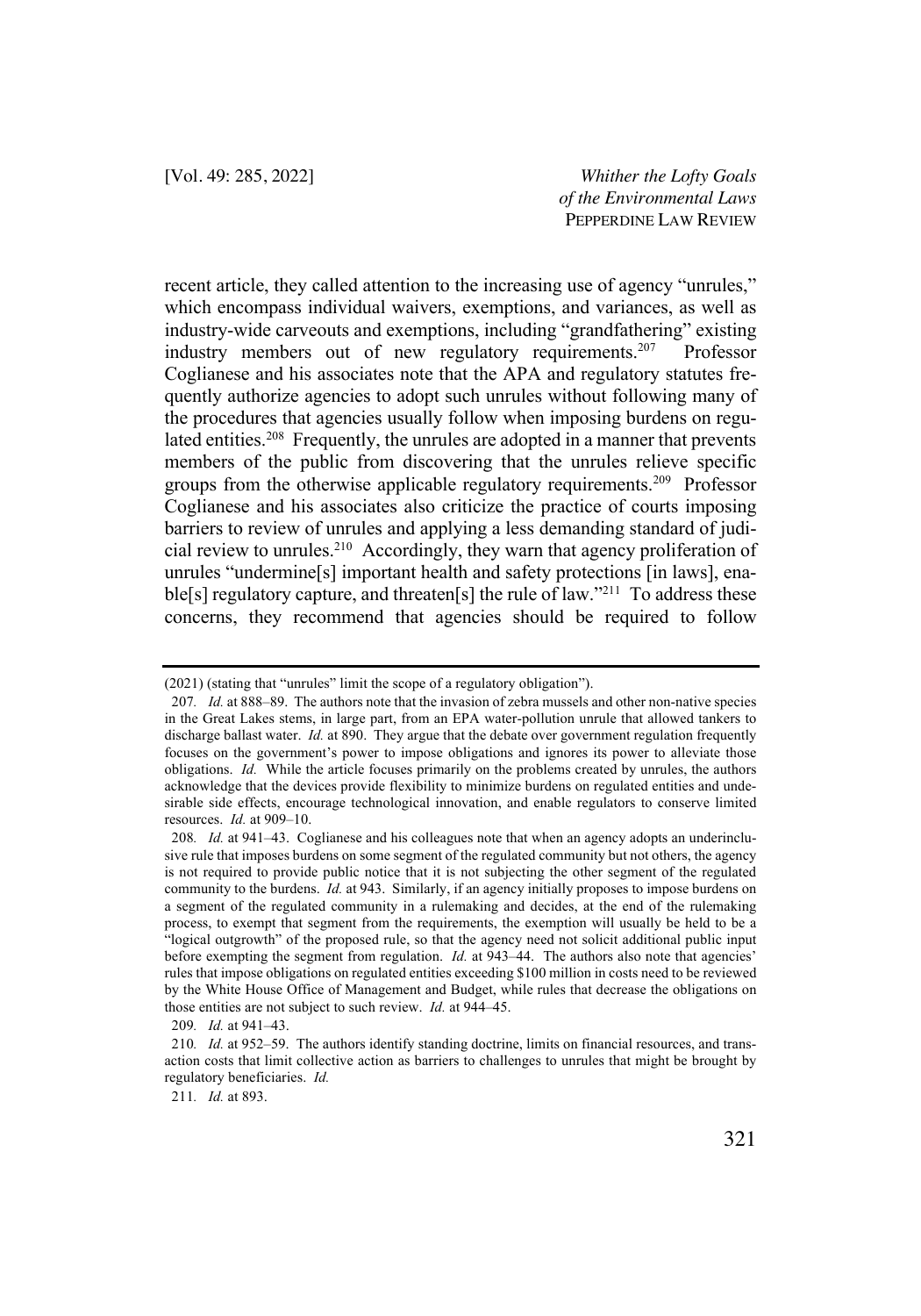recent article, they called attention to the increasing use of agency "unrules," which encompass individual waivers, exemptions, and variances, as well as industry-wide carveouts and exemptions, including "grandfathering" existing industry members out of new regulatory requirements.[207] Professor Coglianese and his associates note that the APA and regulatory statutes frequently authorize agencies to adopt such unrules without following many of the procedures that agencies usually follow when imposing burdens on regulated entities.[208] Frequently, the unrules are adopted in a manner that prevents members of the public from discovering that the unrules relieve specific groups from the otherwise applicable regulatory requirements.[209] Professor Coglianese and his associates also criticize the practice of courts imposing barriers to review of unrules and applying a less demanding standard of judicial review to unrules.[210] Accordingly, they warn that agency proliferation of unrules "undermine[s] important health and safety protections [in laws], enable[s] regulatory capture, and threaten[s] the rule of law."[211] To address these concerns, they recommend that agencies should be required to follow

---

(2021) (stating that "unrules" limit the scope of a regulatory obligation").

207. *Id.* at 888–89. The authors note that the invasion of zebra mussels and other non-native species in the Great Lakes stems, in large part, from an EPA water-pollution unrule that allowed tankers to discharge ballast water. *Id.* at 890. They argue that the debate over government regulation frequently focuses on the government's power to impose obligations and ignores its power to alleviate those obligations. *Id.* While the article focuses primarily on the problems created by unrules, the authors acknowledge that the devices provide flexibility to minimize burdens on regulated entities and undesirable side effects, encourage technological innovation, and enable regulators to conserve limited resources. *Id.* at 909–10.

208. *Id.* at 941–43. Coglianese and his colleagues note that when an agency adopts an underinclusive rule that imposes burdens on some segment of the regulated community but not others, the agency is not required to provide public notice that it is not subjecting the other segment of the regulated community to the burdens. *Id.* at 943. Similarly, if an agency initially proposes to impose burdens on a segment of the regulated community in a rulemaking and decides, at the end of the rulemaking process, to exempt that segment from the requirements, the exemption will usually be held to be a "logical outgrowth" of the proposed rule, so that the agency need not solicit additional public input before exempting the segment from regulation. *Id.* at 943–44. The authors also note that agencies' rules that impose obligations on regulated entities exceeding $100 million in costs need to be reviewed by the White House Office of Management and Budget, while rules that decrease the obligations on those entities are not subject to such review. *Id.* at 944–45.

209. *Id.* at 941–43.

210. *Id.* at 952–59. The authors identify standing doctrine, limits on financial resources, and transaction costs that limit collective action as barriers to challenges to unrules that might be brought by regulatory beneficiaries. *Id.*

211. *Id.* at 893.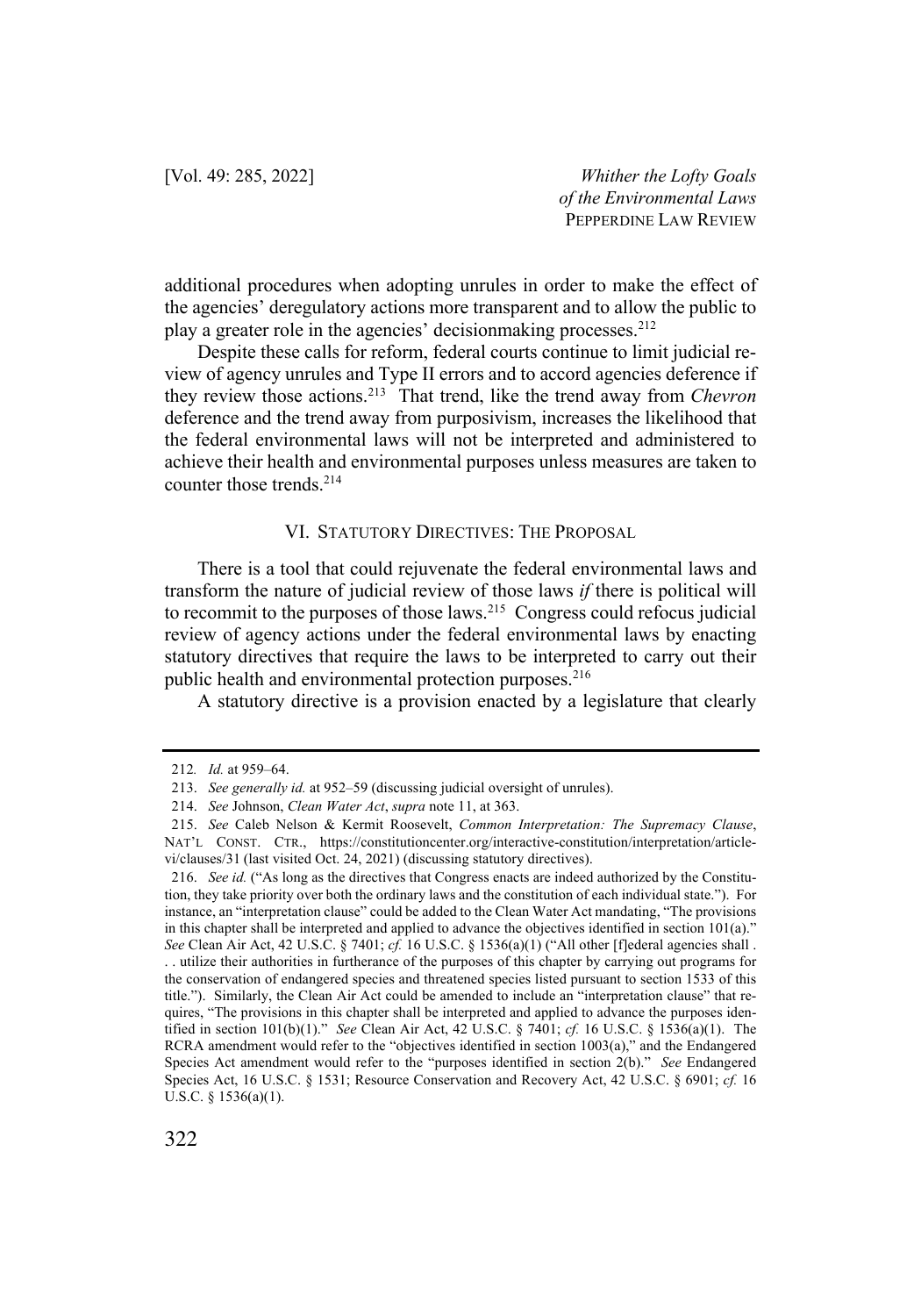additional procedures when adopting unrules in order to make the effect of the agencies' deregulatory actions more transparent and to allow the public to play a greater role in the agencies' decisionmaking processes.[212]

Despite these calls for reform, federal courts continue to limit judicial review of agency unrules and Type II errors and to accord agencies deference if they review those actions.[213] That trend, like the trend away from *Chevron* deference and the trend away from purposivism, increases the likelihood that the federal environmental laws will not be interpreted and administered to achieve their health and environmental purposes unless measures are taken to counter those trends.[214]

## VI. STATUTORY DIRECTIVES: THE PROPOSAL

There is a tool that could rejuvenate the federal environmental laws and transform the nature of judicial review of those laws *if* there is political will to recommit to the purposes of those laws.[215] Congress could refocus judicial review of agency actions under the federal environmental laws by enacting statutory directives that require the laws to be interpreted to carry out their public health and environmental protection purposes.[216]

A statutory directive is a provision enacted by a legislature that clearly

---

212. *Id.* at 959–64.

213. *See generally id.* at 952–59 (discussing judicial oversight of unrules).

214. *See* Johnson, *Clean Water Act*, *supra* note 11, at 363.

215. *See* Caleb Nelson & Kermit Roosevelt, *Common Interpretation: The Supremacy Clause*, NAT'L CONST. CTR., https://constitutioncenter.org/interactive-constitution/interpretation/article-vi/clauses/31 (last visited Oct. 24, 2021) (discussing statutory directives).

216. *See id.* ("As long as the directives that Congress enacts are indeed authorized by the Constitution, they take priority over both the ordinary laws and the constitution of each individual state."). For instance, an "interpretation clause" could be added to the Clean Water Act mandating, "The provisions in this chapter shall be interpreted and applied to advance the objectives identified in section 101(a)." *See* Clean Air Act, 42 U.S.C. § 7401; *cf.* 16 U.S.C. § 1536(a)(1) ("All other [f]ederal agencies shall . . . utilize their authorities in furtherance of the purposes of this chapter by carrying out programs for the conservation of endangered species and threatened species listed pursuant to section 1533 of this title."). Similarly, the Clean Air Act could be amended to include an "interpretation clause" that requires, "The provisions in this chapter shall be interpreted and applied to advance the purposes identified in section 101(b)(1)." *See* Clean Air Act, 42 U.S.C. § 7401; *cf.* 16 U.S.C. § 1536(a)(1). The RCRA amendment would refer to the "objectives identified in section 1003(a)," and the Endangered Species Act amendment would refer to the "purposes identified in section 2(b)." *See* Endangered Species Act, 16 U.S.C. § 1531; Resource Conservation and Recovery Act, 42 U.S.C. § 6901; *cf.* 16 U.S.C. § 1536(a)(1).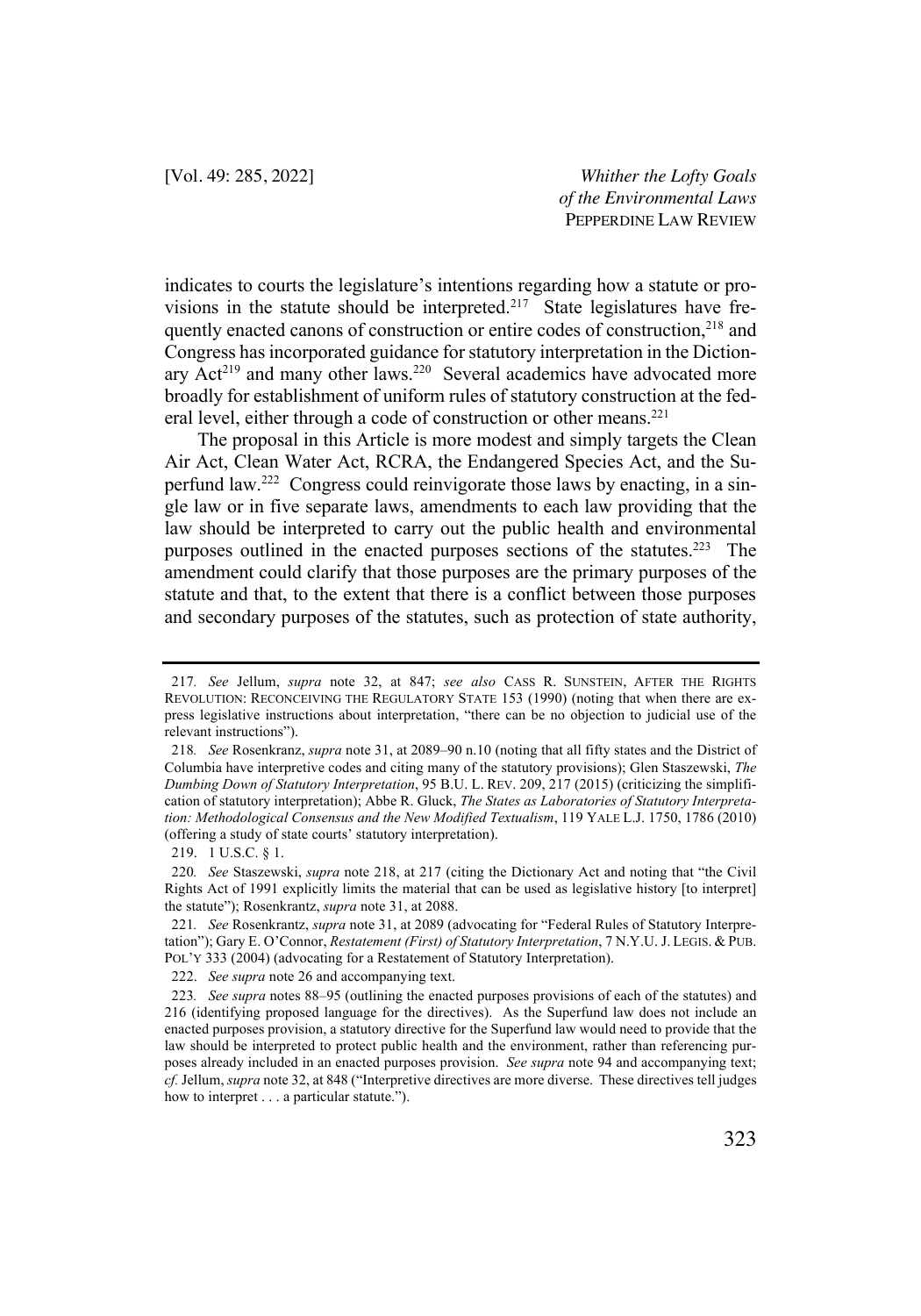indicates to courts the legislature's intentions regarding how a statute or provisions in the statute should be interpreted.[217] State legislatures have frequently enacted canons of construction or entire codes of construction,[218] and Congress has incorporated guidance for statutory interpretation in the Dictionary Act[219] and many other laws.[220] Several academics have advocated more broadly for establishment of uniform rules of statutory construction at the federal level, either through a code of construction or other means.[221]

The proposal in this Article is more modest and simply targets the Clean Air Act, Clean Water Act, RCRA, the Endangered Species Act, and the Superfund law.[222] Congress could reinvigorate those laws by enacting, in a single law or in five separate laws, amendments to each law providing that the law should be interpreted to carry out the public health and environmental purposes outlined in the enacted purposes sections of the statutes.[223] The amendment could clarify that those purposes are the primary purposes of the statute and that, to the extent that there is a conflict between those purposes and secondary purposes of the statutes, such as protection of state authority,

---

217. *See* Jellum, *supra* note 32, at 847; *see also* CASS R. SUNSTEIN, AFTER THE RIGHTS REVOLUTION: RECONCEIVING THE REGULATORY STATE 153 (1990) (noting that when there are express legislative instructions about interpretation, "there can be no objection to judicial use of the relevant instructions").

218. *See* Rosenkranz, *supra* note 31, at 2089–90 n.10 (noting that all fifty states and the District of Columbia have interpretive codes and citing many of the statutory provisions); Glen Staszewski, *The Dumbing Down of Statutory Interpretation*, 95 B.U. L. REV. 209, 217 (2015) (criticizing the simplification of statutory interpretation); Abbe R. Gluck, *The States as Laboratories of Statutory Interpretation: Methodological Consensus and the New Modified Textualism*, 119 YALE L.J. 1750, 1786 (2010) (offering a study of state courts' statutory interpretation).

219. 1 U.S.C. § 1.

220. *See* Staszewski, *supra* note 218, at 217 (citing the Dictionary Act and noting that "the Civil Rights Act of 1991 explicitly limits the material that can be used as legislative history [to interpret] the statute"); Rosenkrantz, *supra* note 31, at 2088.

221. *See* Rosenkrantz, *supra* note 31, at 2089 (advocating for "Federal Rules of Statutory Interpretation"); Gary E. O'Connor, *Restatement (First) of Statutory Interpretation*, 7 N.Y.U. J. LEGIS. & PUB. POL'Y 333 (2004) (advocating for a Restatement of Statutory Interpretation).

222. *See supra* note 26 and accompanying text.

223. *See supra* notes 88–95 (outlining the enacted purposes provisions of each of the statutes) and 216 (identifying proposed language for the directives). As the Superfund law does not include an enacted purposes provision, a statutory directive for the Superfund law would need to provide that the law should be interpreted to protect public health and the environment, rather than referencing purposes already included in an enacted purposes provision. *See supra* note 94 and accompanying text; *cf.* Jellum, *supra* note 32, at 848 ("Interpretive directives are more diverse. These directives tell judges how to interpret . . . a particular statute.").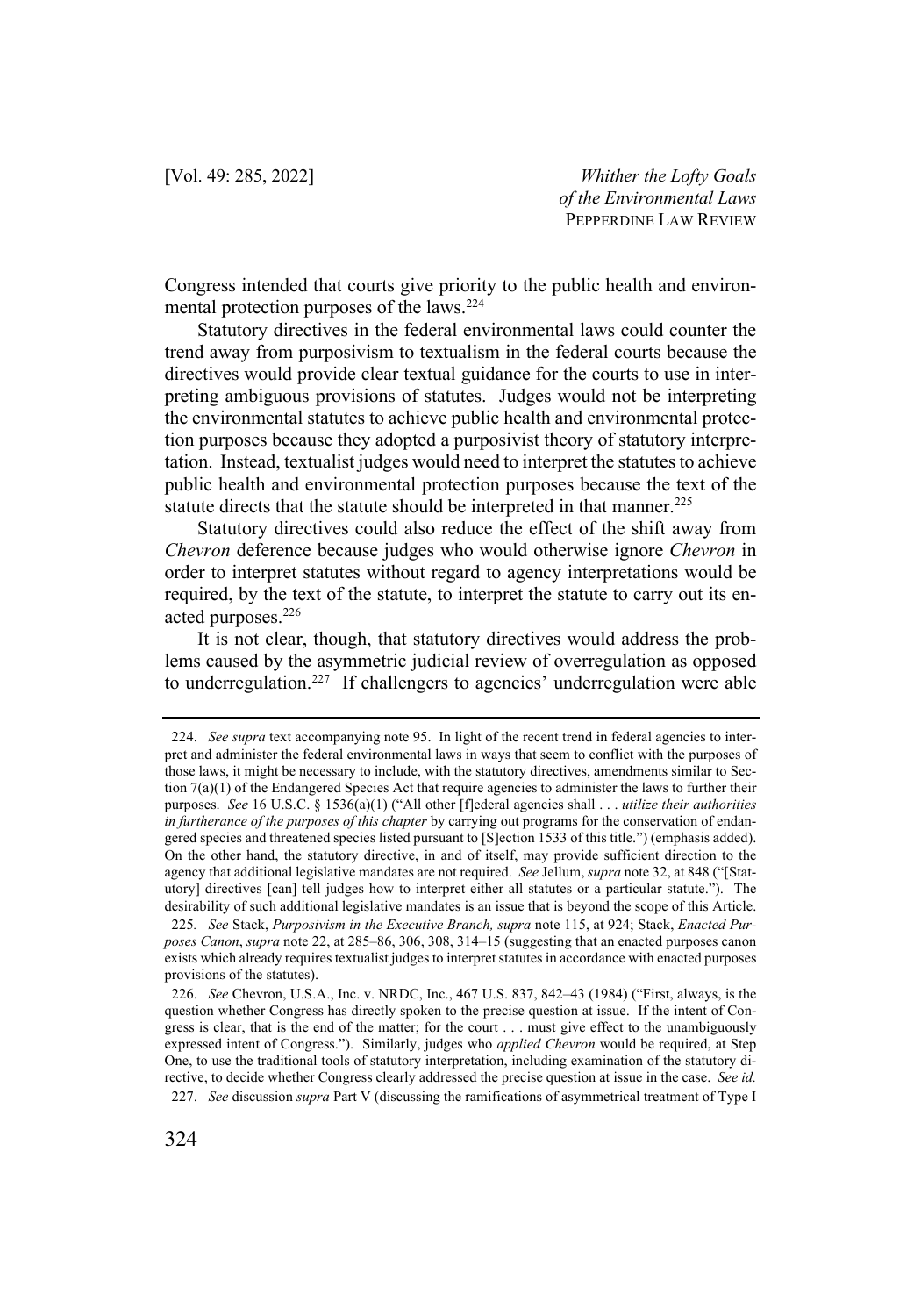Congress intended that courts give priority to the public health and environmental protection purposes of the laws.[224]

Statutory directives in the federal environmental laws could counter the trend away from purposivism to textualism in the federal courts because the directives would provide clear textual guidance for the courts to use in interpreting ambiguous provisions of statutes. Judges would not be interpreting the environmental statutes to achieve public health and environmental protection purposes because they adopted a purposivist theory of statutory interpretation. Instead, textualist judges would need to interpret the statutes to achieve public health and environmental protection purposes because the text of the statute directs that the statute should be interpreted in that manner.[225]

Statutory directives could also reduce the effect of the shift away from *Chevron* deference because judges who would otherwise ignore *Chevron* in order to interpret statutes without regard to agency interpretations would be required, by the text of the statute, to interpret the statute to carry out its enacted purposes.[226]

It is not clear, though, that statutory directives would address the problems caused by the asymmetric judicial review of overregulation as opposed to underregulation.[227] If challengers to agencies' underregulation were able

---

224. *See supra* text accompanying note 95. In light of the recent trend in federal agencies to interpret and administer the federal environmental laws in ways that seem to conflict with the purposes of those laws, it might be necessary to include, with the statutory directives, amendments similar to Section 7(a)(1) of the Endangered Species Act that require agencies to administer the laws to further their purposes. *See* 16 U.S.C. § 1536(a)(1) ("All other [f]ederal agencies shall . . . *utilize their authorities in furtherance of the purposes of this chapter* by carrying out programs for the conservation of endangered species and threatened species listed pursuant to [S]ection 1533 of this title.") (emphasis added). On the other hand, the statutory directive, in and of itself, may provide sufficient direction to the agency that additional legislative mandates are not required. *See* Jellum, *supra* note 32, at 848 ("[Statutory] directives [can] tell judges how to interpret either all statutes or a particular statute."). The desirability of such additional legislative mandates is an issue that is beyond the scope of this Article.

225. *See* Stack, *Purposivism in the Executive Branch, supra* note 115, at 924; Stack, *Enacted Purposes Canon*, *supra* note 22, at 285–86, 306, 308, 314–15 (suggesting that an enacted purposes canon exists which already requires textualist judges to interpret statutes in accordance with enacted purposes provisions of the statutes).

226. *See* Chevron, U.S.A., Inc. v. NRDC, Inc., 467 U.S. 837, 842–43 (1984) ("First, always, is the question whether Congress has directly spoken to the precise question at issue. If the intent of Congress is clear, that is the end of the matter; for the court . . . must give effect to the unambiguously expressed intent of Congress."). Similarly, judges who *applied Chevron* would be required, at Step One, to use the traditional tools of statutory interpretation, including examination of the statutory directive, to decide whether Congress clearly addressed the precise question at issue in the case. *See id.*

227. *See* discussion *supra* Part V (discussing the ramifications of asymmetrical treatment of Type I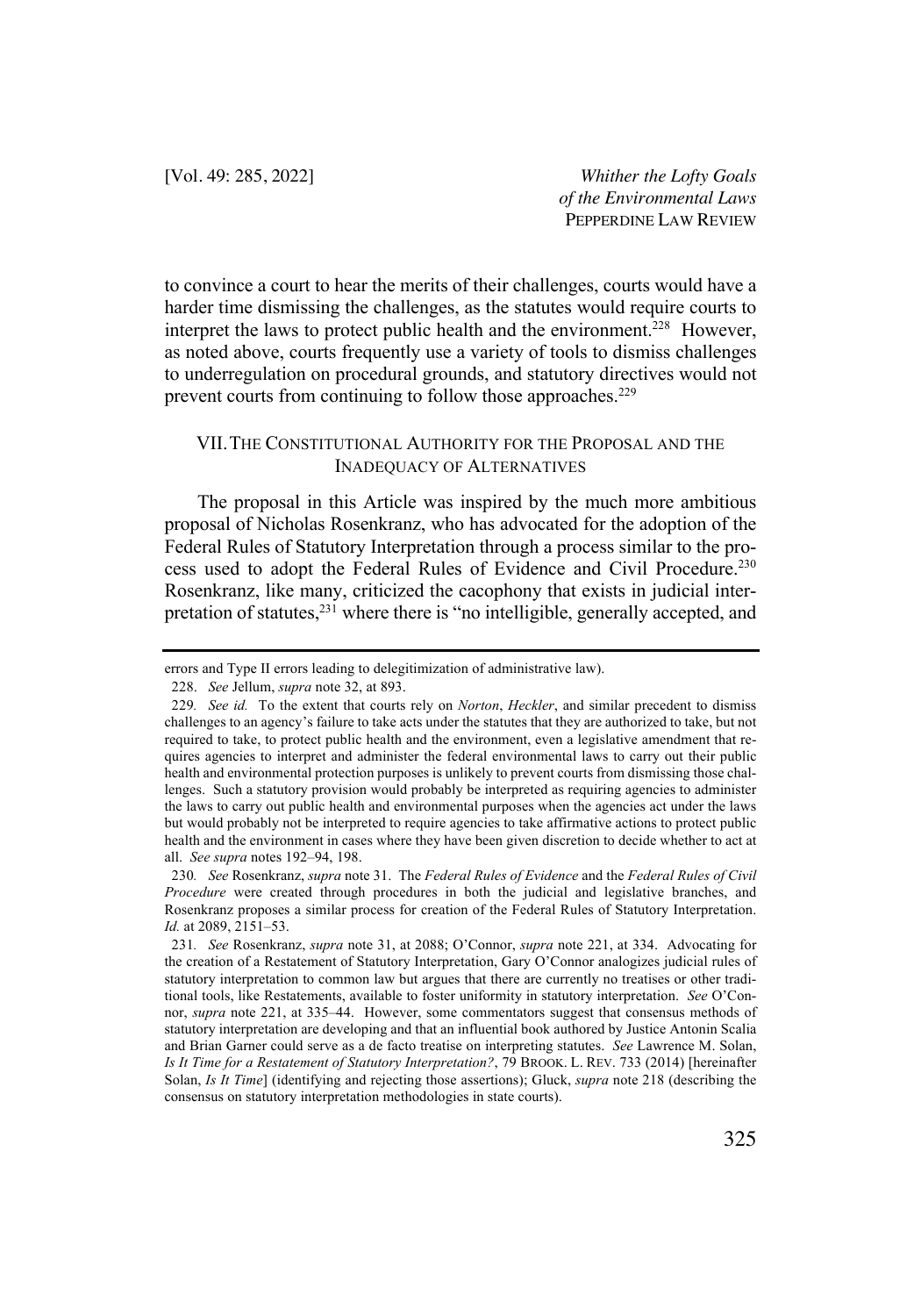to convince a court to hear the merits of their challenges, courts would have a harder time dismissing the challenges, as the statutes would require courts to interpret the laws to protect public health and the environment.[228] However, as noted above, courts frequently use a variety of tools to dismiss challenges to underregulation on procedural grounds, and statutory directives would not prevent courts from continuing to follow those approaches.[229]

## VII. THE CONSTITUTIONAL AUTHORITY FOR THE PROPOSAL AND THE INADEQUACY OF ALTERNATIVES

The proposal in this Article was inspired by the much more ambitious proposal of Nicholas Rosenkranz, who has advocated for the adoption of the Federal Rules of Statutory Interpretation through a process similar to the process used to adopt the Federal Rules of Evidence and Civil Procedure.[230] Rosenkranz, like many, criticized the cacophony that exists in judicial interpretation of statutes,[231] where there is "no intelligible, generally accepted, and

---

errors and Type II errors leading to delegitimization of administrative law).

228. *See* Jellum, *supra* note 32, at 893.

229. *See id.* To the extent that courts rely on *Norton*, *Heckler*, and similar precedent to dismiss challenges to an agency's failure to take acts under the statutes that they are authorized to take, but not required to take, to protect public health and the environment, even a legislative amendment that requires agencies to interpret and administer the federal environmental laws to carry out their public health and environmental protection purposes is unlikely to prevent courts from dismissing those challenges. Such a statutory provision would probably be interpreted as requiring agencies to administer the laws to carry out public health and environmental purposes when the agencies act under the laws but would probably not be interpreted to require agencies to take affirmative actions to protect public health and the environment in cases where they have been given discretion to decide whether to act at all. *See supra* notes 192–94, 198.

230. *See* Rosenkranz, *supra* note 31. The *Federal Rules of Evidence* and the *Federal Rules of Civil Procedure* were created through procedures in both the judicial and legislative branches, and Rosenkranz proposes a similar process for creation of the Federal Rules of Statutory Interpretation. *Id.* at 2089, 2151–53.

231. *See* Rosenkranz, *supra* note 31, at 2088; O'Connor, *supra* note 221, at 334. Advocating for the creation of a Restatement of Statutory Interpretation, Gary O'Connor analogizes judicial rules of statutory interpretation to common law but argues that there are currently no treatises or other traditional tools, like Restatements, available to foster uniformity in statutory interpretation. *See* O'Connor, *supra* note 221, at 335–44. However, some commentators suggest that consensus methods of statutory interpretation are developing and that an influential book authored by Justice Antonin Scalia and Brian Garner could serve as a de facto treatise on interpreting statutes. *See* Lawrence M. Solan, *Is It Time for a Restatement of Statutory Interpretation?*, 79 BROOK. L. REV. 733 (2014) [hereinafter Solan, *Is It Time*] (identifying and rejecting those assertions); Gluck, *supra* note 218 (describing the consensus on statutory interpretation methodologies in state courts).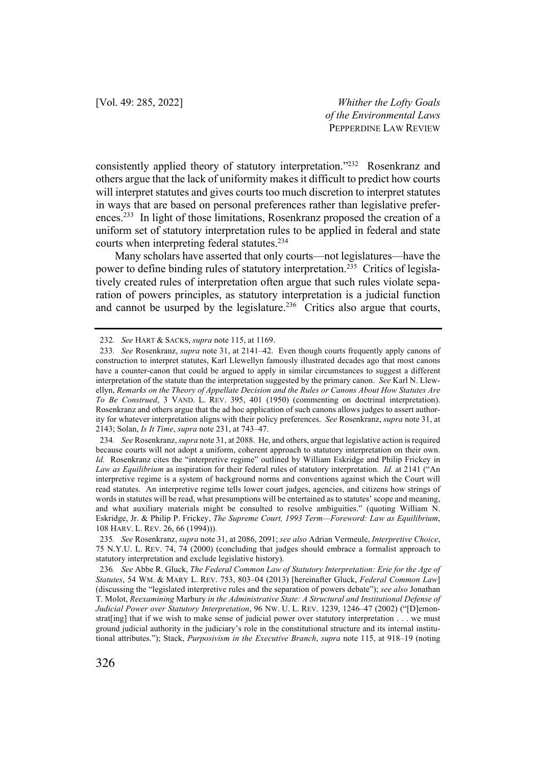consistently applied theory of statutory interpretation."[232] Rosenkranz and others argue that the lack of uniformity makes it difficult to predict how courts will interpret statutes and gives courts too much discretion to interpret statutes in ways that are based on personal preferences rather than legislative preferences.[233] In light of those limitations, Rosenkranz proposed the creation of a uniform set of statutory interpretation rules to be applied in federal and state courts when interpreting federal statutes.[234]

Many scholars have asserted that only courts—not legislatures—have the power to define binding rules of statutory interpretation.[235] Critics of legislatively created rules of interpretation often argue that such rules violate separation of powers principles, as statutory interpretation is a judicial function and cannot be usurped by the legislature.[236] Critics also argue that courts,

---

232. *See* HART & SACKS, *supra* note 115, at 1169.

233. *See* Rosenkranz, *supra* note 31, at 2141–42. Even though courts frequently apply canons of construction to interpret statutes, Karl Llewellyn famously illustrated decades ago that most canons have a counter-canon that could be argued to apply in similar circumstances to suggest a different interpretation of the statute than the interpretation suggested by the primary canon. *See* Karl N. Llewellyn, *Remarks on the Theory of Appellate Decision and the Rules or Canons About How Statutes Are To Be Construed*, 3 VAND. L. REV. 395, 401 (1950) (commenting on doctrinal interpretation). Rosenkranz and others argue that the ad hoc application of such canons allows judges to assert authority for whatever interpretation aligns with their policy preferences. *See* Rosenkranz, *supra* note 31, at 2143; Solan, *Is It Time*, *supra* note 231, at 743–47.

234. *See* Rosenkranz, *supra* note 31, at 2088. He, and others, argue that legislative action is required because courts will not adopt a uniform, coherent approach to statutory interpretation on their own. *Id.* Rosenkranz cites the "interpretive regime" outlined by William Eskridge and Philip Frickey in *Law as Equilibrium* as inspiration for their federal rules of statutory interpretation. *Id.* at 2141 ("An interpretive regime is a system of background norms and conventions against which the Court will read statutes. An interpretive regime tells lower court judges, agencies, and citizens how strings of words in statutes will be read, what presumptions will be entertained as to statutes' scope and meaning, and what auxiliary materials might be consulted to resolve ambiguities." (quoting William N. Eskridge, Jr. & Philip P. Frickey, *The Supreme Court, 1993 Term—Foreword: Law as Equilibrium*, 108 HARV. L. REV. 26, 66 (1994))).

235. *See* Rosenkranz, *supra* note 31, at 2086, 2091; *see also* Adrian Vermeule, *Interpretive Choice*, 75 N.Y.U. L. REV. 74, 74 (2000) (concluding that judges should embrace a formalist approach to statutory interpretation and exclude legislative history).

236. *See* Abbe R. Gluck, *The Federal Common Law of Statutory Interpretation: Erie for the Age of Statutes*, 54 WM. & MARY L. REV. 753, 803–04 (2013) [hereinafter Gluck, *Federal Common Law*] (discussing the "legislated interpretive rules and the separation of powers debate"); *see also* Jonathan T. Molot, *Reexamining* Marbury *in the Administrative State: A Structural and Institutional Defense of Judicial Power over Statutory Interpretation*, 96 NW. U. L. REV. 1239, 1246–47 (2002) ("[D]emonstrat[ing] that if we wish to make sense of judicial power over statutory interpretation . . . we must ground judicial authority in the judiciary's role in the constitutional structure and its internal institutional attributes."); Stack, *Purposivism in the Executive Branch*, *supra* note 115, at 918–19 (noting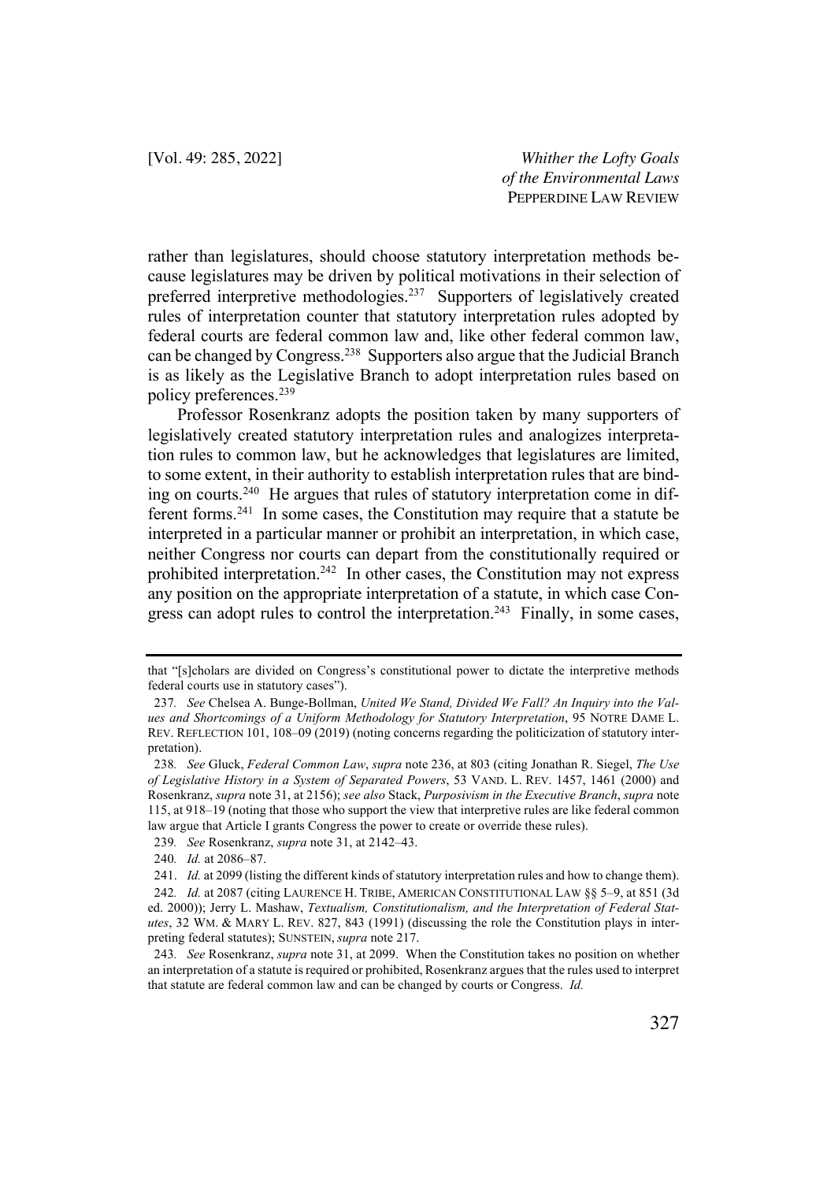rather than legislatures, should choose statutory interpretation methods because legislatures may be driven by political motivations in their selection of preferred interpretive methodologies.[237] Supporters of legislatively created rules of interpretation counter that statutory interpretation rules adopted by federal courts are federal common law and, like other federal common law, can be changed by Congress.[238] Supporters also argue that the Judicial Branch is as likely as the Legislative Branch to adopt interpretation rules based on policy preferences.[239]

Professor Rosenkranz adopts the position taken by many supporters of legislatively created statutory interpretation rules and analogizes interpretation rules to common law, but he acknowledges that legislatures are limited, to some extent, in their authority to establish interpretation rules that are binding on courts.[240] He argues that rules of statutory interpretation come in different forms.[241] In some cases, the Constitution may require that a statute be interpreted in a particular manner or prohibit an interpretation, in which case, neither Congress nor courts can depart from the constitutionally required or prohibited interpretation.[242] In other cases, the Constitution may not express any position on the appropriate interpretation of a statute, in which case Congress can adopt rules to control the interpretation.[243] Finally, in some cases,

---

that "[s]cholars are divided on Congress's constitutional power to dictate the interpretive methods federal courts use in statutory cases").

237. *See* Chelsea A. Bunge-Bollman, *United We Stand, Divided We Fall? An Inquiry into the Values and Shortcomings of a Uniform Methodology for Statutory Interpretation*, 95 NOTRE DAME L. REV. REFLECTION 101, 108–09 (2019) (noting concerns regarding the politicization of statutory interpretation).

238. *See* Gluck, *Federal Common Law*, *supra* note 236, at 803 (citing Jonathan R. Siegel, *The Use of Legislative History in a System of Separated Powers*, 53 VAND. L. REV. 1457, 1461 (2000) and Rosenkranz, *supra* note 31, at 2156); *see also* Stack, *Purposivism in the Executive Branch*, *supra* note 115, at 918–19 (noting that those who support the view that interpretive rules are like federal common law argue that Article I grants Congress the power to create or override these rules).

239. *See* Rosenkranz, *supra* note 31, at 2142–43.

240. *Id.* at 2086–87.

241. *Id.* at 2099 (listing the different kinds of statutory interpretation rules and how to change them).

242. *Id.* at 2087 (citing LAURENCE H. TRIBE, AMERICAN CONSTITUTIONAL LAW §§ 5–9, at 851 (3d ed. 2000)); Jerry L. Mashaw, *Textualism, Constitutionalism, and the Interpretation of Federal Statutes*, 32 WM. & MARY L. REV. 827, 843 (1991) (discussing the role the Constitution plays in interpreting federal statutes); SUNSTEIN, *supra* note 217.

243. *See* Rosenkranz, *supra* note 31, at 2099. When the Constitution takes no position on whether an interpretation of a statute is required or prohibited, Rosenkranz argues that the rules used to interpret that statute are federal common law and can be changed by courts or Congress. *Id.*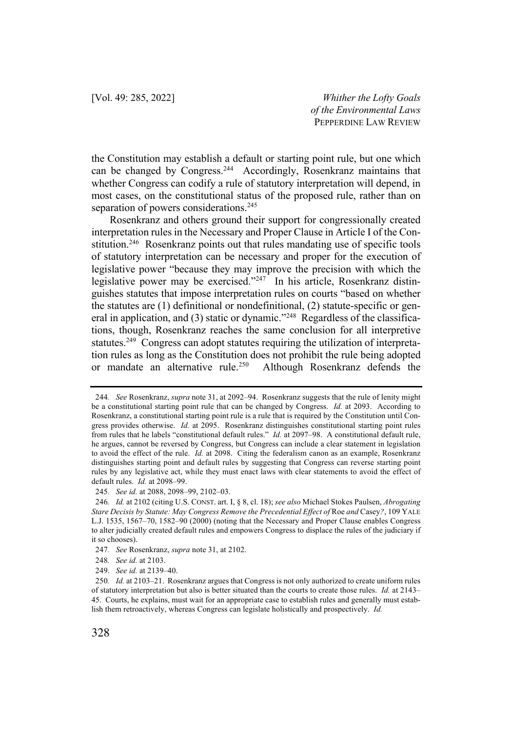the Constitution may establish a default or starting point rule, but one which can be changed by Congress.[244] Accordingly, Rosenkranz maintains that whether Congress can codify a rule of statutory interpretation will depend, in most cases, on the constitutional status of the proposed rule, rather than on separation of powers considerations.[245]

Rosenkranz and others ground their support for congressionally created interpretation rules in the Necessary and Proper Clause in Article I of the Constitution.[246] Rosenkranz points out that rules mandating use of specific tools of statutory interpretation can be necessary and proper for the execution of legislative power "because they may improve the precision with which the legislative power may be exercised."[247] In his article, Rosenkranz distinguishes statutes that impose interpretation rules on courts "based on whether the statutes are (1) definitional or nondefinitional, (2) statute-specific or general in application, and (3) static or dynamic."[248] Regardless of the classifications, though, Rosenkranz reaches the same conclusion for all interpretive statutes.[249] Congress can adopt statutes requiring the utilization of interpretation rules as long as the Constitution does not prohibit the rule being adopted or mandate an alternative rule.[250] Although Rosenkranz defends the

---

244. *See* Rosenkranz, *supra* note 31, at 2092–94. Rosenkranz suggests that the rule of lenity might be a constitutional starting point rule that can be changed by Congress. *Id.* at 2093. According to Rosenkranz, a constitutional starting point rule is a rule that is required by the Constitution until Congress provides otherwise. *Id.* at 2095. Rosenkranz distinguishes constitutional starting point rules from rules that he labels "constitutional default rules." *Id.* at 2097–98. A constitutional default rule, he argues, cannot be reversed by Congress, but Congress can include a clear statement in legislation to avoid the effect of the rule. *Id.* at 2098. Citing the federalism canon as an example, Rosenkranz distinguishes starting point and default rules by suggesting that Congress can reverse starting point rules by any legislative act, while they must enact laws with clear statements to avoid the effect of default rules. *Id.* at 2098–99.

245. *See id.* at 2088, 2098–99, 2102–03.

246. *Id.* at 2102 (citing U.S. CONST. art. I, § 8, cl. 18); *see also* Michael Stokes Paulsen, *Abrogating Stare Decisis by Statute: May Congress Remove the Precedential Effect of* Roe *and* Casey*?*, 109 YALE L.J. 1535, 1567–70, 1582–90 (2000) (noting that the Necessary and Proper Clause enables Congress to alter judicially created default rules and empowers Congress to displace the rules of the judiciary if it so chooses).

247. *See* Rosenkranz, *supra* note 31, at 2102.

248. *See id.* at 2103.

249. *See id.* at 2139–40.

250. *Id.* at 2103–21. Rosenkranz argues that Congress is not only authorized to create uniform rules of statutory interpretation but also is better situated than the courts to create those rules. *Id.* at 2143–45. Courts, he explains, must wait for an appropriate case to establish rules and generally must establish them retroactively, whereas Congress can legislate holistically and prospectively. *Id.*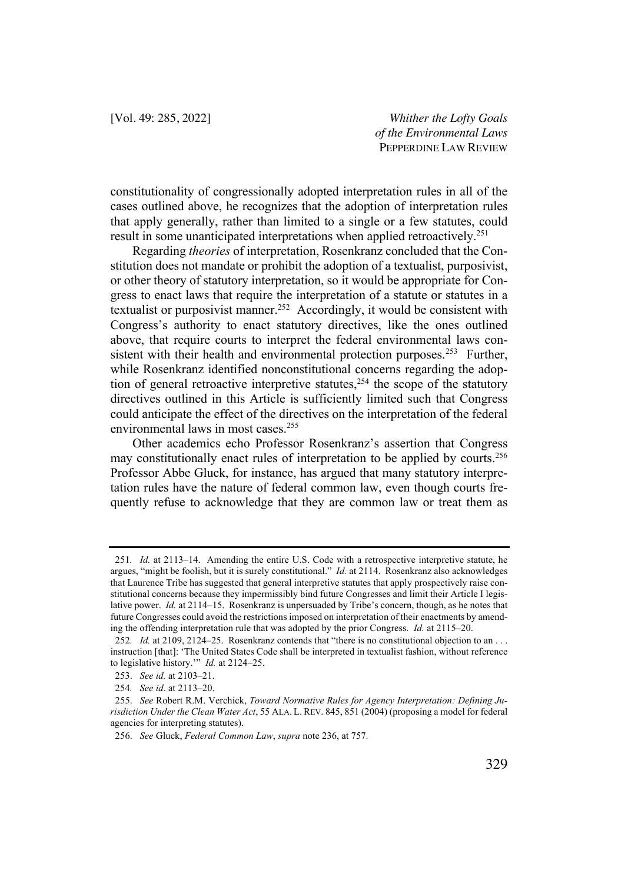constitutionality of congressionally adopted interpretation rules in all of the cases outlined above, he recognizes that the adoption of interpretation rules that apply generally, rather than limited to a single or a few statutes, could result in some unanticipated interpretations when applied retroactively.[251]

Regarding *theories* of interpretation, Rosenkranz concluded that the Constitution does not mandate or prohibit the adoption of a textualist, purposivist, or other theory of statutory interpretation, so it would be appropriate for Congress to enact laws that require the interpretation of a statute or statutes in a textualist or purposivist manner.[252] Accordingly, it would be consistent with Congress's authority to enact statutory directives, like the ones outlined above, that require courts to interpret the federal environmental laws consistent with their health and environmental protection purposes.[253] Further, while Rosenkranz identified nonconstitutional concerns regarding the adoption of general retroactive interpretive statutes,[254] the scope of the statutory directives outlined in this Article is sufficiently limited such that Congress could anticipate the effect of the directives on the interpretation of the federal environmental laws in most cases.[255]

Other academics echo Professor Rosenkranz's assertion that Congress may constitutionally enact rules of interpretation to be applied by courts.[256] Professor Abbe Gluck, for instance, has argued that many statutory interpretation rules have the nature of federal common law, even though courts frequently refuse to acknowledge that they are common law or treat them as

---

251. *Id.* at 2113–14. Amending the entire U.S. Code with a retrospective interpretive statute, he argues, "might be foolish, but it is surely constitutional." *Id.* at 2114. Rosenkranz also acknowledges that Laurence Tribe has suggested that general interpretive statutes that apply prospectively raise constitutional concerns because they impermissibly bind future Congresses and limit their Article I legislative power. *Id.* at 2114–15. Rosenkranz is unpersuaded by Tribe's concern, though, as he notes that future Congresses could avoid the restrictions imposed on interpretation of their enactments by amending the offending interpretation rule that was adopted by the prior Congress. *Id.* at 2115–20.

252. *Id.* at 2109, 2124–25. Rosenkranz contends that "there is no constitutional objection to an . . . instruction [that]: 'The United States Code shall be interpreted in textualist fashion, without reference to legislative history.'" *Id.* at 2124–25.

253. *See id.* at 2103–21.

254. *See id*. at 2113–20.

255. *See* Robert R.M. Verchick, *Toward Normative Rules for Agency Interpretation: Defining Jurisdiction Under the Clean Water Act*, 55 ALA. L. REV. 845, 851 (2004) (proposing a model for federal agencies for interpreting statutes).

256. *See* Gluck, *Federal Common Law*, *supra* note 236, at 757.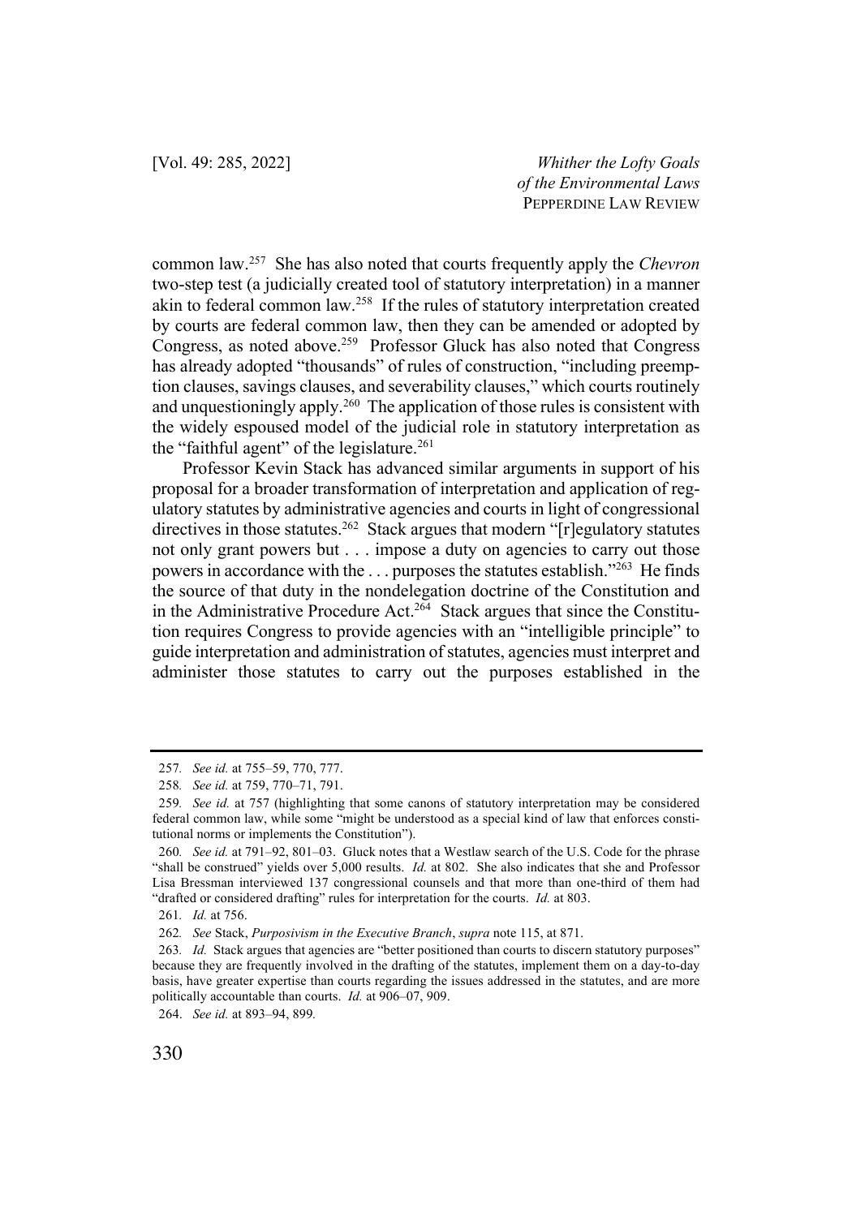common law.[257] She has also noted that courts frequently apply the *Chevron* two-step test (a judicially created tool of statutory interpretation) in a manner akin to federal common law.[258] If the rules of statutory interpretation created by courts are federal common law, then they can be amended or adopted by Congress, as noted above.[259] Professor Gluck has also noted that Congress has already adopted "thousands" of rules of construction, "including preemption clauses, savings clauses, and severability clauses," which courts routinely and unquestioningly apply.[260] The application of those rules is consistent with the widely espoused model of the judicial role in statutory interpretation as the "faithful agent" of the legislature.[261]

Professor Kevin Stack has advanced similar arguments in support of his proposal for a broader transformation of interpretation and application of regulatory statutes by administrative agencies and courts in light of congressional directives in those statutes.[262] Stack argues that modern "[r]egulatory statutes not only grant powers but . . . impose a duty on agencies to carry out those powers in accordance with the . . . purposes the statutes establish."[263] He finds the source of that duty in the nondelegation doctrine of the Constitution and in the Administrative Procedure Act.[264] Stack argues that since the Constitution requires Congress to provide agencies with an "intelligible principle" to guide interpretation and administration of statutes, agencies must interpret and administer those statutes to carry out the purposes established in the

---

257. *See id.* at 755–59, 770, 777.

258. *See id.* at 759, 770–71, 791.

259. *See id.* at 757 (highlighting that some canons of statutory interpretation may be considered federal common law, while some "might be understood as a special kind of law that enforces constitutional norms or implements the Constitution").

260. *See id.* at 791–92, 801–03. Gluck notes that a Westlaw search of the U.S. Code for the phrase "shall be construed" yields over 5,000 results. *Id.* at 802. She also indicates that she and Professor Lisa Bressman interviewed 137 congressional counsels and that more than one-third of them had "drafted or considered drafting" rules for interpretation for the courts. *Id.* at 803.

261. *Id.* at 756.

262. *See* Stack, *Purposivism in the Executive Branch*, *supra* note 115, at 871.

263. *Id.* Stack argues that agencies are "better positioned than courts to discern statutory purposes" because they are frequently involved in the drafting of the statutes, implement them on a day-to-day basis, have greater expertise than courts regarding the issues addressed in the statutes, and are more politically accountable than courts. *Id.* at 906–07, 909.

264. *See id.* at 893–94, 899.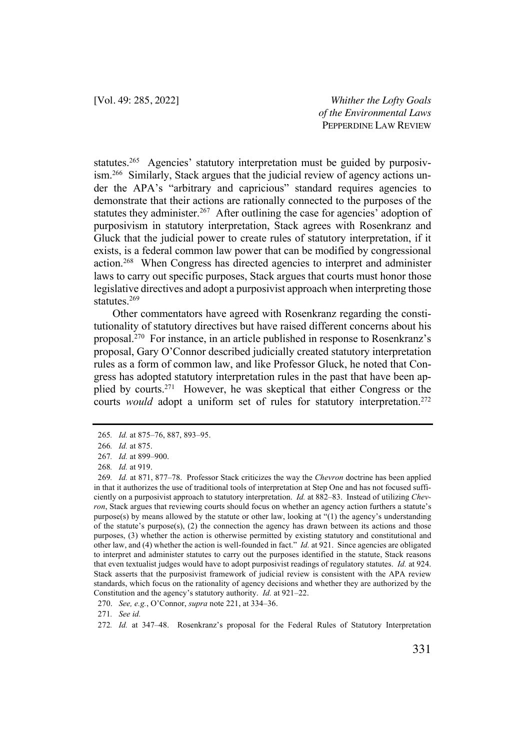statutes.[265] Agencies' statutory interpretation must be guided by purposivism.[266] Similarly, Stack argues that the judicial review of agency actions under the APA's "arbitrary and capricious" standard requires agencies to demonstrate that their actions are rationally connected to the purposes of the statutes they administer.[267] After outlining the case for agencies' adoption of purposivism in statutory interpretation, Stack agrees with Rosenkranz and Gluck that the judicial power to create rules of statutory interpretation, if it exists, is a federal common law power that can be modified by congressional action.[268] When Congress has directed agencies to interpret and administer laws to carry out specific purposes, Stack argues that courts must honor those legislative directives and adopt a purposivist approach when interpreting those statutes.[269]

Other commentators have agreed with Rosenkranz regarding the constitutionality of statutory directives but have raised different concerns about his proposal.[270] For instance, in an article published in response to Rosenkranz's proposal, Gary O'Connor described judicially created statutory interpretation rules as a form of common law, and like Professor Gluck, he noted that Congress has adopted statutory interpretation rules in the past that have been applied by courts.[271] However, he was skeptical that either Congress or the courts *would* adopt a uniform set of rules for statutory interpretation.[272]

---

265. *Id.* at 875–76, 887, 893–95.

266. *Id.* at 875.

267. *Id.* at 899–900.

268. *Id.* at 919.

269. *Id.* at 871, 877–78. Professor Stack criticizes the way the *Chevron* doctrine has been applied in that it authorizes the use of traditional tools of interpretation at Step One and has not focused sufficiently on a purposivist approach to statutory interpretation. *Id.* at 882–83. Instead of utilizing *Chevron*, Stack argues that reviewing courts should focus on whether an agency action furthers a statute's purpose(s) by means allowed by the statute or other law, looking at "(1) the agency's understanding of the statute's purpose(s), (2) the connection the agency has drawn between its actions and those purposes, (3) whether the action is otherwise permitted by existing statutory and constitutional and other law, and (4) whether the action is well-founded in fact." *Id.* at 921. Since agencies are obligated to interpret and administer statutes to carry out the purposes identified in the statute, Stack reasons that even textualist judges would have to adopt purposivist readings of regulatory statutes. *Id.* at 924. Stack asserts that the purposivist framework of judicial review is consistent with the APA review standards, which focus on the rationality of agency decisions and whether they are authorized by the Constitution and the agency's statutory authority. *Id.* at 921–22.

270. *See, e.g.*, O'Connor, *supra* note 221, at 334–36.

271. *See id.*

272. *Id.* at 347–48. Rosenkranz's proposal for the Federal Rules of Statutory Interpretation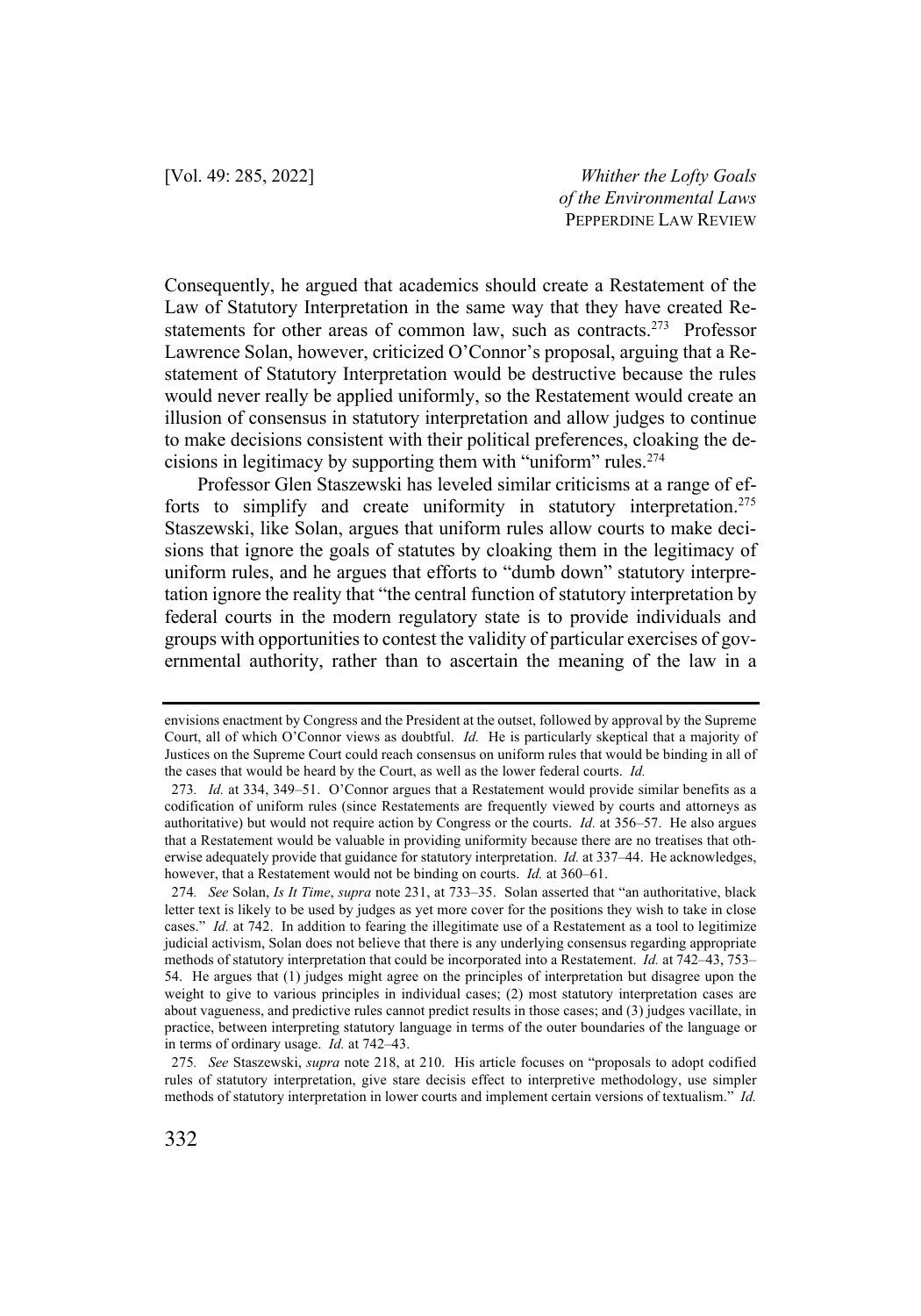Consequently, he argued that academics should create a Restatement of the Law of Statutory Interpretation in the same way that they have created Restatements for other areas of common law, such as contracts.[273] Professor Lawrence Solan, however, criticized O'Connor's proposal, arguing that a Restatement of Statutory Interpretation would be destructive because the rules would never really be applied uniformly, so the Restatement would create an illusion of consensus in statutory interpretation and allow judges to continue to make decisions consistent with their political preferences, cloaking the decisions in legitimacy by supporting them with "uniform" rules.[274]

Professor Glen Staszewski has leveled similar criticisms at a range of efforts to simplify and create uniformity in statutory interpretation.[275] Staszewski, like Solan, argues that uniform rules allow courts to make decisions that ignore the goals of statutes by cloaking them in the legitimacy of uniform rules, and he argues that efforts to "dumb down" statutory interpretation ignore the reality that "the central function of statutory interpretation by federal courts in the modern regulatory state is to provide individuals and groups with opportunities to contest the validity of particular exercises of governmental authority, rather than to ascertain the meaning of the law in a

---

envisions enactment by Congress and the President at the outset, followed by approval by the Supreme Court, all of which O'Connor views as doubtful. *Id.* He is particularly skeptical that a majority of Justices on the Supreme Court could reach consensus on uniform rules that would be binding in all of the cases that would be heard by the Court, as well as the lower federal courts. *Id.*

273. *Id.* at 334, 349–51. O'Connor argues that a Restatement would provide similar benefits as a codification of uniform rules (since Restatements are frequently viewed by courts and attorneys as authoritative) but would not require action by Congress or the courts. *Id.* at 356–57. He also argues that a Restatement would be valuable in providing uniformity because there are no treatises that otherwise adequately provide that guidance for statutory interpretation. *Id.* at 337–44. He acknowledges, however, that a Restatement would not be binding on courts. *Id.* at 360–61.

274. *See* Solan, *Is It Time*, *supra* note 231, at 733–35. Solan asserted that "an authoritative, black letter text is likely to be used by judges as yet more cover for the positions they wish to take in close cases." *Id.* at 742. In addition to fearing the illegitimate use of a Restatement as a tool to legitimize judicial activism, Solan does not believe that there is any underlying consensus regarding appropriate methods of statutory interpretation that could be incorporated into a Restatement. *Id.* at 742–43, 753–54. He argues that (1) judges might agree on the principles of interpretation but disagree upon the weight to give to various principles in individual cases; (2) most statutory interpretation cases are about vagueness, and predictive rules cannot predict results in those cases; and (3) judges vacillate, in practice, between interpreting statutory language in terms of the outer boundaries of the language or in terms of ordinary usage. *Id.* at 742–43.

275. *See* Staszewski, *supra* note 218, at 210. His article focuses on "proposals to adopt codified rules of statutory interpretation, give stare decisis effect to interpretive methodology, use simpler methods of statutory interpretation in lower courts and implement certain versions of textualism." *Id.*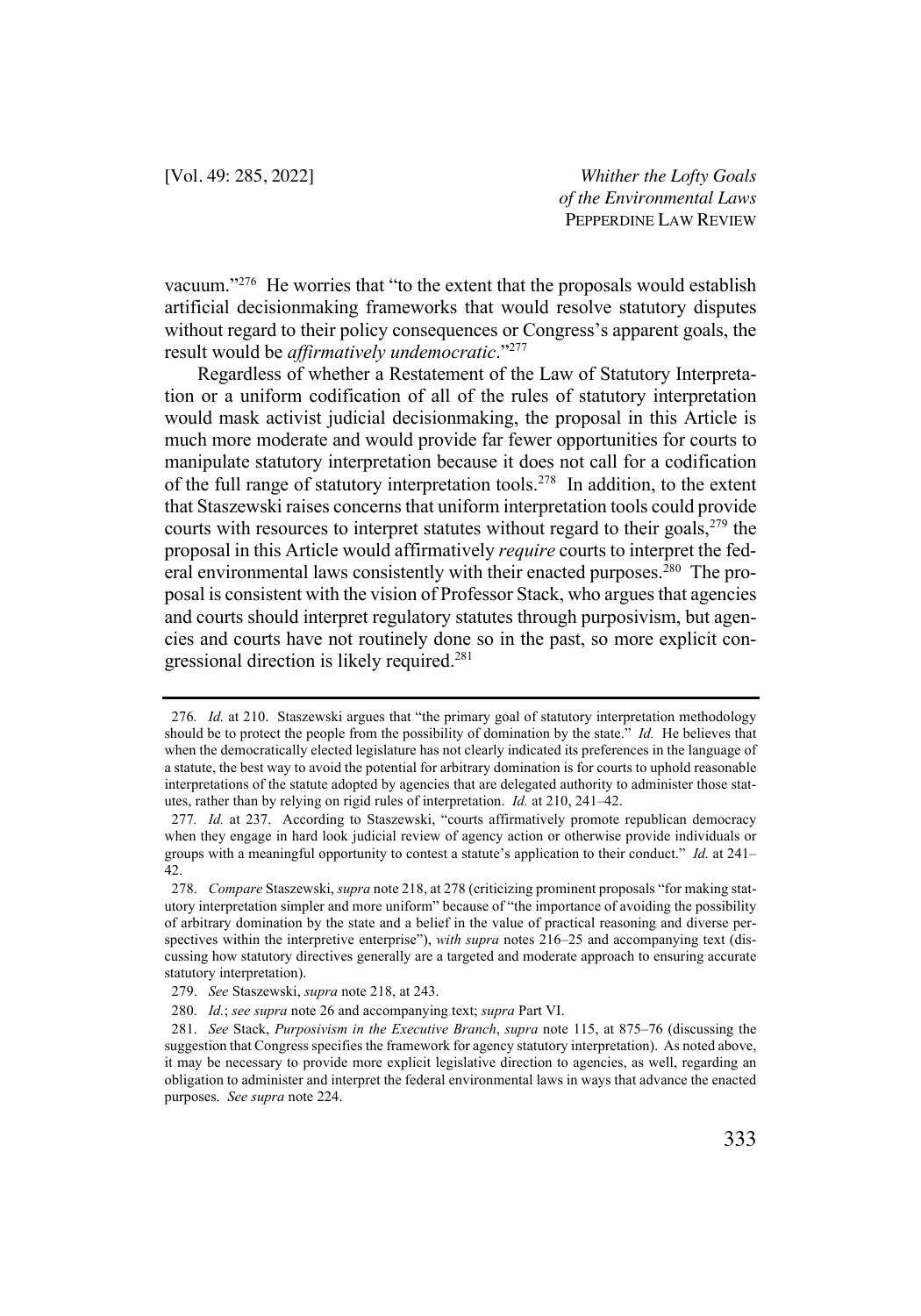vacuum."[276] He worries that "to the extent that the proposals would establish artificial decisionmaking frameworks that would resolve statutory disputes without regard to their policy consequences or Congress's apparent goals, the result would be *affirmatively undemocratic*."[277]

Regardless of whether a Restatement of the Law of Statutory Interpretation or a uniform codification of all of the rules of statutory interpretation would mask activist judicial decisionmaking, the proposal in this Article is much more moderate and would provide far fewer opportunities for courts to manipulate statutory interpretation because it does not call for a codification of the full range of statutory interpretation tools.[278] In addition, to the extent that Staszewski raises concerns that uniform interpretation tools could provide courts with resources to interpret statutes without regard to their goals,[279] the proposal in this Article would affirmatively *require* courts to interpret the federal environmental laws consistently with their enacted purposes.[280] The proposal is consistent with the vision of Professor Stack, who argues that agencies and courts should interpret regulatory statutes through purposivism, but agencies and courts have not routinely done so in the past, so more explicit congressional direction is likely required.[281]

---

276. *Id.* at 210. Staszewski argues that "the primary goal of statutory interpretation methodology should be to protect the people from the possibility of domination by the state." *Id.* He believes that when the democratically elected legislature has not clearly indicated its preferences in the language of a statute, the best way to avoid the potential for arbitrary domination is for courts to uphold reasonable interpretations of the statute adopted by agencies that are delegated authority to administer those statutes, rather than by relying on rigid rules of interpretation. *Id.* at 210, 241–42.

277. *Id.* at 237. According to Staszewski, "courts affirmatively promote republican democracy when they engage in hard look judicial review of agency action or otherwise provide individuals or groups with a meaningful opportunity to contest a statute's application to their conduct." *Id.* at 241–42.

278. *Compare* Staszewski, *supra* note 218, at 278 (criticizing prominent proposals "for making statutory interpretation simpler and more uniform" because of "the importance of avoiding the possibility of arbitrary domination by the state and a belief in the value of practical reasoning and diverse perspectives within the interpretive enterprise"), *with supra* notes 216–25 and accompanying text (discussing how statutory directives generally are a targeted and moderate approach to ensuring accurate statutory interpretation).

279. *See* Staszewski, *supra* note 218, at 243.

280. *Id.*; *see supra* note 26 and accompanying text; *supra* Part VI.

281. *See* Stack, *Purposivism in the Executive Branch*, *supra* note 115, at 875–76 (discussing the suggestion that Congress specifies the framework for agency statutory interpretation). As noted above, it may be necessary to provide more explicit legislative direction to agencies, as well, regarding an obligation to administer and interpret the federal environmental laws in ways that advance the enacted purposes. *See supra* note 224.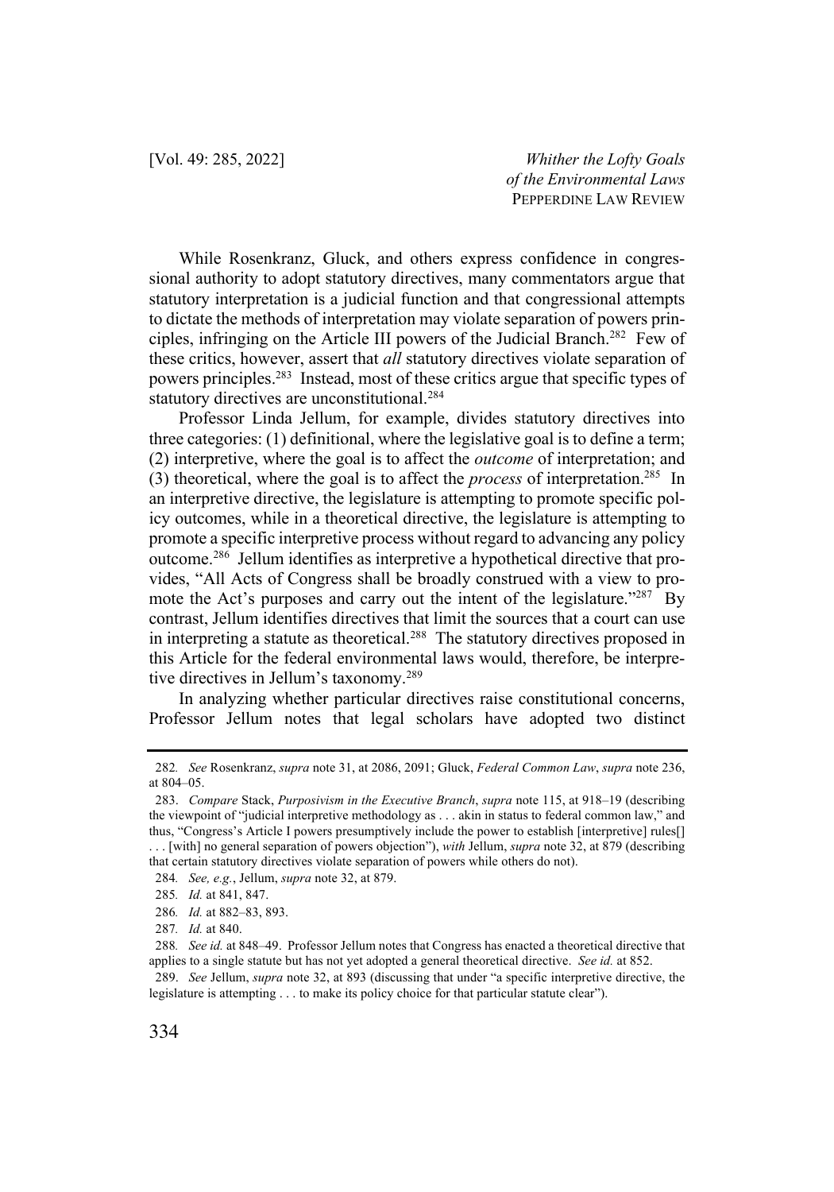While Rosenkranz, Gluck, and others express confidence in congressional authority to adopt statutory directives, many commentators argue that statutory interpretation is a judicial function and that congressional attempts to dictate the methods of interpretation may violate separation of powers principles, infringing on the Article III powers of the Judicial Branch.[282] Few of these critics, however, assert that *all* statutory directives violate separation of powers principles.[283] Instead, most of these critics argue that specific types of statutory directives are unconstitutional.[284]

Professor Linda Jellum, for example, divides statutory directives into three categories: (1) definitional, where the legislative goal is to define a term; (2) interpretive, where the goal is to affect the *outcome* of interpretation; and (3) theoretical, where the goal is to affect the *process* of interpretation.[285] In an interpretive directive, the legislature is attempting to promote specific policy outcomes, while in a theoretical directive, the legislature is attempting to promote a specific interpretive process without regard to advancing any policy outcome.[286] Jellum identifies as interpretive a hypothetical directive that provides, "All Acts of Congress shall be broadly construed with a view to promote the Act's purposes and carry out the intent of the legislature."[287] By contrast, Jellum identifies directives that limit the sources that a court can use in interpreting a statute as theoretical.[288] The statutory directives proposed in this Article for the federal environmental laws would, therefore, be interpretive directives in Jellum's taxonomy.[289]

In analyzing whether particular directives raise constitutional concerns, Professor Jellum notes that legal scholars have adopted two distinct

---

282. *See* Rosenkranz, *supra* note 31, at 2086, 2091; Gluck, *Federal Common Law*, *supra* note 236, at 804–05.

283. *Compare* Stack, *Purposivism in the Executive Branch*, *supra* note 115, at 918–19 (describing the viewpoint of "judicial interpretive methodology as . . . akin in status to federal common law," and thus, "Congress's Article I powers presumptively include the power to establish [interpretive] rules[] . . . [with] no general separation of powers objection"), *with* Jellum, *supra* note 32, at 879 (describing that certain statutory directives violate separation of powers while others do not).

284. *See, e.g.*, Jellum, *supra* note 32, at 879.

285. *Id.* at 841, 847.

286. *Id.* at 882–83, 893.

287. *Id.* at 840.

288. *See id.* at 848–49. Professor Jellum notes that Congress has enacted a theoretical directive that applies to a single statute but has not yet adopted a general theoretical directive. *See id.* at 852.

289. *See* Jellum, *supra* note 32, at 893 (discussing that under "a specific interpretive directive, the legislature is attempting . . . to make its policy choice for that particular statute clear").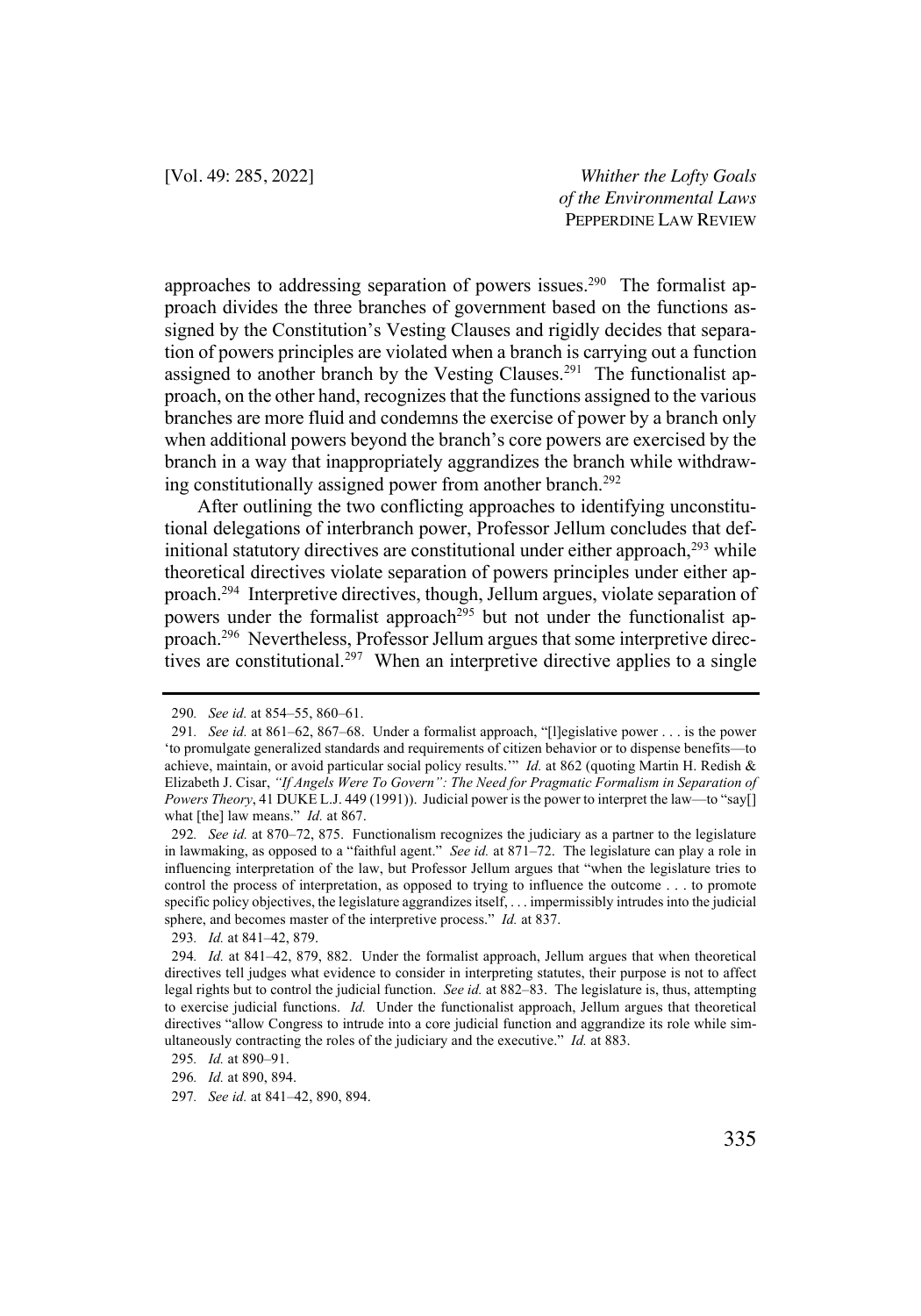approaches to addressing separation of powers issues.[290] The formalist approach divides the three branches of government based on the functions assigned by the Constitution's Vesting Clauses and rigidly decides that separation of powers principles are violated when a branch is carrying out a function assigned to another branch by the Vesting Clauses.[291] The functionalist approach, on the other hand, recognizes that the functions assigned to the various branches are more fluid and condemns the exercise of power by a branch only when additional powers beyond the branch's core powers are exercised by the branch in a way that inappropriately aggrandizes the branch while withdrawing constitutionally assigned power from another branch.[292]

After outlining the two conflicting approaches to identifying unconstitutional delegations of interbranch power, Professor Jellum concludes that definitional statutory directives are constitutional under either approach,[293] while theoretical directives violate separation of powers principles under either approach.[294] Interpretive directives, though, Jellum argues, violate separation of powers under the formalist approach[295] but not under the functionalist approach.[296] Nevertheless, Professor Jellum argues that some interpretive directives are constitutional.[297] When an interpretive directive applies to a single

---

290. *See id.* at 854–55, 860–61.

291. *See id.* at 861–62, 867–68. Under a formalist approach, "[l]egislative power . . . is the power 'to promulgate generalized standards and requirements of citizen behavior or to dispense benefits—to achieve, maintain, or avoid particular social policy results.'" *Id.* at 862 (quoting Martin H. Redish & Elizabeth J. Cisar, *"If Angels Were To Govern": The Need for Pragmatic Formalism in Separation of Powers Theory*, 41 DUKE L.J. 449 (1991)). Judicial power is the power to interpret the law—to "say[] what [the] law means." *Id.* at 867.

292. *See id.* at 870–72, 875. Functionalism recognizes the judiciary as a partner to the legislature in lawmaking, as opposed to a "faithful agent." *See id.* at 871–72. The legislature can play a role in influencing interpretation of the law, but Professor Jellum argues that "when the legislature tries to control the process of interpretation, as opposed to trying to influence the outcome . . . to promote specific policy objectives, the legislature aggrandizes itself, . . . impermissibly intrudes into the judicial sphere, and becomes master of the interpretive process." *Id.* at 837.

293. *Id.* at 841–42, 879.

294. *Id.* at 841–42, 879, 882. Under the formalist approach, Jellum argues that when theoretical directives tell judges what evidence to consider in interpreting statutes, their purpose is not to affect legal rights but to control the judicial function. *See id.* at 882–83. The legislature is, thus, attempting to exercise judicial functions. *Id.* Under the functionalist approach, Jellum argues that theoretical directives "allow Congress to intrude into a core judicial function and aggrandize its role while simultaneously contracting the roles of the judiciary and the executive." *Id.* at 883.

295. *Id.* at 890–91.

296. *Id.* at 890, 894.

297. *See id.* at 841–42, 890, 894.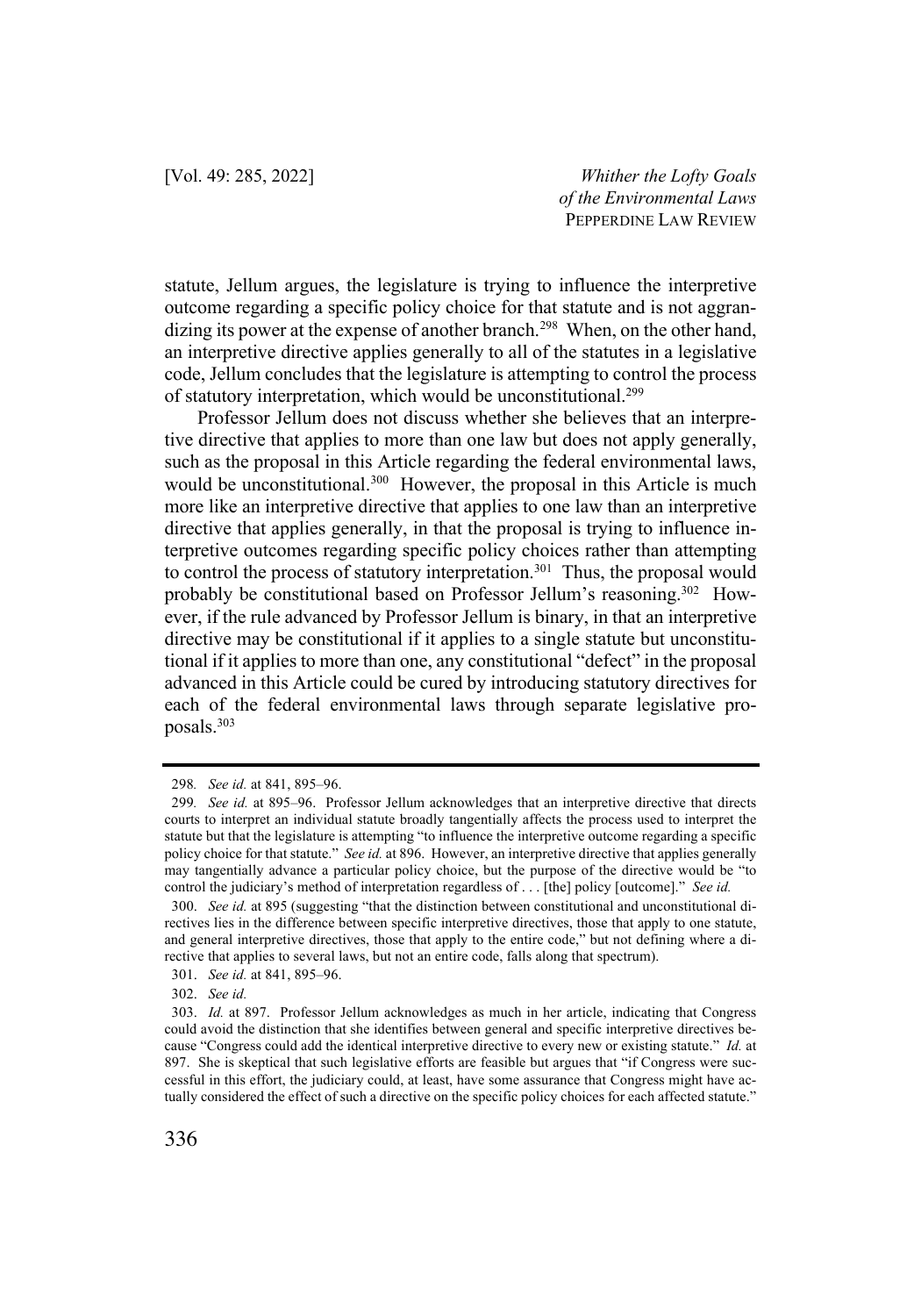statute, Jellum argues, the legislature is trying to influence the interpretive outcome regarding a specific policy choice for that statute and is not aggrandizing its power at the expense of another branch.[298] When, on the other hand, an interpretive directive applies generally to all of the statutes in a legislative code, Jellum concludes that the legislature is attempting to control the process of statutory interpretation, which would be unconstitutional.[299]

Professor Jellum does not discuss whether she believes that an interpretive directive that applies to more than one law but does not apply generally, such as the proposal in this Article regarding the federal environmental laws, would be unconstitutional.[300] However, the proposal in this Article is much more like an interpretive directive that applies to one law than an interpretive directive that applies generally, in that the proposal is trying to influence interpretive outcomes regarding specific policy choices rather than attempting to control the process of statutory interpretation.[301] Thus, the proposal would probably be constitutional based on Professor Jellum's reasoning.[302] However, if the rule advanced by Professor Jellum is binary, in that an interpretive directive may be constitutional if it applies to a single statute but unconstitutional if it applies to more than one, any constitutional "defect" in the proposal advanced in this Article could be cured by introducing statutory directives for each of the federal environmental laws through separate legislative proposals.[303]

---

298. *See id.* at 841, 895–96.

299. *See id.* at 895–96. Professor Jellum acknowledges that an interpretive directive that directs courts to interpret an individual statute broadly tangentially affects the process used to interpret the statute but that the legislature is attempting "to influence the interpretive outcome regarding a specific policy choice for that statute." *See id.* at 896. However, an interpretive directive that applies generally may tangentially advance a particular policy choice, but the purpose of the directive would be "to control the judiciary's method of interpretation regardless of . . . [the] policy [outcome]." *See id.*

300. *See id.* at 895 (suggesting "that the distinction between constitutional and unconstitutional directives lies in the difference between specific interpretive directives, those that apply to one statute, and general interpretive directives, those that apply to the entire code," but not defining where a directive that applies to several laws, but not an entire code, falls along that spectrum).

301. *See id.* at 841, 895–96.

302. *See id.*

303. *Id.* at 897. Professor Jellum acknowledges as much in her article, indicating that Congress could avoid the distinction that she identifies between general and specific interpretive directives because "Congress could add the identical interpretive directive to every new or existing statute." *Id.* at 897. She is skeptical that such legislative efforts are feasible but argues that "if Congress were successful in this effort, the judiciary could, at least, have some assurance that Congress might have actually considered the effect of such a directive on the specific policy choices for each affected statute."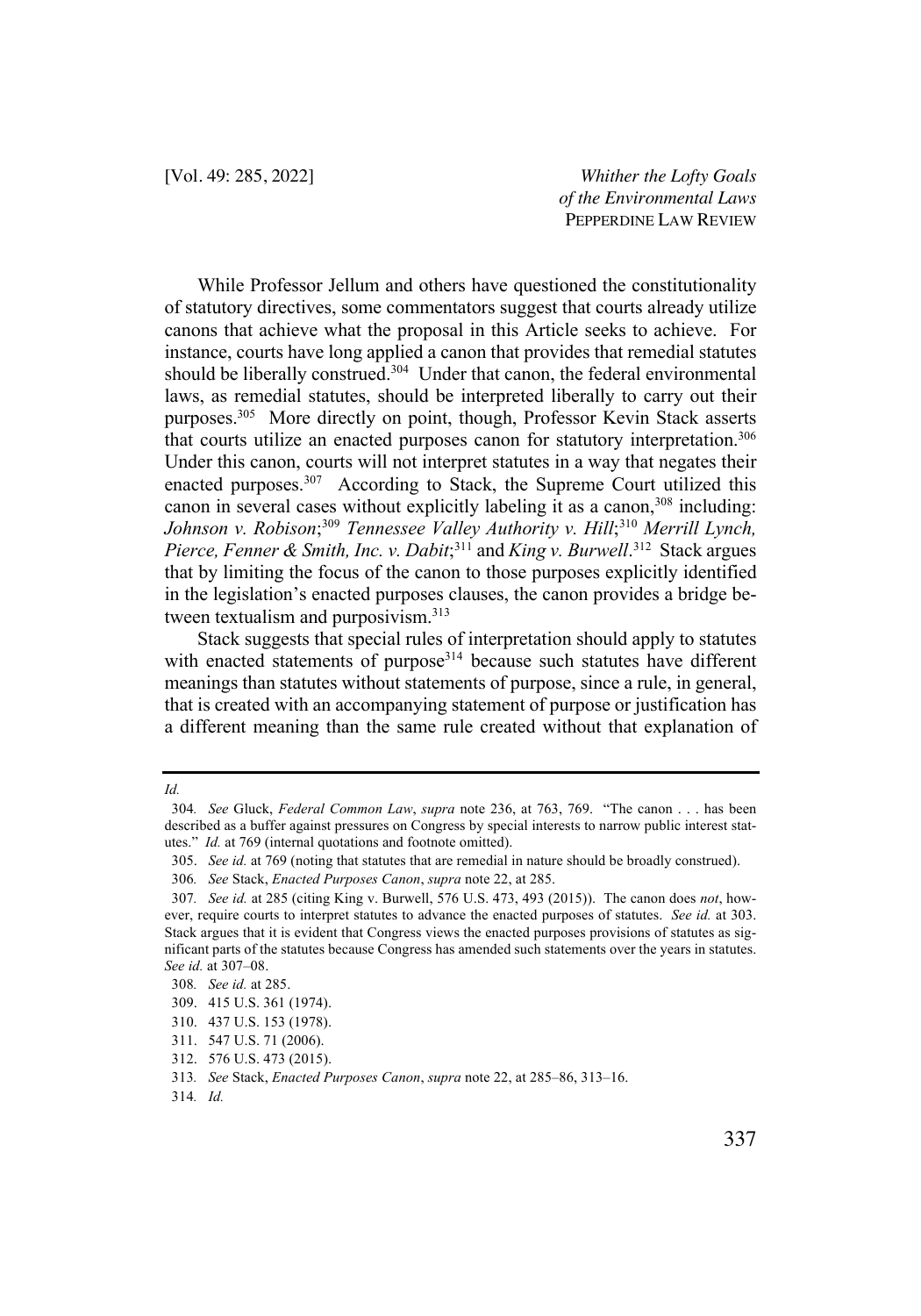While Professor Jellum and others have questioned the constitutionality of statutory directives, some commentators suggest that courts already utilize canons that achieve what the proposal in this Article seeks to achieve. For instance, courts have long applied a canon that provides that remedial statutes should be liberally construed.[304] Under that canon, the federal environmental laws, as remedial statutes, should be interpreted liberally to carry out their purposes.[305] More directly on point, though, Professor Kevin Stack asserts that courts utilize an enacted purposes canon for statutory interpretation.[306] Under this canon, courts will not interpret statutes in a way that negates their enacted purposes.[307] According to Stack, the Supreme Court utilized this canon in several cases without explicitly labeling it as a canon,[308] including: *Johnson v. Robison*;[309] *Tennessee Valley Authority v. Hill*;[310] *Merrill Lynch, Pierce, Fenner & Smith, Inc. v. Dabit*;[311] and *King v. Burwell*.[312] Stack argues that by limiting the focus of the canon to those purposes explicitly identified in the legislation's enacted purposes clauses, the canon provides a bridge between textualism and purposivism.[313]

Stack suggests that special rules of interpretation should apply to statutes with enacted statements of purpose[314] because such statutes have different meanings than statutes without statements of purpose, since a rule, in general, that is created with an accompanying statement of purpose or justification has a different meaning than the same rule created without that explanation of

---

*Id.*

304. *See* Gluck, *Federal Common Law*, *supra* note 236, at 763, 769. "The canon . . . has been described as a buffer against pressures on Congress by special interests to narrow public interest statutes." *Id.* at 769 (internal quotations and footnote omitted).

305. *See id.* at 769 (noting that statutes that are remedial in nature should be broadly construed).

306. *See* Stack, *Enacted Purposes Canon*, *supra* note 22, at 285.

307. *See id.* at 285 (citing King v. Burwell, 576 U.S. 473, 493 (2015)). The canon does *not*, however, require courts to interpret statutes to advance the enacted purposes of statutes. *See id.* at 303. Stack argues that it is evident that Congress views the enacted purposes provisions of statutes as significant parts of the statutes because Congress has amended such statements over the years in statutes. *See id.* at 307–08.

308. *See id.* at 285.

309. 415 U.S. 361 (1974).

310. 437 U.S. 153 (1978).

311. 547 U.S. 71 (2006).

312. 576 U.S. 473 (2015).

313. *See* Stack, *Enacted Purposes Canon*, *supra* note 22, at 285–86, 313–16.

314. *Id.*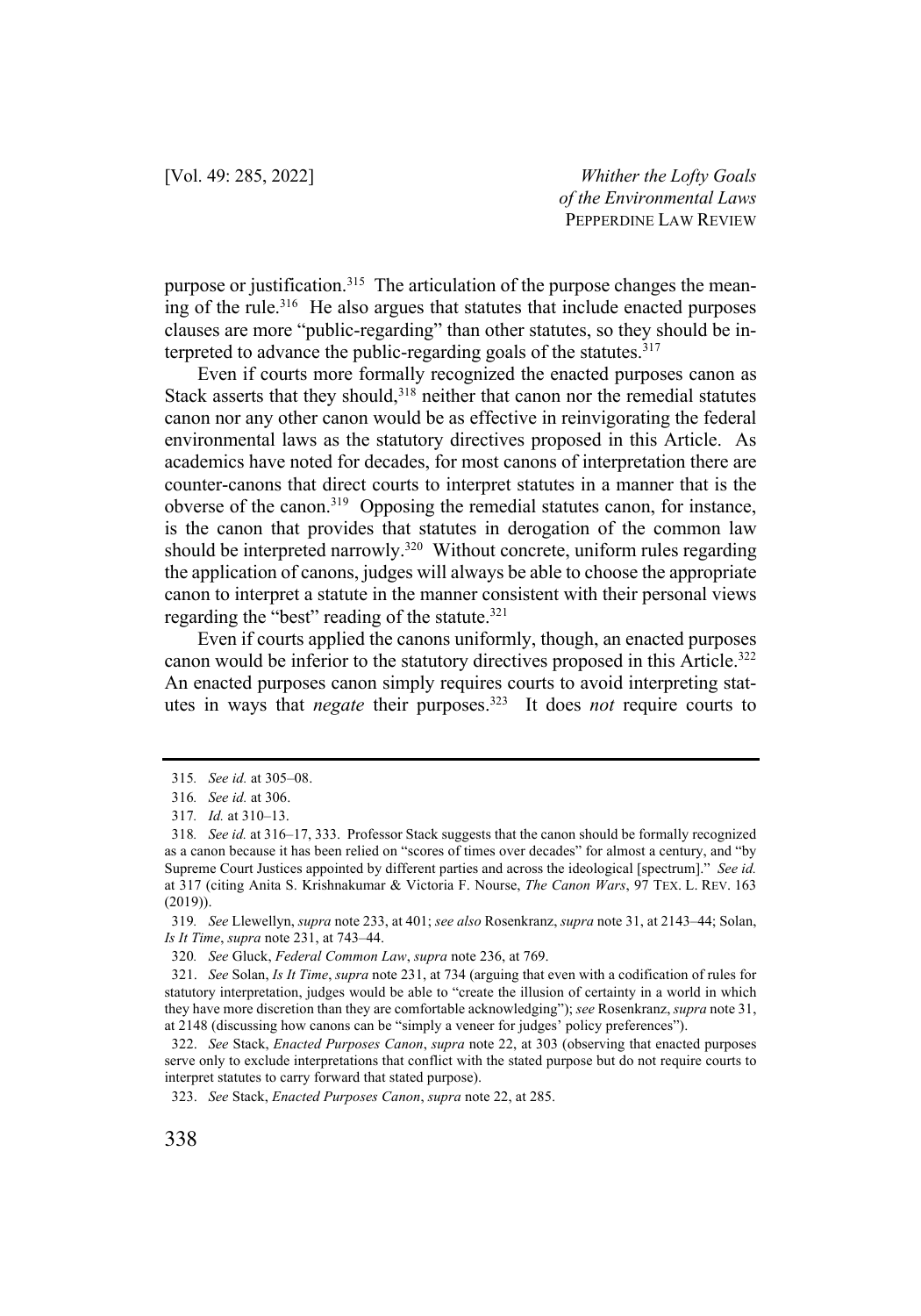purpose or justification.[315] The articulation of the purpose changes the meaning of the rule.[316] He also argues that statutes that include enacted purposes clauses are more "public-regarding" than other statutes, so they should be interpreted to advance the public-regarding goals of the statutes.[317]

Even if courts more formally recognized the enacted purposes canon as Stack asserts that they should,[318] neither that canon nor the remedial statutes canon nor any other canon would be as effective in reinvigorating the federal environmental laws as the statutory directives proposed in this Article. As academics have noted for decades, for most canons of interpretation there are counter-canons that direct courts to interpret statutes in a manner that is the obverse of the canon.[319] Opposing the remedial statutes canon, for instance, is the canon that provides that statutes in derogation of the common law should be interpreted narrowly.[320] Without concrete, uniform rules regarding the application of canons, judges will always be able to choose the appropriate canon to interpret a statute in the manner consistent with their personal views regarding the "best" reading of the statute.[321]

Even if courts applied the canons uniformly, though, an enacted purposes canon would be inferior to the statutory directives proposed in this Article.[322] An enacted purposes canon simply requires courts to avoid interpreting statutes in ways that *negate* their purposes.[323] It does *not* require courts to

---

315. *See id.* at 305–08.

316. *See id.* at 306.

317. *Id.* at 310–13.

318. *See id.* at 316–17, 333. Professor Stack suggests that the canon should be formally recognized as a canon because it has been relied on "scores of times over decades" for almost a century, and "by Supreme Court Justices appointed by different parties and across the ideological [spectrum]." *See id.* at 317 (citing Anita S. Krishnakumar & Victoria F. Nourse, *The Canon Wars*, 97 TEX. L. REV. 163 (2019)).

319. *See* Llewellyn, *supra* note 233, at 401; *see also* Rosenkranz, *supra* note 31, at 2143–44; Solan, *Is It Time*, *supra* note 231, at 743–44.

320. *See* Gluck, *Federal Common Law*, *supra* note 236, at 769.

321. *See* Solan, *Is It Time*, *supra* note 231, at 734 (arguing that even with a codification of rules for statutory interpretation, judges would be able to "create the illusion of certainty in a world in which they have more discretion than they are comfortable acknowledging"); *see* Rosenkranz, *supra* note 31, at 2148 (discussing how canons can be "simply a veneer for judges' policy preferences").

322. *See* Stack, *Enacted Purposes Canon*, *supra* note 22, at 303 (observing that enacted purposes serve only to exclude interpretations that conflict with the stated purpose but do not require courts to interpret statutes to carry forward that stated purpose).

323. *See* Stack, *Enacted Purposes Canon*, *supra* note 22, at 285.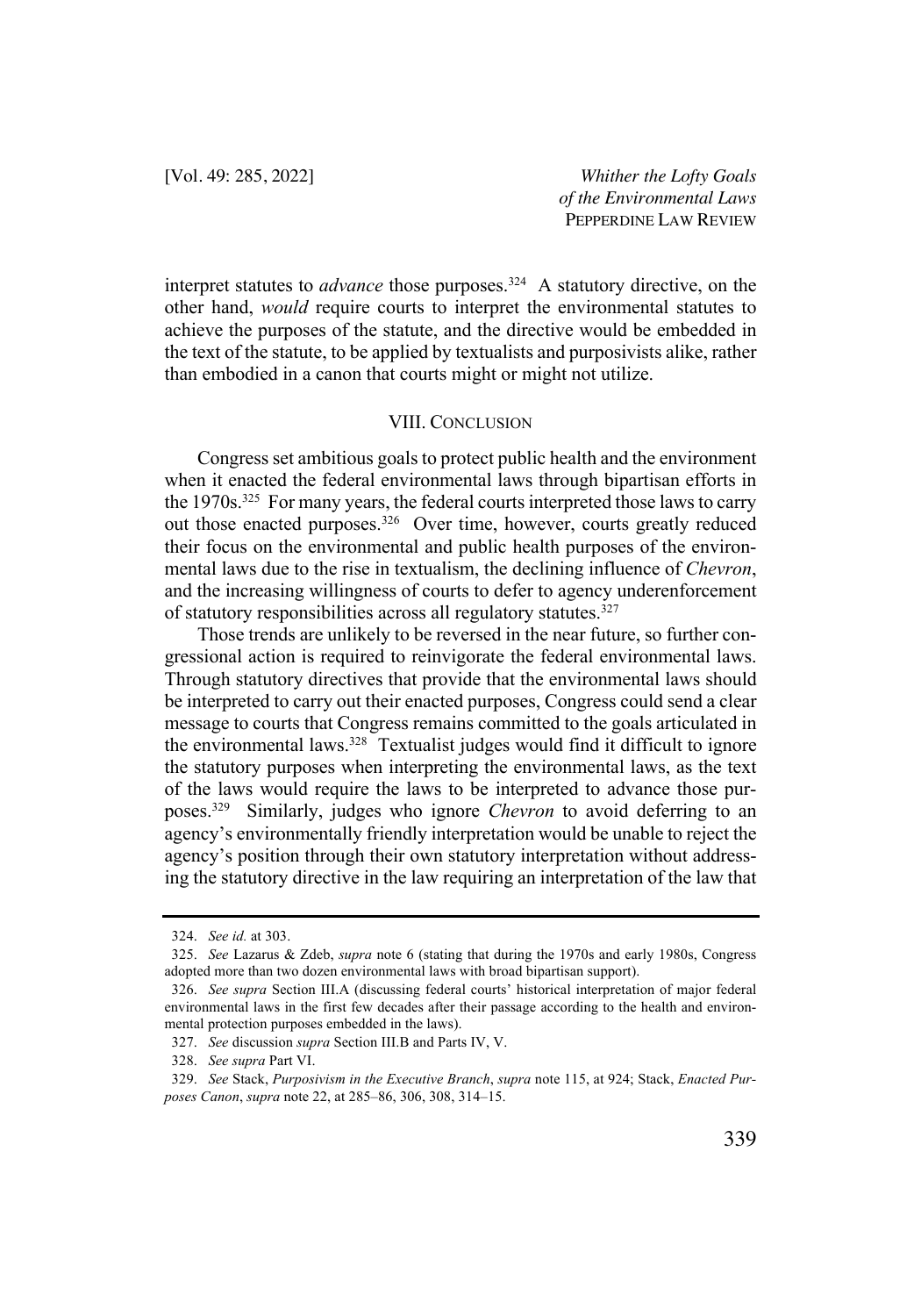interpret statutes to *advance* those purposes.[324] A statutory directive, on the other hand, *would* require courts to interpret the environmental statutes to achieve the purposes of the statute, and the directive would be embedded in the text of the statute, to be applied by textualists and purposivists alike, rather than embodied in a canon that courts might or might not utilize.

## VIII. CONCLUSION

Congress set ambitious goals to protect public health and the environment when it enacted the federal environmental laws through bipartisan efforts in the 1970s.[325] For many years, the federal courts interpreted those laws to carry out those enacted purposes.[326] Over time, however, courts greatly reduced their focus on the environmental and public health purposes of the environmental laws due to the rise in textualism, the declining influence of *Chevron*, and the increasing willingness of courts to defer to agency underenforcement of statutory responsibilities across all regulatory statutes.[327]

Those trends are unlikely to be reversed in the near future, so further congressional action is required to reinvigorate the federal environmental laws. Through statutory directives that provide that the environmental laws should be interpreted to carry out their enacted purposes, Congress could send a clear message to courts that Congress remains committed to the goals articulated in the environmental laws.[328] Textualist judges would find it difficult to ignore the statutory purposes when interpreting the environmental laws, as the text of the laws would require the laws to be interpreted to advance those purposes.[329] Similarly, judges who ignore *Chevron* to avoid deferring to an agency's environmentally friendly interpretation would be unable to reject the agency's position through their own statutory interpretation without addressing the statutory directive in the law requiring an interpretation of the law that

---

324. *See id.* at 303.

325. *See* Lazarus & Zdeb, *supra* note 6 (stating that during the 1970s and early 1980s, Congress adopted more than two dozen environmental laws with broad bipartisan support).

326. *See supra* Section III.A (discussing federal courts' historical interpretation of major federal environmental laws in the first few decades after their passage according to the health and environmental protection purposes embedded in the laws).

327. *See* discussion *supra* Section III.B and Parts IV, V.

328. *See supra* Part VI.

329. *See* Stack, *Purposivism in the Executive Branch*, *supra* note 115, at 924; Stack, *Enacted Purposes Canon*, *supra* note 22, at 285–86, 306, 308, 314–15.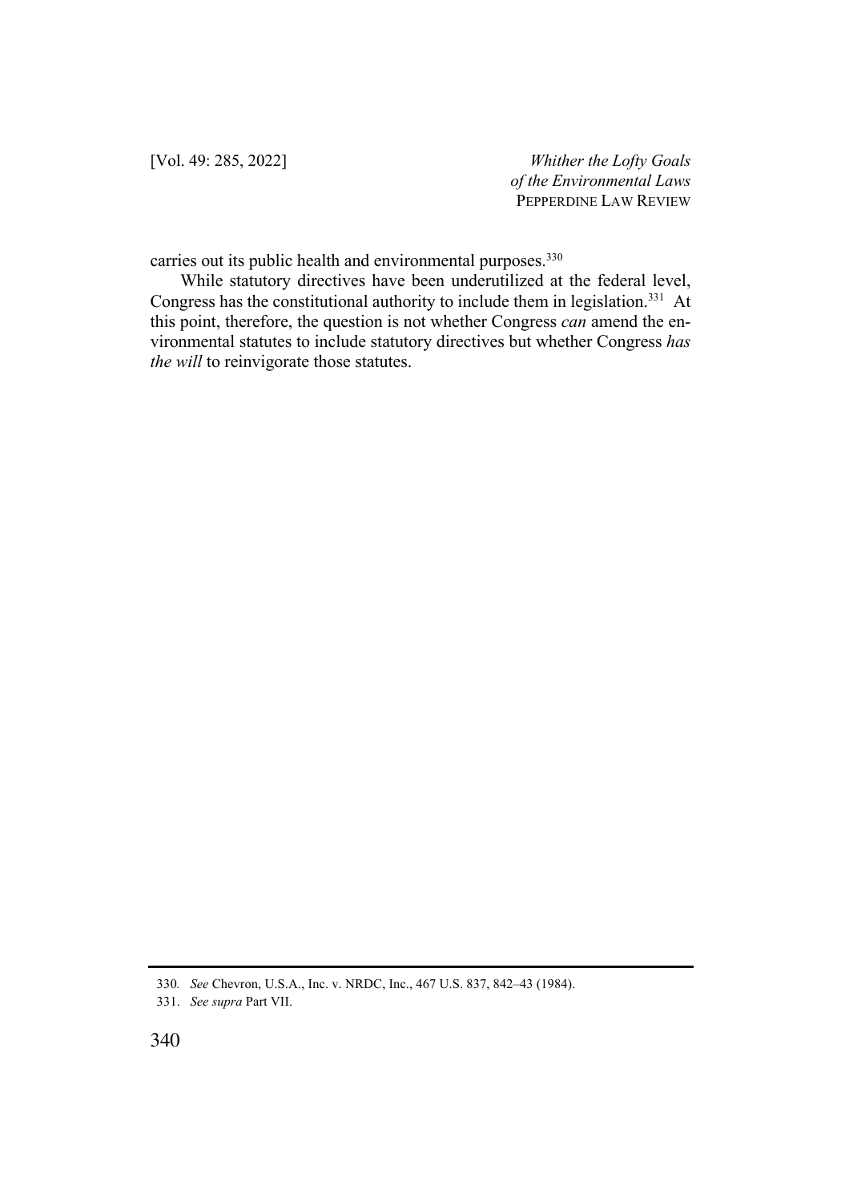carries out its public health and environmental purposes.[330]

While statutory directives have been underutilized at the federal level, Congress has the constitutional authority to include them in legislation.[331] At this point, therefore, the question is not whether Congress *can* amend the environmental statutes to include statutory directives but whether Congress *has the will* to reinvigorate those statutes.

---

330. *See* Chevron, U.S.A., Inc. v. NRDC, Inc., 467 U.S. 837, 842–43 (1984).

331. *See supra* Part VII.